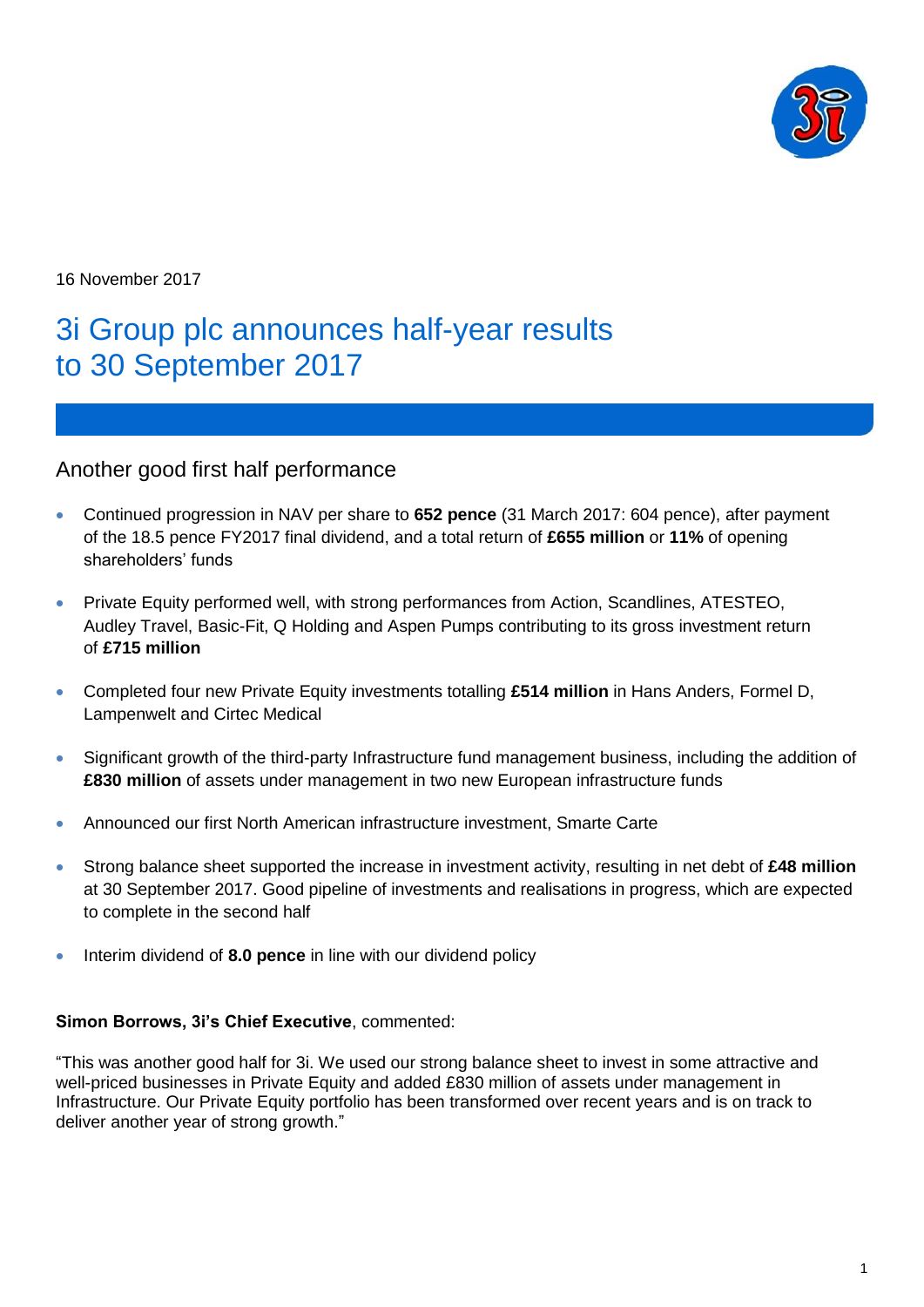16 November 2017

# 3i Group plc announces half-year results to 30 September 2017

## Another good first half performance

- Continued progression in NAV per share to **652 pence** (31 March 2017: 604 pence), after payment of the 18.5 pence FY2017 final dividend, and a total return of **£655 million** or **11%** of opening shareholders' funds
- Private Equity performed well, with strong performances from Action, Scandlines, ATESTEO, Audley Travel, Basic-Fit, Q Holding and Aspen Pumps contributing to its gross investment return of **£715 million**
- Completed four new Private Equity investments totalling **£514 million** in Hans Anders, Formel D, Lampenwelt and Cirtec Medical
- Significant growth of the third-party Infrastructure fund management business, including the addition of **£830 million** of assets under management in two new European infrastructure funds
- Announced our first North American infrastructure investment, Smarte Carte
- Strong balance sheet supported the increase in investment activity, resulting in net debt of **£48 million** at 30 September 2017. Good pipeline of investments and realisations in progress, which are expected to complete in the second half
- Interim dividend of **8.0 pence** in line with our dividend policy

**Simon Borrows, 3i's Chief Executive**, commented:

"This was another good half for 3i. We used our strong balance sheet to invest in some attractive and well-priced businesses in Private Equity and added £830 million of assets under management in Infrastructure. Our Private Equity portfolio has been transformed over recent years and is on track to deliver another year of strong growth."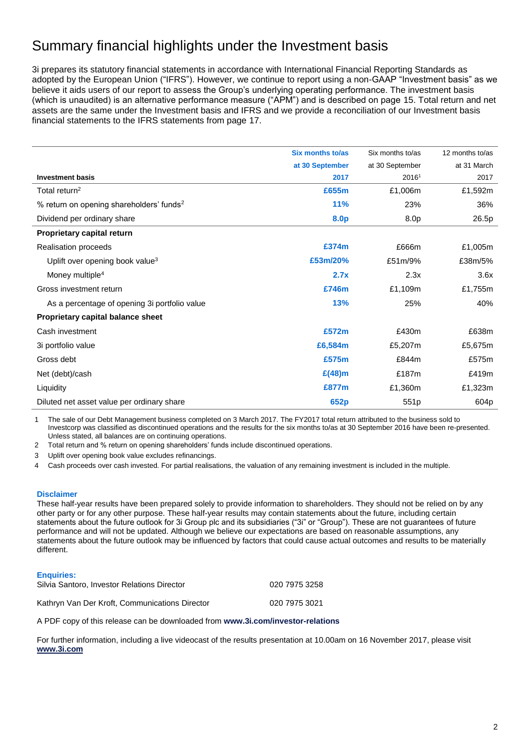# Summary financial highlights under the Investment basis

3i prepares its statutory financial statements in accordance with International Financial Reporting Standards as adopted by the European Union ("IFRS"). However, we continue to report using a non-GAAP "Investment basis" as we believe it aids users of our report to assess the Group's underlying operating performance. The investment basis (which is unaudited) is an alternative performance measure ("APM") and is described on page 15. Total return and net assets are the same under the Investment basis and IFRS and we provide a reconciliation of our Investment basis financial statements to the IFRS statements from page 17.

| Investment basis | **Six months to/as at 30 September 2017** | Six months to/as at 30 September 2016[1] | 12 months to/as at 31 March 2017 |
|---|---|---|---|
| Total return[2] | **£655m** | £1,006m | £1,592m |
| % return on opening shareholders' funds[2] | **11%** | 23% | 36% |
| Dividend per ordinary share | **8.0p** | 8.0p | 26.5p |
| **Proprietary capital return** | | | |
| Realisation proceeds | **£374m** | £666m | £1,005m |
| Uplift over opening book value[3] | **£53m/20%** | £51m/9% | £38m/5% |
| Money multiple[4] | **2.7x** | 2.3x | 3.6x |
| Gross investment return | **£746m** | £1,109m | £1,755m |
| As a percentage of opening 3i portfolio value | **13%** | 25% | 40% |
| **Proprietary capital balance sheet** | | | |
| Cash investment | **£572m** | £430m | £638m |
| 3i portfolio value | **£6,584m** | £5,207m | £5,675m |
| Gross debt | **£575m** | £844m | £575m |
| Net (debt)/cash | **£(48)m** | £187m | £419m |
| Liquidity | **£877m** | £1,360m | £1,323m |
| Diluted net asset value per ordinary share | **652p** | 551p | 604p |

1 The sale of our Debt Management business completed on 3 March 2017. The FY2017 total return attributed to the business sold to Investcorp was classified as discontinued operations and the results for the six months to/as at 30 September 2016 have been re-presented. Unless stated, all balances are on continuing operations.

2 Total return and % return on opening shareholders' funds include discontinued operations.

3 Uplift over opening book value excludes refinancings.

4 Cash proceeds over cash invested. For partial realisations, the valuation of any remaining investment is included in the multiple.

**Disclaimer**

These half-year results have been prepared solely to provide information to shareholders. They should not be relied on by any other party or for any other purpose. These half-year results may contain statements about the future, including certain statements about the future outlook for 3i Group plc and its subsidiaries ("3i" or "Group"). These are not guarantees of future performance and will not be updated. Although we believe our expectations are based on reasonable assumptions, any statements about the future outlook may be influenced by factors that could cause actual outcomes and results to be materially different.

**Enquiries:**

Silvia Santoro, Investor Relations Director 020 7975 3258

Kathryn Van Der Kroft, Communications Director 020 7975 3021

A PDF copy of this release can be downloaded from **www.3i.com/investor-relations**

For further information, including a live videocast of the results presentation at 10.00am on 16 November 2017, please visit **www.3i.com**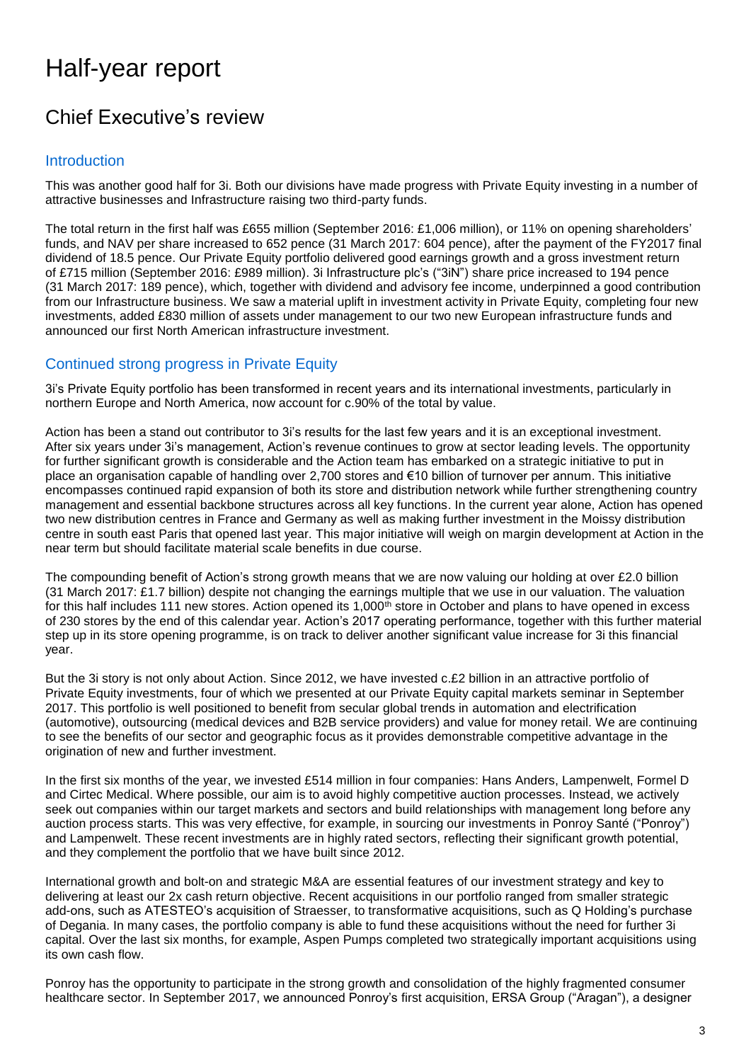# Half-year report

## Chief Executive's review

### Introduction

This was another good half for 3i. Both our divisions have made progress with Private Equity investing in a number of attractive businesses and Infrastructure raising two third-party funds.

The total return in the first half was £655 million (September 2016: £1,006 million), or 11% on opening shareholders' funds, and NAV per share increased to 652 pence (31 March 2017: 604 pence), after the payment of the FY2017 final dividend of 18.5 pence. Our Private Equity portfolio delivered good earnings growth and a gross investment return of £715 million (September 2016: £989 million). 3i Infrastructure plc's ("3iN") share price increased to 194 pence (31 March 2017: 189 pence), which, together with dividend and advisory fee income, underpinned a good contribution from our Infrastructure business. We saw a material uplift in investment activity in Private Equity, completing four new investments, added £830 million of assets under management to our two new European infrastructure funds and announced our first North American infrastructure investment.

### Continued strong progress in Private Equity

3i's Private Equity portfolio has been transformed in recent years and its international investments, particularly in northern Europe and North America, now account for c.90% of the total by value.

Action has been a stand out contributor to 3i's results for the last few years and it is an exceptional investment. After six years under 3i's management, Action's revenue continues to grow at sector leading levels. The opportunity for further significant growth is considerable and the Action team has embarked on a strategic initiative to put in place an organisation capable of handling over 2,700 stores and €10 billion of turnover per annum. This initiative encompasses continued rapid expansion of both its store and distribution network while further strengthening country management and essential backbone structures across all key functions. In the current year alone, Action has opened two new distribution centres in France and Germany as well as making further investment in the Moissy distribution centre in south east Paris that opened last year. This major initiative will weigh on margin development at Action in the near term but should facilitate material scale benefits in due course.

The compounding benefit of Action's strong growth means that we are now valuing our holding at over £2.0 billion (31 March 2017: £1.7 billion) despite not changing the earnings multiple that we use in our valuation. The valuation for this half includes 111 new stores. Action opened its 1,000th store in October and plans to have opened in excess of 230 stores by the end of this calendar year. Action's 2017 operating performance, together with this further material step up in its store opening programme, is on track to deliver another significant value increase for 3i this financial year.

But the 3i story is not only about Action. Since 2012, we have invested c.£2 billion in an attractive portfolio of Private Equity investments, four of which we presented at our Private Equity capital markets seminar in September 2017. This portfolio is well positioned to benefit from secular global trends in automation and electrification (automotive), outsourcing (medical devices and B2B service providers) and value for money retail. We are continuing to see the benefits of our sector and geographic focus as it provides demonstrable competitive advantage in the origination of new and further investment.

In the first six months of the year, we invested £514 million in four companies: Hans Anders, Lampenwelt, Formel D and Cirtec Medical. Where possible, our aim is to avoid highly competitive auction processes. Instead, we actively seek out companies within our target markets and sectors and build relationships with management long before any auction process starts. This was very effective, for example, in sourcing our investments in Ponroy Santé ("Ponroy") and Lampenwelt. These recent investments are in highly rated sectors, reflecting their significant growth potential, and they complement the portfolio that we have built since 2012.

International growth and bolt-on and strategic M&A are essential features of our investment strategy and key to delivering at least our 2x cash return objective. Recent acquisitions in our portfolio ranged from smaller strategic add-ons, such as ATESTEO's acquisition of Straesser, to transformative acquisitions, such as Q Holding's purchase of Degania. In many cases, the portfolio company is able to fund these acquisitions without the need for further 3i capital. Over the last six months, for example, Aspen Pumps completed two strategically important acquisitions using its own cash flow.

Ponroy has the opportunity to participate in the strong growth and consolidation of the highly fragmented consumer healthcare sector. In September 2017, we announced Ponroy's first acquisition, ERSA Group ("Aragan"), a designer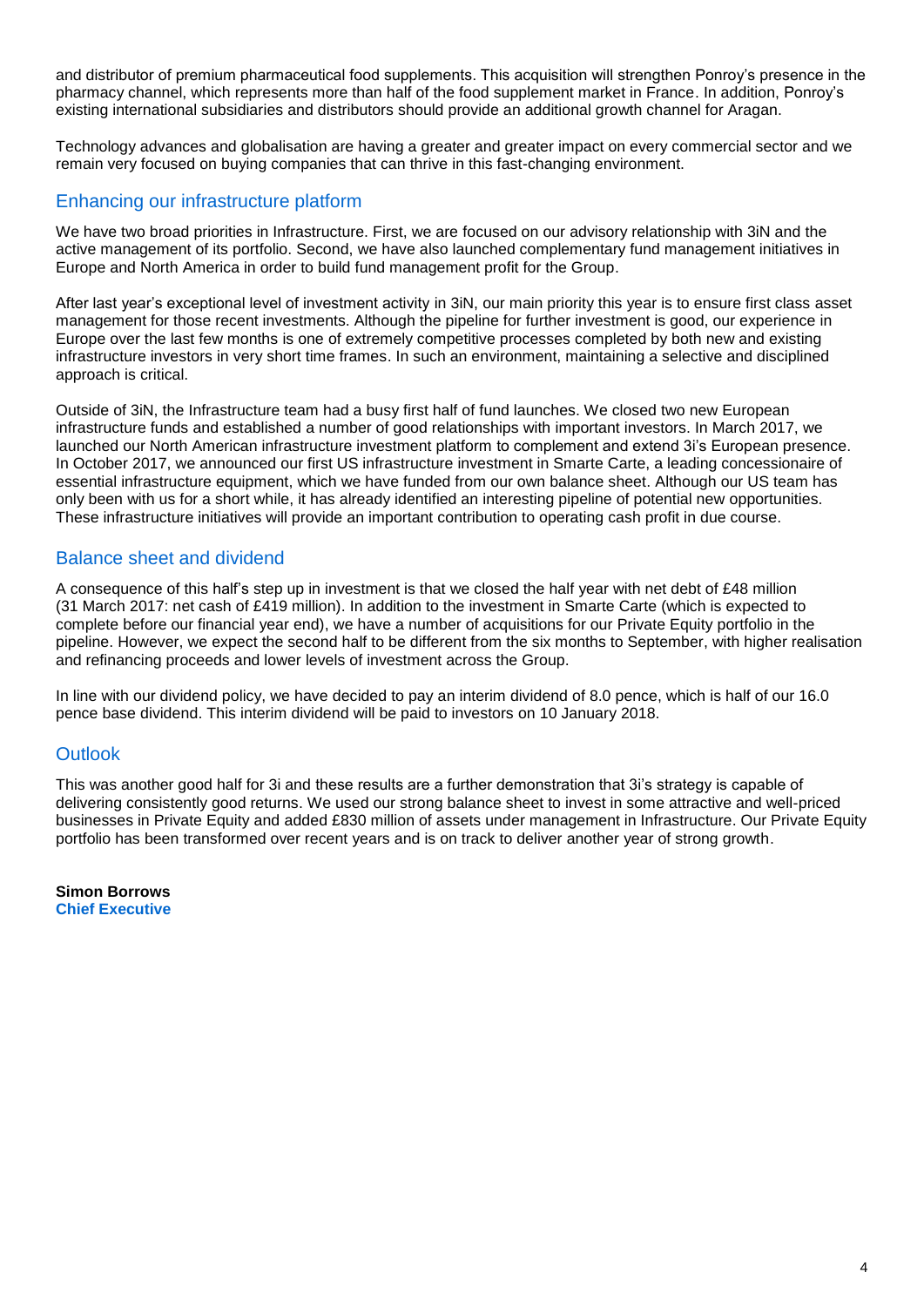and distributor of premium pharmaceutical food supplements. This acquisition will strengthen Ponroy's presence in the pharmacy channel, which represents more than half of the food supplement market in France. In addition, Ponroy's existing international subsidiaries and distributors should provide an additional growth channel for Aragan.

Technology advances and globalisation are having a greater and greater impact on every commercial sector and we remain very focused on buying companies that can thrive in this fast-changing environment.

## Enhancing our infrastructure platform

We have two broad priorities in Infrastructure. First, we are focused on our advisory relationship with 3iN and the active management of its portfolio. Second, we have also launched complementary fund management initiatives in Europe and North America in order to build fund management profit for the Group.

After last year's exceptional level of investment activity in 3iN, our main priority this year is to ensure first class asset management for those recent investments. Although the pipeline for further investment is good, our experience in Europe over the last few months is one of extremely competitive processes completed by both new and existing infrastructure investors in very short time frames. In such an environment, maintaining a selective and disciplined approach is critical.

Outside of 3iN, the Infrastructure team had a busy first half of fund launches. We closed two new European infrastructure funds and established a number of good relationships with important investors. In March 2017, we launched our North American infrastructure investment platform to complement and extend 3i's European presence. In October 2017, we announced our first US infrastructure investment in Smarte Carte, a leading concessionaire of essential infrastructure equipment, which we have funded from our own balance sheet. Although our US team has only been with us for a short while, it has already identified an interesting pipeline of potential new opportunities. These infrastructure initiatives will provide an important contribution to operating cash profit in due course.

## Balance sheet and dividend

A consequence of this half's step up in investment is that we closed the half year with net debt of £48 million (31 March 2017: net cash of £419 million). In addition to the investment in Smarte Carte (which is expected to complete before our financial year end), we have a number of acquisitions for our Private Equity portfolio in the pipeline. However, we expect the second half to be different from the six months to September, with higher realisation and refinancing proceeds and lower levels of investment across the Group.

In line with our dividend policy, we have decided to pay an interim dividend of 8.0 pence, which is half of our 16.0 pence base dividend. This interim dividend will be paid to investors on 10 January 2018.

## Outlook

This was another good half for 3i and these results are a further demonstration that 3i's strategy is capable of delivering consistently good returns. We used our strong balance sheet to invest in some attractive and well-priced businesses in Private Equity and added £830 million of assets under management in Infrastructure. Our Private Equity portfolio has been transformed over recent years and is on track to deliver another year of strong growth.

**Simon Borrows**
**Chief Executive**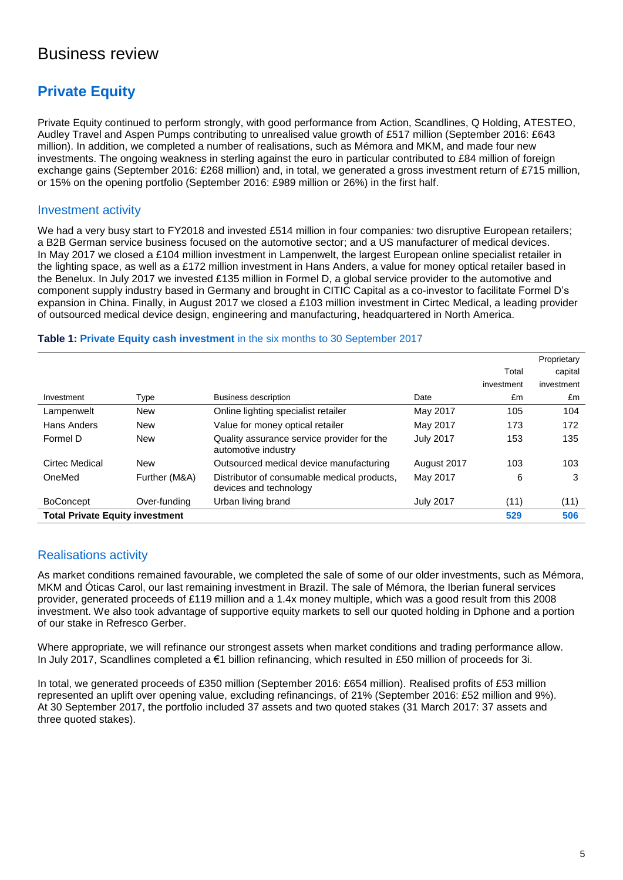# Business review

## Private Equity

Private Equity continued to perform strongly, with good performance from Action, Scandlines, Q Holding, ATESTEO, Audley Travel and Aspen Pumps contributing to unrealised value growth of £517 million (September 2016: £643 million). In addition, we completed a number of realisations, such as Mémora and MKM, and made four new investments. The ongoing weakness in sterling against the euro in particular contributed to £84 million of foreign exchange gains (September 2016: £268 million) and, in total, we generated a gross investment return of £715 million, or 15% on the opening portfolio (September 2016: £989 million or 26%) in the first half.

### Investment activity

We had a very busy start to FY2018 and invested £514 million in four companies*:* two disruptive European retailers; a B2B German service business focused on the automotive sector; and a US manufacturer of medical devices. In May 2017 we closed a £104 million investment in Lampenwelt, the largest European online specialist retailer in the lighting space, as well as a £172 million investment in Hans Anders, a value for money optical retailer based in the Benelux. In July 2017 we invested £135 million in Formel D, a global service provider to the automotive and component supply industry based in Germany and brought in CITIC Capital as a co-investor to facilitate Formel D's expansion in China. Finally, in August 2017 we closed a £103 million investment in Cirtec Medical, a leading provider of outsourced medical device design, engineering and manufacturing, headquartered in North America.

**Table 1: Private Equity cash investment** in the six months to 30 September 2017

| Investment | Type | Business description | Date | Total investment £m | Proprietary capital investment £m |
|---|---|---|---|---|---|
| Lampenwelt | New | Online lighting specialist retailer | May 2017 | 105 | 104 |
| Hans Anders | New | Value for money optical retailer | May 2017 | 173 | 172 |
| Formel D | New | Quality assurance service provider for the automotive industry | July 2017 | 153 | 135 |
| Cirtec Medical | New | Outsourced medical device manufacturing | August 2017 | 103 | 103 |
| OneMed | Further (M&A) | Distributor of consumable medical products, devices and technology | May 2017 | 6 | 3 |
| BoConcept | Over-funding | Urban living brand | July 2017 | (11) | (11) |
| **Total Private Equity investment** | | | | **529** | **506** |

### Realisations activity

As market conditions remained favourable, we completed the sale of some of our older investments, such as Mémora, MKM and Óticas Carol, our last remaining investment in Brazil. The sale of Mémora, the Iberian funeral services provider, generated proceeds of £119 million and a 1.4x money multiple, which was a good result from this 2008 investment. We also took advantage of supportive equity markets to sell our quoted holding in Dphone and a portion of our stake in Refresco Gerber.

Where appropriate, we will refinance our strongest assets when market conditions and trading performance allow. In July 2017, Scandlines completed a €1 billion refinancing, which resulted in £50 million of proceeds for 3i.

In total, we generated proceeds of £350 million (September 2016: £654 million). Realised profits of £53 million represented an uplift over opening value, excluding refinancings, of 21% (September 2016: £52 million and 9%). At 30 September 2017, the portfolio included 37 assets and two quoted stakes (31 March 2017: 37 assets and three quoted stakes).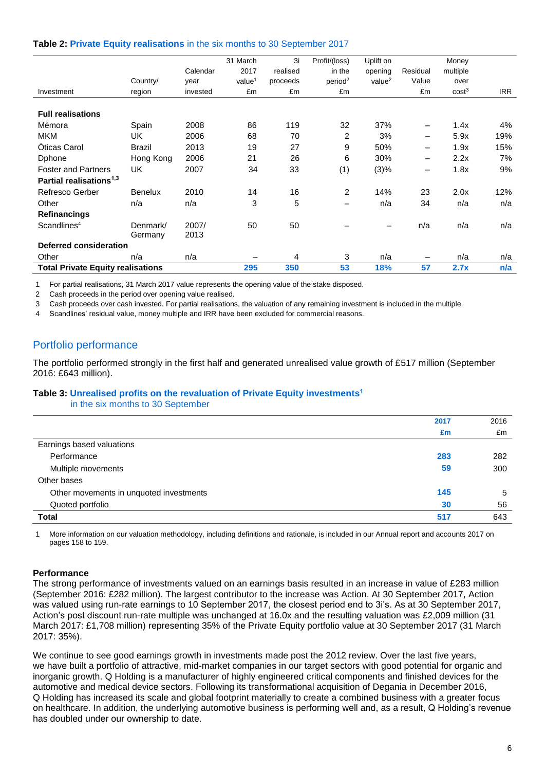**Table 2: Private Equity realisations** in the six months to 30 September 2017

| Investment | Country/ region | Calendar year invested | 31 March 2017 value[1] £m | 3i realised proceeds £m | Profit/(loss) in the period[2] £m | Uplift on opening value[2] | Residual Value £m | Money multiple over cost[3] | IRR |
|---|---|---|---|---|---|---|---|---|---|
| **Full realisations** | | | | | | | | | |
| Mémora | Spain | 2008 | 86 | 119 | 32 | 37% | – | 1.4x | 4% |
| MKM | UK | 2006 | 68 | 70 | 2 | 3% | – | 5.9x | 19% |
| Óticas Carol | Brazil | 2013 | 19 | 27 | 9 | 50% | – | 1.9x | 15% |
| Dphone | Hong Kong | 2006 | 21 | 26 | 6 | 30% | – | 2.2x | 7% |
| Foster and Partners | UK | 2007 | 34 | 33 | (1) | (3)% | – | 1.8x | 9% |
| **Partial realisations[1,3]** | | | | | | | | | |
| Refresco Gerber | Benelux | 2010 | 14 | 16 | 2 | 14% | 23 | 2.0x | 12% |
| Other | n/a | n/a | 3 | 5 | – | n/a | 34 | n/a | n/a |
| **Refinancings** | | | | | | | | | |
| Scandlines[4] | Denmark/ Germany | 2007/ 2013 | 50 | 50 | – | – | n/a | n/a | n/a |
| **Deferred consideration** | | | | | | | | | |
| Other | n/a | n/a | – | 4 | 3 | n/a | – | n/a | n/a |
| **Total Private Equity realisations** | | | **295** | **350** | **53** | **18%** | **57** | **2.7x** | **n/a** |

1 For partial realisations, 31 March 2017 value represents the opening value of the stake disposed.
2 Cash proceeds in the period over opening value realised.
3 Cash proceeds over cash invested. For partial realisations, the valuation of any remaining investment is included in the multiple.
4 Scandlines' residual value, money multiple and IRR have been excluded for commercial reasons.

## Portfolio performance

The portfolio performed strongly in the first half and generated unrealised value growth of £517 million (September 2016: £643 million).

**Table 3: Unrealised profits on the revaluation of Private Equity investments[1]** in the six months to 30 September

| | 2017 £m | 2016 £m |
|---|---|---|
| Earnings based valuations | | |
| Performance | 283 | 282 |
| Multiple movements | 59 | 300 |
| Other bases | | |
| Other movements in unquoted investments | 145 | 5 |
| Quoted portfolio | 30 | 56 |
| **Total** | **517** | **643** |

1 More information on our valuation methodology, including definitions and rationale, is included in our Annual report and accounts 2017 on pages 158 to 159.

**Performance**

The strong performance of investments valued on an earnings basis resulted in an increase in value of £283 million (September 2016: £282 million). The largest contributor to the increase was Action. At 30 September 2017, Action was valued using run-rate earnings to 10 September 2017, the closest period end to 3i's. As at 30 September 2017, Action's post discount run-rate multiple was unchanged at 16.0x and the resulting valuation was £2,009 million (31 March 2017: £1,708 million) representing 35% of the Private Equity portfolio value at 30 September 2017 (31 March 2017: 35%).

We continue to see good earnings growth in investments made post the 2012 review. Over the last five years, we have built a portfolio of attractive, mid-market companies in our target sectors with good potential for organic and inorganic growth. Q Holding is a manufacturer of highly engineered critical components and finished devices for the automotive and medical device sectors. Following its transformational acquisition of Degania in December 2016, Q Holding has increased its scale and global footprint materially to create a combined business with a greater focus on healthcare. In addition, the underlying automotive business is performing well and, as a result, Q Holding's revenue has doubled under our ownership to date.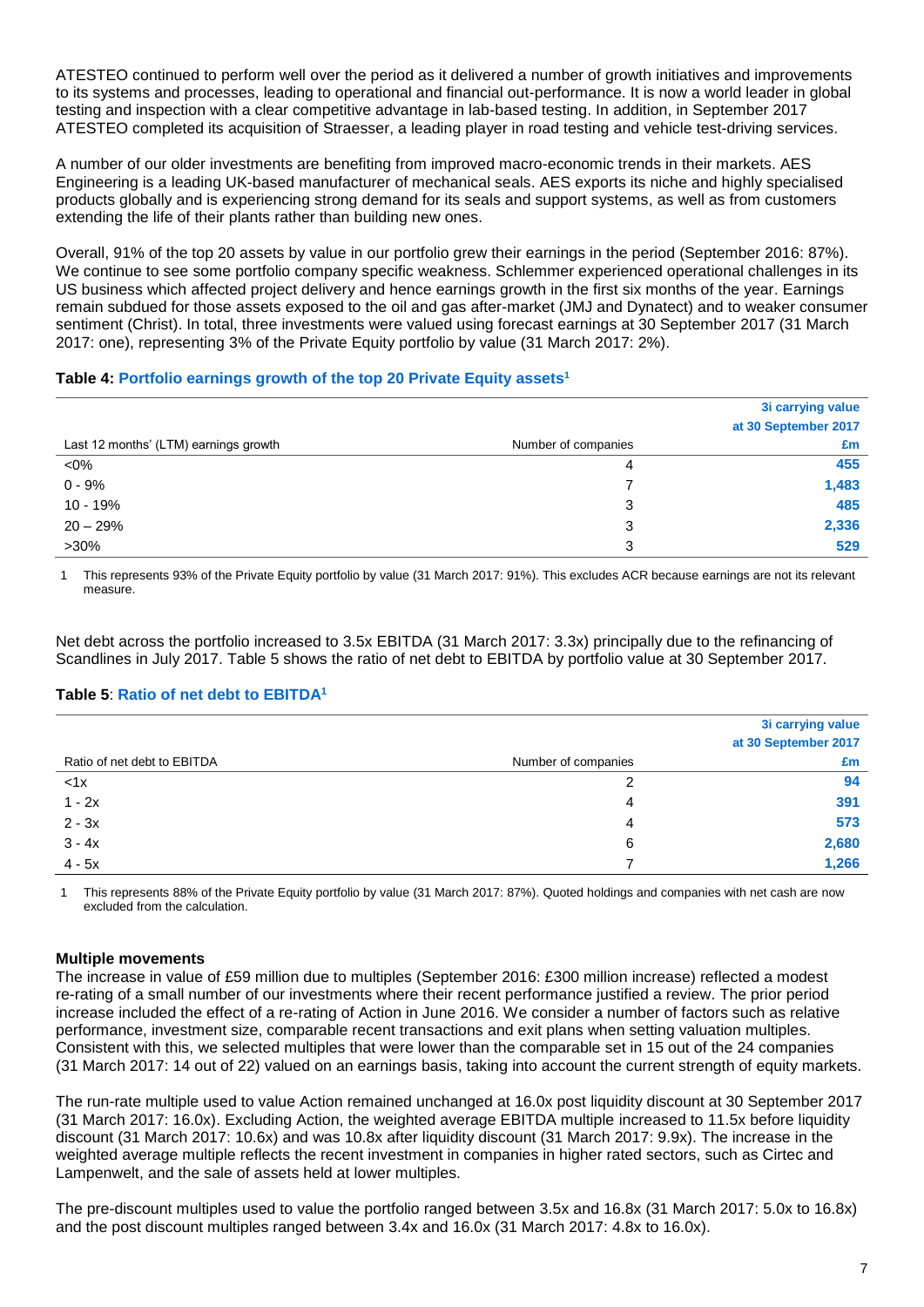ATESTEO continued to perform well over the period as it delivered a number of growth initiatives and improvements to its systems and processes, leading to operational and financial out-performance. It is now a world leader in global testing and inspection with a clear competitive advantage in lab-based testing. In addition, in September 2017 ATESTEO completed its acquisition of Straesser, a leading player in road testing and vehicle test-driving services.

A number of our older investments are benefiting from improved macro-economic trends in their markets. AES Engineering is a leading UK-based manufacturer of mechanical seals. AES exports its niche and highly specialised products globally and is experiencing strong demand for its seals and support systems, as well as from customers extending the life of their plants rather than building new ones.

Overall, 91% of the top 20 assets by value in our portfolio grew their earnings in the period (September 2016: 87%). We continue to see some portfolio company specific weakness. Schlemmer experienced operational challenges in its US business which affected project delivery and hence earnings growth in the first six months of the year. Earnings remain subdued for those assets exposed to the oil and gas after-market (JMJ and Dynatect) and to weaker consumer sentiment (Christ). In total, three investments were valued using forecast earnings at 30 September 2017 (31 March 2017: one), representing 3% of the Private Equity portfolio by value (31 March 2017: 2%).

**Table 4: Portfolio earnings growth of the top 20 Private Equity assets[1]**

| Last 12 months' (LTM) earnings growth | Number of companies | 3i carrying value at 30 September 2017 £m |
|---|---|---|
| <0% | 4 | **455** |
| 0 - 9% | 7 | **1,483** |
| 10 - 19% | 3 | **485** |
| 20 – 29% | 3 | **2,336** |
| >30% | 3 | **529** |

1 This represents 93% of the Private Equity portfolio by value (31 March 2017: 91%). This excludes ACR because earnings are not its relevant measure.

Net debt across the portfolio increased to 3.5x EBITDA (31 March 2017: 3.3x) principally due to the refinancing of Scandlines in July 2017. Table 5 shows the ratio of net debt to EBITDA by portfolio value at 30 September 2017.

**Table 5: Ratio of net debt to EBITDA[1]**

| Ratio of net debt to EBITDA | Number of companies | 3i carrying value at 30 September 2017 £m |
|---|---|---|
| <1x | 2 | **94** |
| 1 - 2x | 4 | **391** |
| 2 - 3x | 4 | **573** |
| 3 - 4x | 6 | **2,680** |
| 4 - 5x | 7 | **1,266** |

1 This represents 88% of the Private Equity portfolio by value (31 March 2017: 87%). Quoted holdings and companies with net cash are now excluded from the calculation.

**Multiple movements**

The increase in value of £59 million due to multiples (September 2016: £300 million increase) reflected a modest re-rating of a small number of our investments where their recent performance justified a review. The prior period increase included the effect of a re-rating of Action in June 2016. We consider a number of factors such as relative performance, investment size, comparable recent transactions and exit plans when setting valuation multiples. Consistent with this, we selected multiples that were lower than the comparable set in 15 out of the 24 companies (31 March 2017: 14 out of 22) valued on an earnings basis, taking into account the current strength of equity markets.

The run-rate multiple used to value Action remained unchanged at 16.0x post liquidity discount at 30 September 2017 (31 March 2017: 16.0x). Excluding Action, the weighted average EBITDA multiple increased to 11.5x before liquidity discount (31 March 2017: 10.6x) and was 10.8x after liquidity discount (31 March 2017: 9.9x). The increase in the weighted average multiple reflects the recent investment in companies in higher rated sectors, such as Cirtec and Lampenwelt, and the sale of assets held at lower multiples.

The pre-discount multiples used to value the portfolio ranged between 3.5x and 16.8x (31 March 2017: 5.0x to 16.8x) and the post discount multiples ranged between 3.4x and 16.0x (31 March 2017: 4.8x to 16.0x).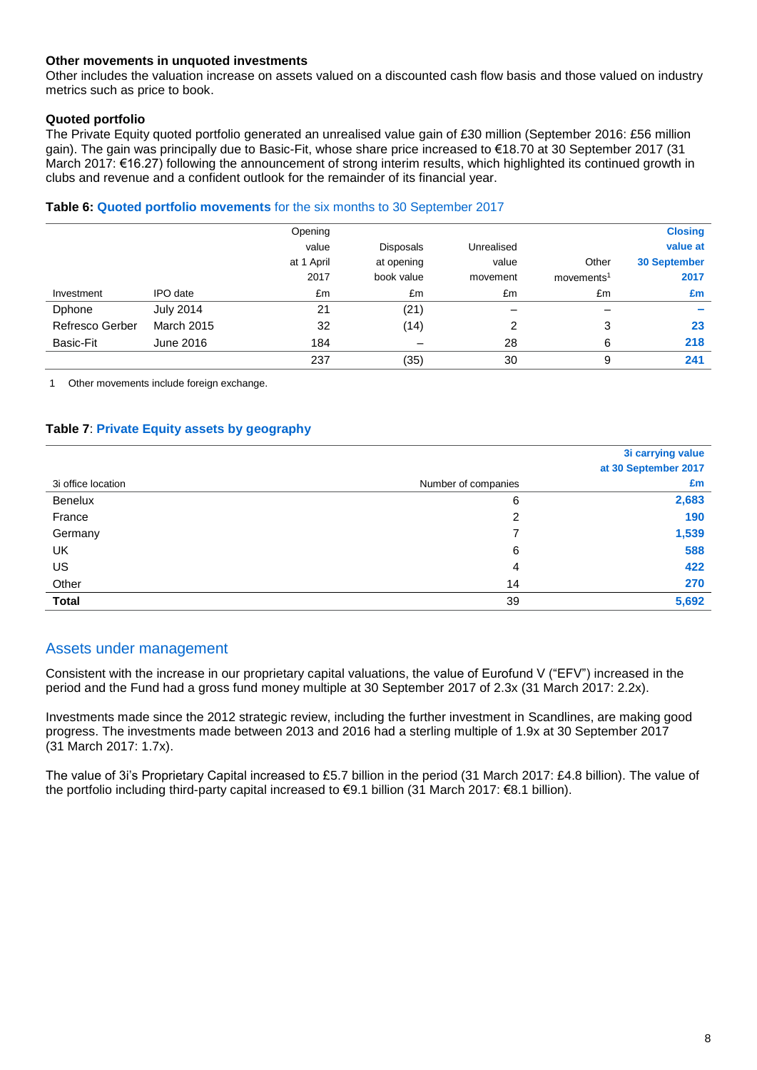### Other movements in unquoted investments

Other includes the valuation increase on assets valued on a discounted cash flow basis and those valued on industry metrics such as price to book.

### Quoted portfolio

The Private Equity quoted portfolio generated an unrealised value gain of £30 million (September 2016: £56 million gain). The gain was principally due to Basic-Fit, whose share price increased to €18.70 at 30 September 2017 (31 March 2017: €16.27) following the announcement of strong interim results, which highlighted its continued growth in clubs and revenue and a confident outlook for the remainder of its financial year.

**Table 6: Quoted portfolio movements for the six months to 30 September 2017**

| Investment | IPO date | Opening value at 1 April 2017 £m | Disposals at opening book value £m | Unrealised value movement £m | Other movements[1] £m | **Closing value at 30 September 2017 £m** |
|---|---|---|---|---|---|---|
| Dphone | July 2014 | 21 | (21) | – | – | **–** |
| Refresco Gerber | March 2015 | 32 | (14) | 2 | 3 | **23** |
| Basic-Fit | June 2016 | 184 | – | 28 | 6 | **218** |
| | | 237 | (35) | 30 | 9 | **241** |

1 Other movements include foreign exchange.

**Table 7: Private Equity assets by geography**

| 3i office location | Number of companies | **3i carrying value at 30 September 2017 £m** |
|---|---|---|
| Benelux | 6 | **2,683** |
| France | 2 | **190** |
| Germany | 7 | **1,539** |
| UK | 6 | **588** |
| US | 4 | **422** |
| Other | 14 | **270** |
| **Total** | 39 | **5,692** |

## Assets under management

Consistent with the increase in our proprietary capital valuations, the value of Eurofund V ("EFV") increased in the period and the Fund had a gross fund money multiple at 30 September 2017 of 2.3x (31 March 2017: 2.2x).

Investments made since the 2012 strategic review, including the further investment in Scandlines, are making good progress. The investments made between 2013 and 2016 had a sterling multiple of 1.9x at 30 September 2017 (31 March 2017: 1.7x).

The value of 3i's Proprietary Capital increased to £5.7 billion in the period (31 March 2017: £4.8 billion). The value of the portfolio including third-party capital increased to €9.1 billion (31 March 2017: €8.1 billion).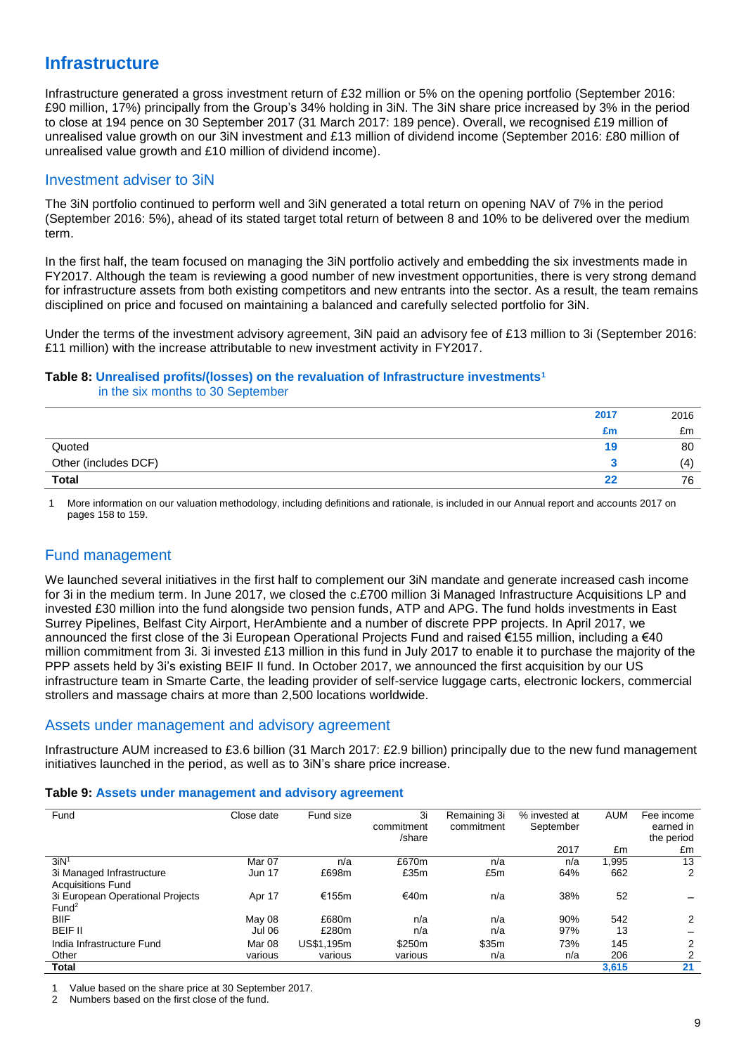# Infrastructure

Infrastructure generated a gross investment return of £32 million or 5% on the opening portfolio (September 2016: £90 million, 17%) principally from the Group's 34% holding in 3iN. The 3iN share price increased by 3% in the period to close at 194 pence on 30 September 2017 (31 March 2017: 189 pence). Overall, we recognised £19 million of unrealised value growth on our 3iN investment and £13 million of dividend income (September 2016: £80 million of unrealised value growth and £10 million of dividend income).

## Investment adviser to 3iN

The 3iN portfolio continued to perform well and 3iN generated a total return on opening NAV of 7% in the period (September 2016: 5%), ahead of its stated target total return of between 8 and 10% to be delivered over the medium term.

In the first half, the team focused on managing the 3iN portfolio actively and embedding the six investments made in FY2017. Although the team is reviewing a good number of new investment opportunities, there is very strong demand for infrastructure assets from both existing competitors and new entrants into the sector. As a result, the team remains disciplined on price and focused on maintaining a balanced and carefully selected portfolio for 3iN.

Under the terms of the investment advisory agreement, 3iN paid an advisory fee of £13 million to 3i (September 2016: £11 million) with the increase attributable to new investment activity in FY2017.

**Table 8: Unrealised profits/(losses) on the revaluation of Infrastructure investments[1]**
in the six months to 30 September

| | 2017 | 2016 |
|---|---|---|
| | £m | £m |
| Quoted | 19 | 80 |
| Other (includes DCF) | 3 | (4) |
| **Total** | **22** | 76 |

1 More information on our valuation methodology, including definitions and rationale, is included in our Annual report and accounts 2017 on pages 158 to 159.

## Fund management

We launched several initiatives in the first half to complement our 3iN mandate and generate increased cash income for 3i in the medium term. In June 2017, we closed the c.£700 million 3i Managed Infrastructure Acquisitions LP and invested £30 million into the fund alongside two pension funds, ATP and APG. The fund holds investments in East Surrey Pipelines, Belfast City Airport, HerAmbiente and a number of discrete PPP projects. In April 2017, we announced the first close of the 3i European Operational Projects Fund and raised €155 million, including a €40 million commitment from 3i. 3i invested £13 million in this fund in July 2017 to enable it to purchase the majority of the PPP assets held by 3i's existing BEIF II fund. In October 2017, we announced the first acquisition by our US infrastructure team in Smarte Carte, the leading provider of self-service luggage carts, electronic lockers, commercial strollers and massage chairs at more than 2,500 locations worldwide.

## Assets under management and advisory agreement

Infrastructure AUM increased to £3.6 billion (31 March 2017: £2.9 billion) principally due to the new fund management initiatives launched in the period, as well as to 3iN's share price increase.

**Table 9: Assets under management and advisory agreement**

| Fund | Close date | Fund size | 3i commitment /share | Remaining 3i commitment | % invested at September | AUM | Fee income earned in the period |
|---|---|---|---|---|---|---|---|
| | | | | | 2017 | £m | £m |
| 3iN[1] | Mar 07 | n/a | £670m | n/a | n/a | 1,995 | 13 |
| 3i Managed Infrastructure Acquisitions Fund | Jun 17 | £698m | £35m | £5m | 64% | 662 | 2 |
| 3i European Operational Projects Fund[2] | Apr 17 | €155m | €40m | n/a | 38% | 52 | – |
| BIIF | May 08 | £680m | n/a | n/a | 90% | 542 | 2 |
| BEIF II | Jul 06 | £280m | n/a | n/a | 97% | 13 | – |
| India Infrastructure Fund | Mar 08 | US$1,195m | $250m | $35m | 73% | 145 | 2 |
| Other | various | various | various | n/a | n/a | 206 | 2 |
| **Total** | | | | | | **3,615** | **21** |

1 Value based on the share price at 30 September 2017.
2 Numbers based on the first close of the fund.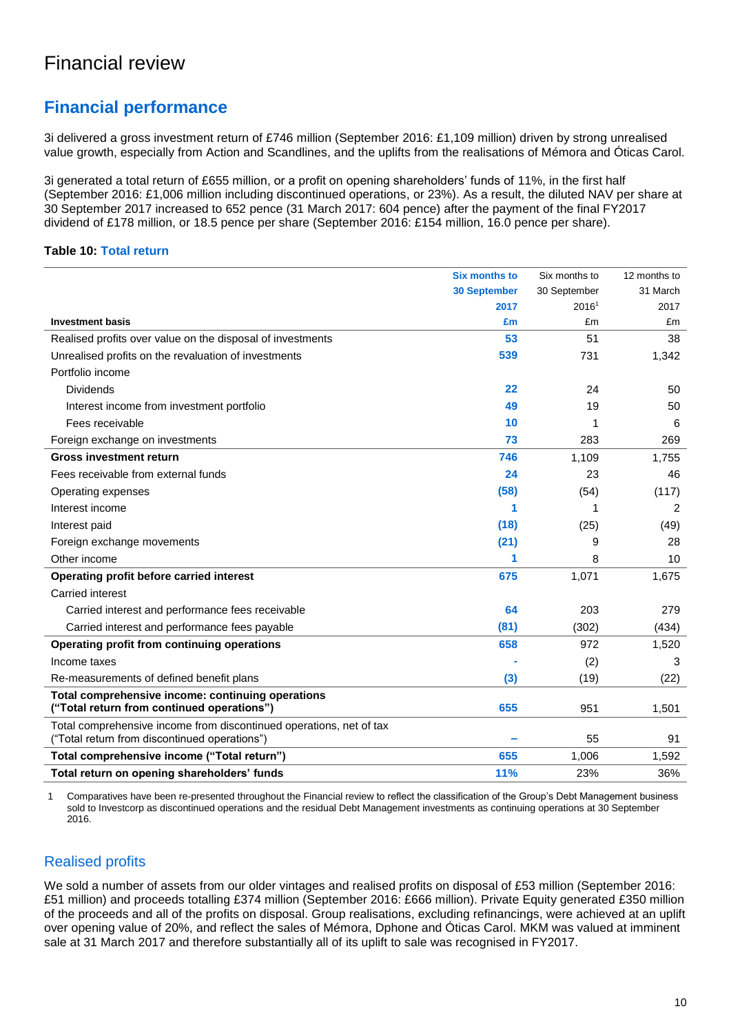# Financial review

## Financial performance

3i delivered a gross investment return of £746 million (September 2016: £1,109 million) driven by strong unrealised value growth, especially from Action and Scandlines, and the uplifts from the realisations of Mémora and Óticas Carol.

3i generated a total return of £655 million, or a profit on opening shareholders' funds of 11%, in the first half (September 2016: £1,006 million including discontinued operations, or 23%). As a result, the diluted NAV per share at 30 September 2017 increased to 652 pence (31 March 2017: 604 pence) after the payment of the final FY2017 dividend of £178 million, or 18.5 pence per share (September 2016: £154 million, 16.0 pence per share).

**Table 10: Total return**

| Investment basis | Six months to 30 September 2017 £m | Six months to 30 September 2016[1] £m | 12 months to 31 March 2017 £m |
|---|---|---|---|
| Realised profits over value on the disposal of investments | 53 | 51 | 38 |
| Unrealised profits on the revaluation of investments | 539 | 731 | 1,342 |
| Portfolio income | | | |
| Dividends | 22 | 24 | 50 |
| Interest income from investment portfolio | 49 | 19 | 50 |
| Fees receivable | 10 | 1 | 6 |
| Foreign exchange on investments | 73 | 283 | 269 |
| **Gross investment return** | **746** | **1,109** | **1,755** |
| Fees receivable from external funds | 24 | 23 | 46 |
| Operating expenses | (58) | (54) | (117) |
| Interest income | 1 | 1 | 2 |
| Interest paid | (18) | (25) | (49) |
| Foreign exchange movements | (21) | 9 | 28 |
| Other income | 1 | 8 | 10 |
| **Operating profit before carried interest** | **675** | **1,071** | **1,675** |
| Carried interest | | | |
| Carried interest and performance fees receivable | 64 | 203 | 279 |
| Carried interest and performance fees payable | (81) | (302) | (434) |
| **Operating profit from continuing operations** | **658** | **972** | **1,520** |
| Income taxes | - | (2) | 3 |
| Re-measurements of defined benefit plans | (3) | (19) | (22) |
| **Total comprehensive income: continuing operations ("Total return from continued operations")** | **655** | **951** | **1,501** |
| Total comprehensive income from discontinued operations, net of tax ("Total return from discontinued operations") | – | 55 | 91 |
| **Total comprehensive income ("Total return")** | **655** | **1,006** | **1,592** |
| **Total return on opening shareholders' funds** | **11%** | **23%** | **36%** |

1 Comparatives have been re-presented throughout the Financial review to reflect the classification of the Group's Debt Management business sold to Investcorp as discontinued operations and the residual Debt Management investments as continuing operations at 30 September 2016.

## Realised profits

We sold a number of assets from our older vintages and realised profits on disposal of £53 million (September 2016: £51 million) and proceeds totalling £374 million (September 2016: £666 million). Private Equity generated £350 million of the proceeds and all of the profits on disposal. Group realisations, excluding refinancings, were achieved at an uplift over opening value of 20%, and reflect the sales of Mémora, Dphone and Óticas Carol. MKM was valued at imminent sale at 31 March 2017 and therefore substantially all of its uplift to sale was recognised in FY2017.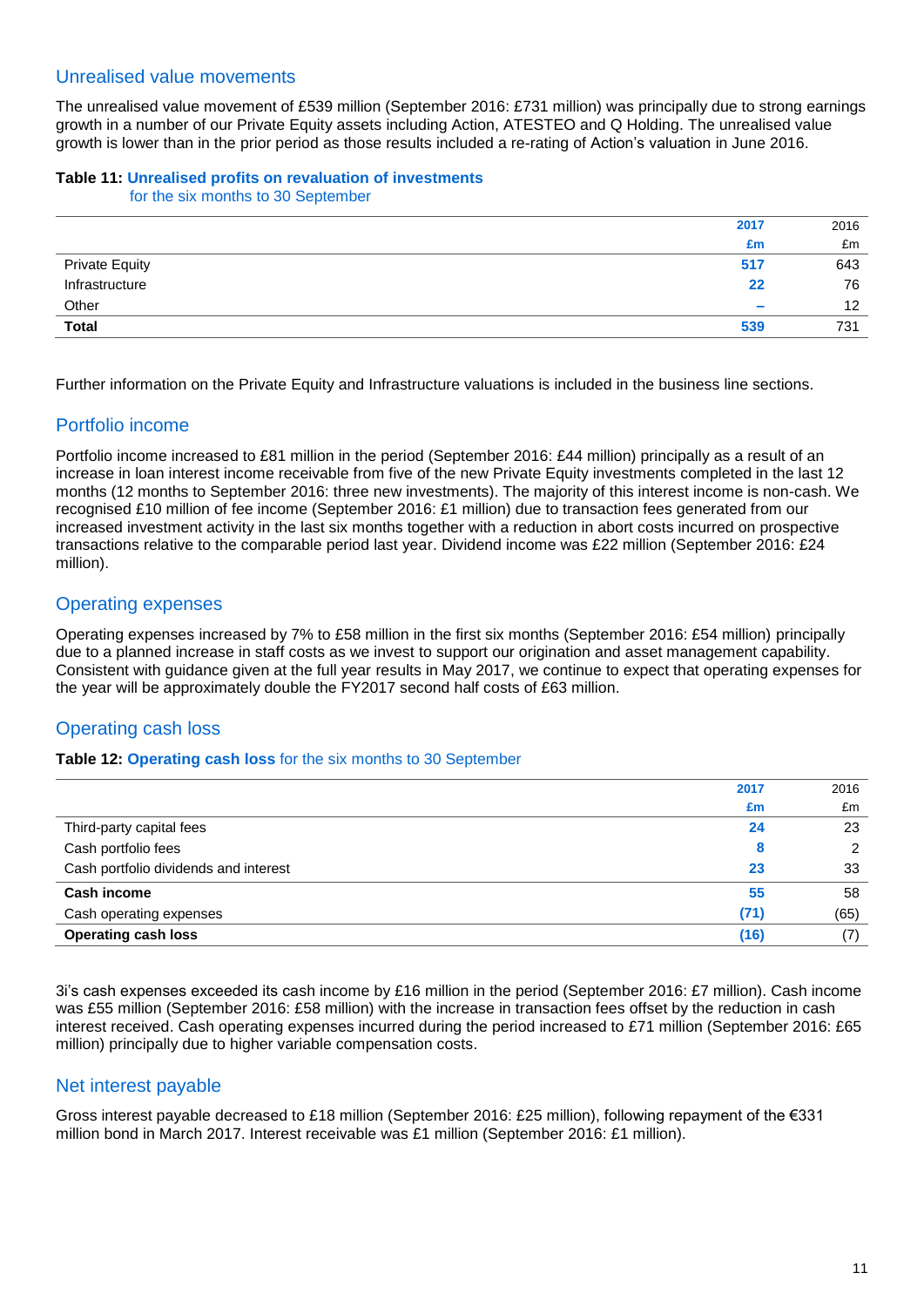## Unrealised value movements

The unrealised value movement of £539 million (September 2016: £731 million) was principally due to strong earnings growth in a number of our Private Equity assets including Action, ATESTEO and Q Holding. The unrealised value growth is lower than in the prior period as those results included a re-rating of Action's valuation in June 2016.

**Table 11: Unrealised profits on revaluation of investments** for the six months to 30 September

| | 2017 £m | 2016 £m |
|---|---|---|
| Private Equity | 517 | 643 |
| Infrastructure | 22 | 76 |
| Other | – | 12 |
| **Total** | **539** | **731** |

Further information on the Private Equity and Infrastructure valuations is included in the business line sections.

## Portfolio income

Portfolio income increased to £81 million in the period (September 2016: £44 million) principally as a result of an increase in loan interest income receivable from five of the new Private Equity investments completed in the last 12 months (12 months to September 2016: three new investments). The majority of this interest income is non-cash. We recognised £10 million of fee income (September 2016: £1 million) due to transaction fees generated from our increased investment activity in the last six months together with a reduction in abort costs incurred on prospective transactions relative to the comparable period last year. Dividend income was £22 million (September 2016: £24 million).

## Operating expenses

Operating expenses increased by 7% to £58 million in the first six months (September 2016: £54 million) principally due to a planned increase in staff costs as we invest to support our origination and asset management capability. Consistent with guidance given at the full year results in May 2017, we continue to expect that operating expenses for the year will be approximately double the FY2017 second half costs of £63 million.

## Operating cash loss

**Table 12: Operating cash loss** for the six months to 30 September

| | 2017 £m | 2016 £m |
|---|---|---|
| Third-party capital fees | 24 | 23 |
| Cash portfolio fees | 8 | 2 |
| Cash portfolio dividends and interest | 23 | 33 |
| **Cash income** | **55** | **58** |
| Cash operating expenses | (71) | (65) |
| **Operating cash loss** | **(16)** | **(7)** |

3i's cash expenses exceeded its cash income by £16 million in the period (September 2016: £7 million). Cash income was £55 million (September 2016: £58 million) with the increase in transaction fees offset by the reduction in cash interest received. Cash operating expenses incurred during the period increased to £71 million (September 2016: £65 million) principally due to higher variable compensation costs.

## Net interest payable

Gross interest payable decreased to £18 million (September 2016: £25 million), following repayment of the €331 million bond in March 2017. Interest receivable was £1 million (September 2016: £1 million).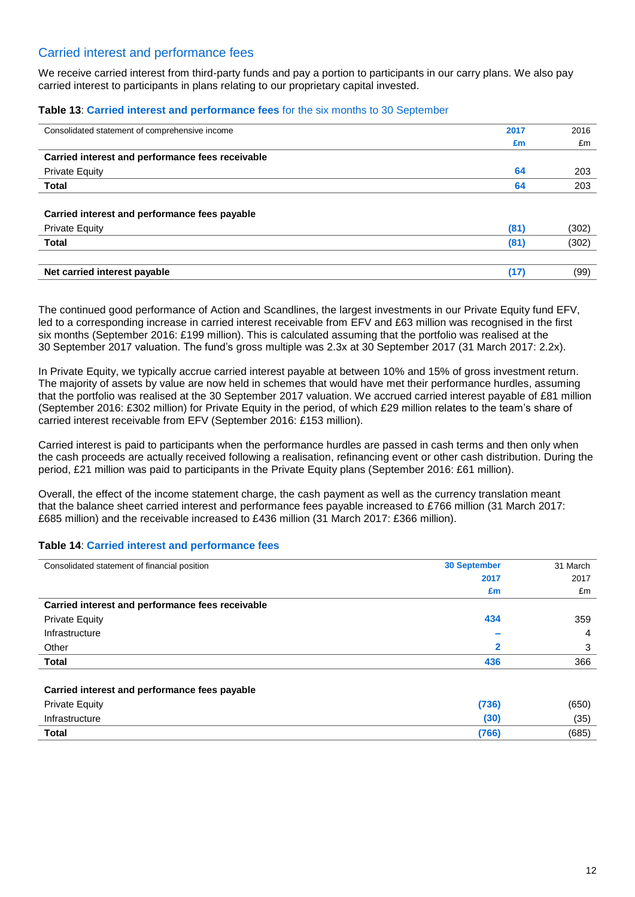## Carried interest and performance fees

We receive carried interest from third-party funds and pay a portion to participants in our carry plans. We also pay carried interest to participants in plans relating to our proprietary capital invested.

**Table 13**: **Carried interest and performance fees** for the six months to 30 September

| Consolidated statement of comprehensive income | 2017 £m | 2016 £m |
|---|---|---|
| **Carried interest and performance fees receivable** | | |
| Private Equity | 64 | 203 |
| **Total** | 64 | 203 |
| **Carried interest and performance fees payable** | | |
| Private Equity | (81) | (302) |
| **Total** | (81) | (302) |
| **Net carried interest payable** | (17) | (99) |

The continued good performance of Action and Scandlines, the largest investments in our Private Equity fund EFV, led to a corresponding increase in carried interest receivable from EFV and £63 million was recognised in the first six months (September 2016: £199 million). This is calculated assuming that the portfolio was realised at the 30 September 2017 valuation. The fund's gross multiple was 2.3x at 30 September 2017 (31 March 2017: 2.2x).

In Private Equity, we typically accrue carried interest payable at between 10% and 15% of gross investment return. The majority of assets by value are now held in schemes that would have met their performance hurdles, assuming that the portfolio was realised at the 30 September 2017 valuation. We accrued carried interest payable of £81 million (September 2016: £302 million) for Private Equity in the period, of which £29 million relates to the team's share of carried interest receivable from EFV (September 2016: £153 million).

Carried interest is paid to participants when the performance hurdles are passed in cash terms and then only when the cash proceeds are actually received following a realisation, refinancing event or other cash distribution. During the period, £21 million was paid to participants in the Private Equity plans (September 2016: £61 million).

Overall, the effect of the income statement charge, the cash payment as well as the currency translation meant that the balance sheet carried interest and performance fees payable increased to £766 million (31 March 2017: £685 million) and the receivable increased to £436 million (31 March 2017: £366 million).

**Table 14**: **Carried interest and performance fees**

| Consolidated statement of financial position | 30 September 2017 £m | 31 March 2017 £m |
|---|---|---|
| **Carried interest and performance fees receivable** | | |
| Private Equity | 434 | 359 |
| Infrastructure | – | 4 |
| Other | 2 | 3 |
| **Total** | 436 | 366 |
| **Carried interest and performance fees payable** | | |
| Private Equity | (736) | (650) |
| Infrastructure | (30) | (35) |
| **Total** | (766) | (685) |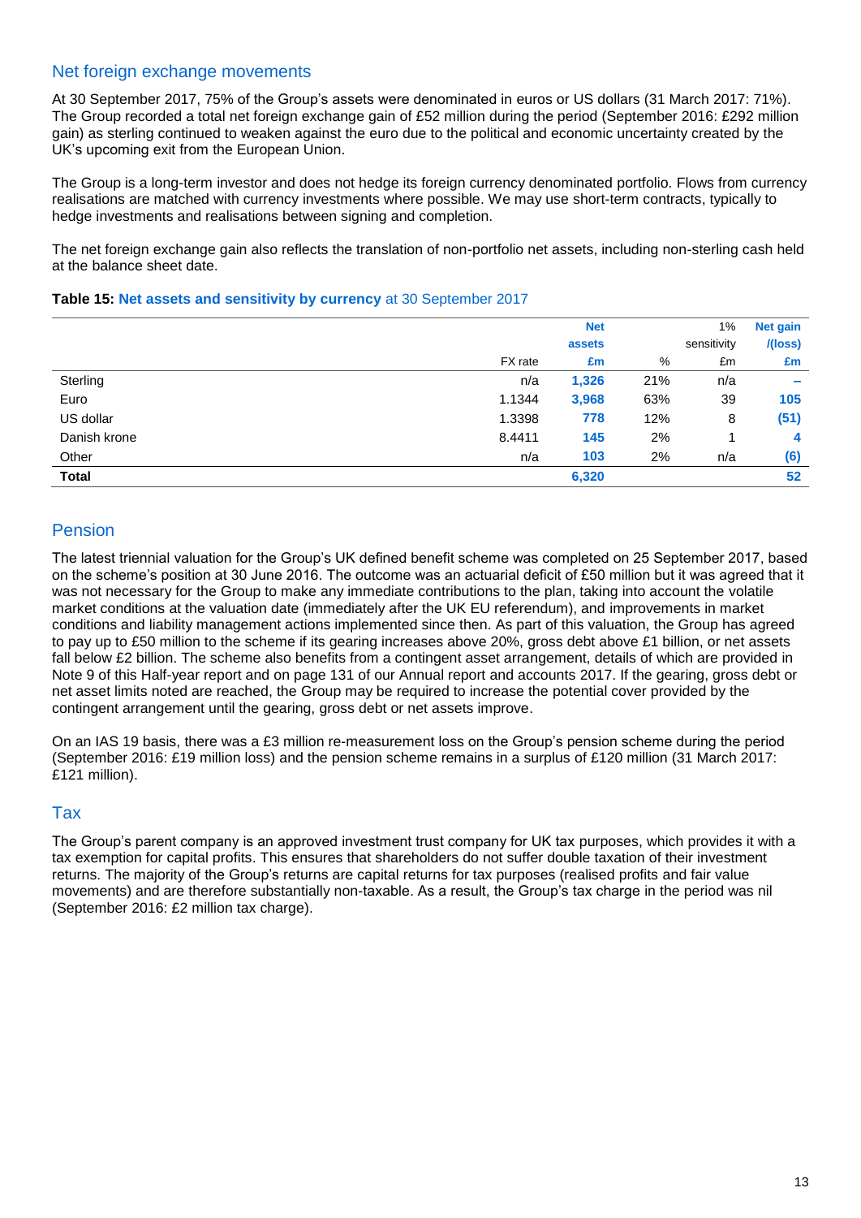## Net foreign exchange movements

At 30 September 2017, 75% of the Group's assets were denominated in euros or US dollars (31 March 2017: 71%). The Group recorded a total net foreign exchange gain of £52 million during the period (September 2016: £292 million gain) as sterling continued to weaken against the euro due to the political and economic uncertainty created by the UK's upcoming exit from the European Union.

The Group is a long-term investor and does not hedge its foreign currency denominated portfolio. Flows from currency realisations are matched with currency investments where possible. We may use short-term contracts, typically to hedge investments and realisations between signing and completion.

The net foreign exchange gain also reflects the translation of non-portfolio net assets, including non-sterling cash held at the balance sheet date.

**Table 15: Net assets and sensitivity by currency** at 30 September 2017

| | FX rate | Net assets £m | % | 1% sensitivity £m | Net gain /(loss) £m |
|---|---|---|---|---|---|
| Sterling | n/a | 1,326 | 21% | n/a | – |
| Euro | 1.1344 | 3,968 | 63% | 39 | 105 |
| US dollar | 1.3398 | 778 | 12% | 8 | (51) |
| Danish krone | 8.4411 | 145 | 2% | 1 | 4 |
| Other | n/a | 103 | 2% | n/a | (6) |
| **Total** | | **6,320** | | | **52** |

## Pension

The latest triennial valuation for the Group's UK defined benefit scheme was completed on 25 September 2017, based on the scheme's position at 30 June 2016. The outcome was an actuarial deficit of £50 million but it was agreed that it was not necessary for the Group to make any immediate contributions to the plan, taking into account the volatile market conditions at the valuation date (immediately after the UK EU referendum), and improvements in market conditions and liability management actions implemented since then. As part of this valuation, the Group has agreed to pay up to £50 million to the scheme if its gearing increases above 20%, gross debt above £1 billion, or net assets fall below £2 billion. The scheme also benefits from a contingent asset arrangement, details of which are provided in Note 9 of this Half-year report and on page 131 of our Annual report and accounts 2017. If the gearing, gross debt or net asset limits noted are reached, the Group may be required to increase the potential cover provided by the contingent arrangement until the gearing, gross debt or net assets improve.

On an IAS 19 basis, there was a £3 million re-measurement loss on the Group's pension scheme during the period (September 2016: £19 million loss) and the pension scheme remains in a surplus of £120 million (31 March 2017: £121 million).

## Tax

The Group's parent company is an approved investment trust company for UK tax purposes, which provides it with a tax exemption for capital profits. This ensures that shareholders do not suffer double taxation of their investment returns. The majority of the Group's returns are capital returns for tax purposes (realised profits and fair value movements) and are therefore substantially non-taxable. As a result, the Group's tax charge in the period was nil (September 2016: £2 million tax charge).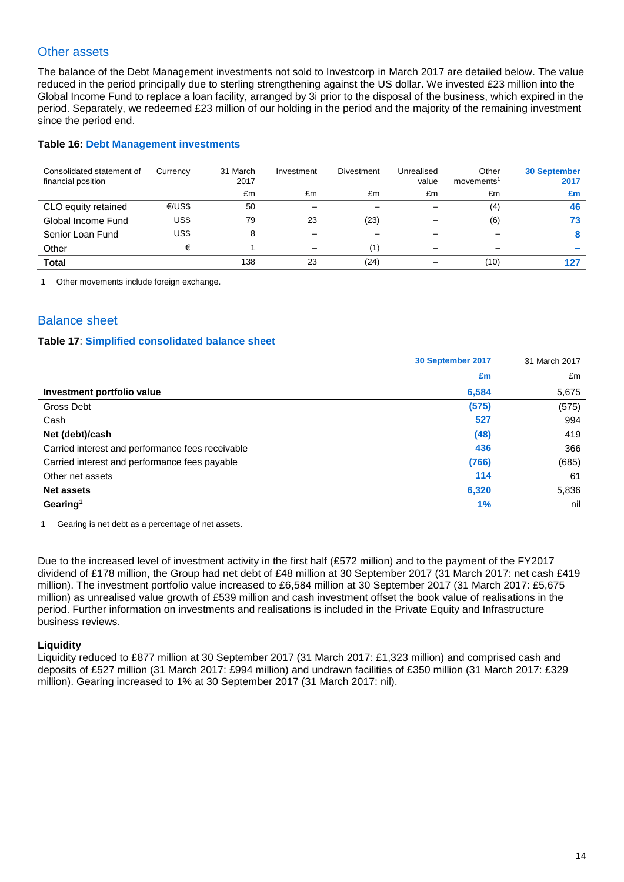## Other assets

The balance of the Debt Management investments not sold to Investcorp in March 2017 are detailed below. The value reduced in the period principally due to sterling strengthening against the US dollar. We invested £23 million into the Global Income Fund to replace a loan facility, arranged by 3i prior to the disposal of the business, which expired in the period. Separately, we redeemed £23 million of our holding in the period and the majority of the remaining investment since the period end.

**Table 16: Debt Management investments**

| Consolidated statement of financial position | Currency | 31 March 2017 | Investment | Divestment | Unrealised value | Other movements[1] | 30 September 2017 |
|---|---|---|---|---|---|---|---|
| | | £m | £m | £m | £m | £m | £m |
| CLO equity retained | €/US$ | 50 | – | – | – | (4) | 46 |
| Global Income Fund | US$ | 79 | 23 | (23) | – | (6) | 73 |
| Senior Loan Fund | US$ | 8 | – | – | – | – | 8 |
| Other | € | 1 | – | (1) | – | – | – |
| **Total** | | 138 | 23 | (24) | – | (10) | 127 |

1 Other movements include foreign exchange.

## Balance sheet

**Table 17**: **Simplified consolidated balance sheet**

| | 30 September 2017 | 31 March 2017 |
|---|---|---|
| | £m | £m |
| **Investment portfolio value** | 6,584 | 5,675 |
| Gross Debt | (575) | (575) |
| Cash | 527 | 994 |
| **Net (debt)/cash** | (48) | 419 |
| Carried interest and performance fees receivable | 436 | 366 |
| Carried interest and performance fees payable | (766) | (685) |
| Other net assets | 114 | 61 |
| **Net assets** | 6,320 | 5,836 |
| **Gearing[1]** | 1% | nil |

1 Gearing is net debt as a percentage of net assets.

Due to the increased level of investment activity in the first half (£572 million) and to the payment of the FY2017 dividend of £178 million, the Group had net debt of £48 million at 30 September 2017 (31 March 2017: net cash £419 million). The investment portfolio value increased to £6,584 million at 30 September 2017 (31 March 2017: £5,675 million) as unrealised value growth of £539 million and cash investment offset the book value of realisations in the period. Further information on investments and realisations is included in the Private Equity and Infrastructure business reviews.

**Liquidity**

Liquidity reduced to £877 million at 30 September 2017 (31 March 2017: £1,323 million) and comprised cash and deposits of £527 million (31 March 2017: £994 million) and undrawn facilities of £350 million (31 March 2017: £329 million). Gearing increased to 1% at 30 September 2017 (31 March 2017: nil).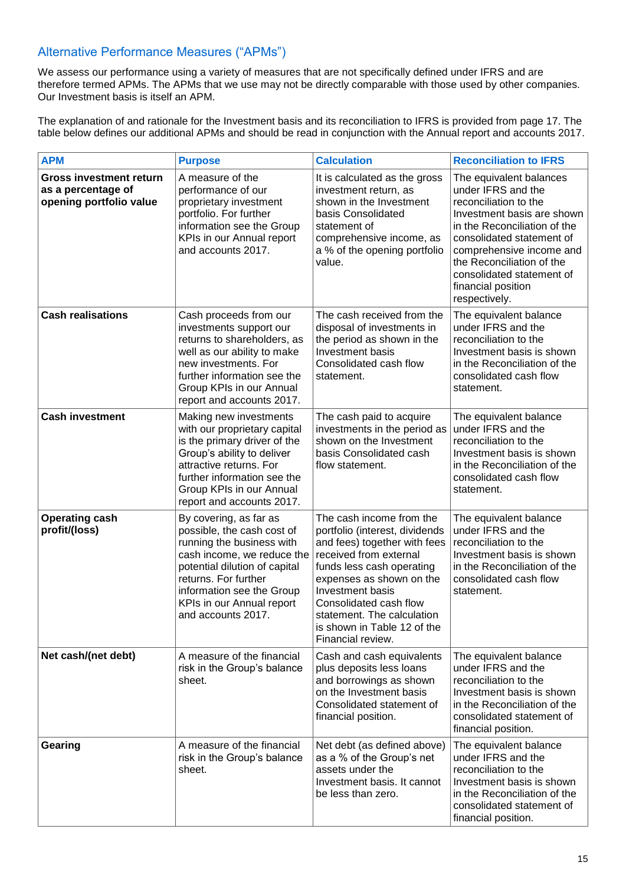## Alternative Performance Measures ("APMs")

We assess our performance using a variety of measures that are not specifically defined under IFRS and are therefore termed APMs. The APMs that we use may not be directly comparable with those used by other companies. Our Investment basis is itself an APM.

The explanation of and rationale for the Investment basis and its reconciliation to IFRS is provided from page 17. The table below defines our additional APMs and should be read in conjunction with the Annual report and accounts 2017.

| APM | Purpose | Calculation | Reconciliation to IFRS |
|---|---|---|---|
| **Gross investment return as a percentage of opening portfolio value** | A measure of the performance of our proprietary investment portfolio. For further information see the Group KPIs in our Annual report and accounts 2017. | It is calculated as the gross investment return, as shown in the Investment basis Consolidated statement of comprehensive income, as a % of the opening portfolio value. | The equivalent balances under IFRS and the reconciliation to the Investment basis are shown in the Reconciliation of the consolidated statement of comprehensive income and the Reconciliation of the consolidated statement of financial position respectively. |
| **Cash realisations** | Cash proceeds from our investments support our returns to shareholders, as well as our ability to make new investments. For further information see the Group KPIs in our Annual report and accounts 2017. | The cash received from the disposal of investments in the period as shown in the Investment basis Consolidated cash flow statement. | The equivalent balance under IFRS and the reconciliation to the Investment basis is shown in the Reconciliation of the consolidated cash flow statement. |
| **Cash investment** | Making new investments with our proprietary capital is the primary driver of the Group's ability to deliver attractive returns. For further information see the Group KPIs in our Annual report and accounts 2017. | The cash paid to acquire investments in the period as shown on the Investment basis Consolidated cash flow statement. | The equivalent balance under IFRS and the reconciliation to the Investment basis is shown in the Reconciliation of the consolidated cash flow statement. |
| **Operating cash profit/(loss)** | By covering, as far as possible, the cash cost of running the business with cash income, we reduce the potential dilution of capital returns. For further information see the Group KPIs in our Annual report and accounts 2017. | The cash income from the portfolio (interest, dividends and fees) together with fees received from external funds less cash operating expenses as shown on the Investment basis Consolidated cash flow statement. The calculation is shown in Table 12 of the Financial review. | The equivalent balance under IFRS and the reconciliation to the Investment basis is shown in the Reconciliation of the consolidated cash flow statement. |
| **Net cash/(net debt)** | A measure of the financial risk in the Group's balance sheet. | Cash and cash equivalents plus deposits less loans and borrowings as shown on the Investment basis Consolidated statement of financial position. | The equivalent balance under IFRS and the reconciliation to the Investment basis is shown in the Reconciliation of the consolidated statement of financial position. |
| **Gearing** | A measure of the financial risk in the Group's balance sheet. | Net debt (as defined above) as a % of the Group's net assets under the Investment basis. It cannot be less than zero. | The equivalent balance under IFRS and the reconciliation to the Investment basis is shown in the Reconciliation of the consolidated statement of financial position. |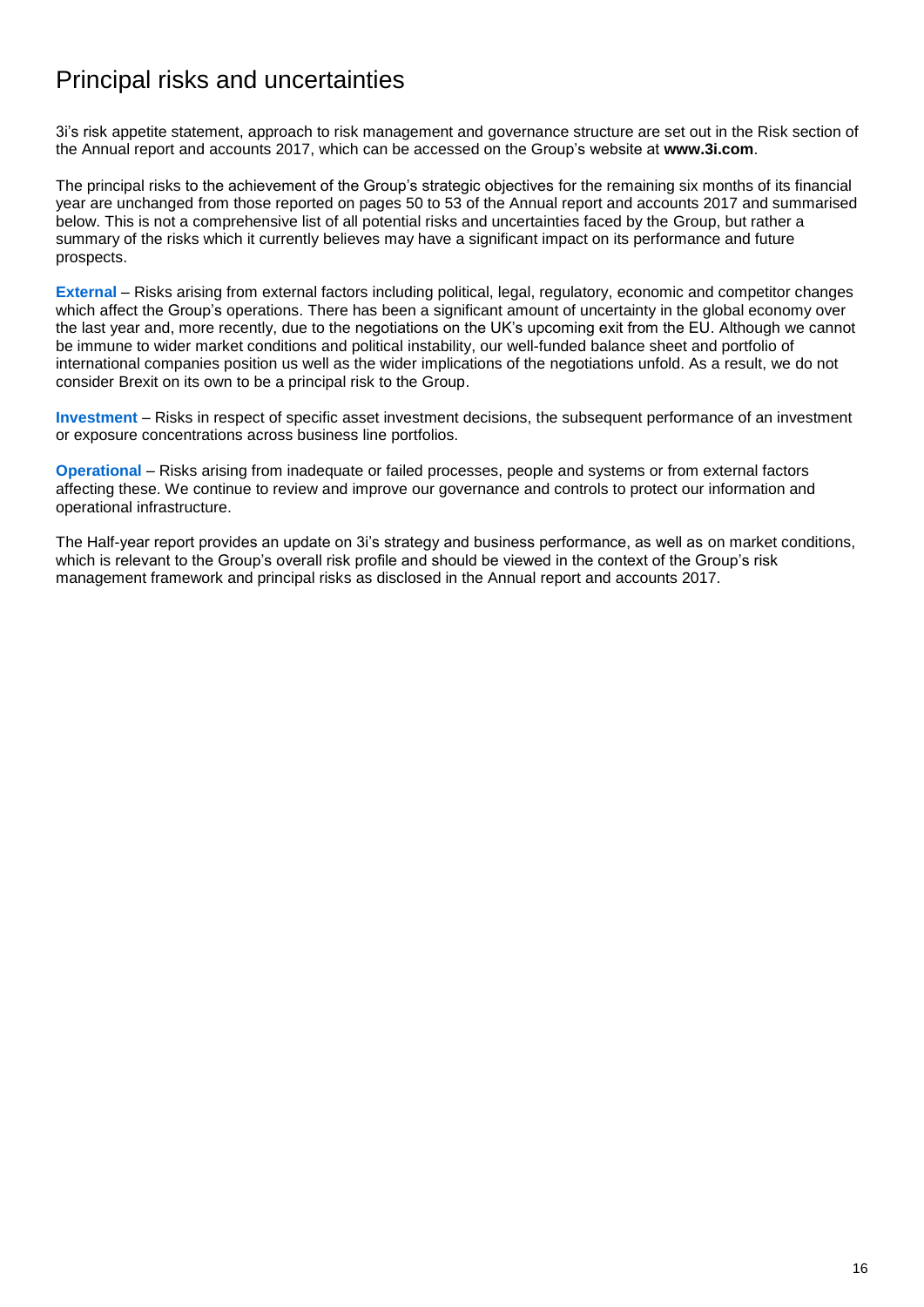# Principal risks and uncertainties

3i's risk appetite statement, approach to risk management and governance structure are set out in the Risk section of the Annual report and accounts 2017, which can be accessed on the Group's website at **www.3i.com**.

The principal risks to the achievement of the Group's strategic objectives for the remaining six months of its financial year are unchanged from those reported on pages 50 to 53 of the Annual report and accounts 2017 and summarised below. This is not a comprehensive list of all potential risks and uncertainties faced by the Group, but rather a summary of the risks which it currently believes may have a significant impact on its performance and future prospects.

**External** – Risks arising from external factors including political, legal, regulatory, economic and competitor changes which affect the Group's operations. There has been a significant amount of uncertainty in the global economy over the last year and, more recently, due to the negotiations on the UK's upcoming exit from the EU. Although we cannot be immune to wider market conditions and political instability, our well-funded balance sheet and portfolio of international companies position us well as the wider implications of the negotiations unfold. As a result, we do not consider Brexit on its own to be a principal risk to the Group.

**Investment** – Risks in respect of specific asset investment decisions, the subsequent performance of an investment or exposure concentrations across business line portfolios.

**Operational** – Risks arising from inadequate or failed processes, people and systems or from external factors affecting these. We continue to review and improve our governance and controls to protect our information and operational infrastructure.

The Half-year report provides an update on 3i's strategy and business performance, as well as on market conditions, which is relevant to the Group's overall risk profile and should be viewed in the context of the Group's risk management framework and principal risks as disclosed in the Annual report and accounts 2017.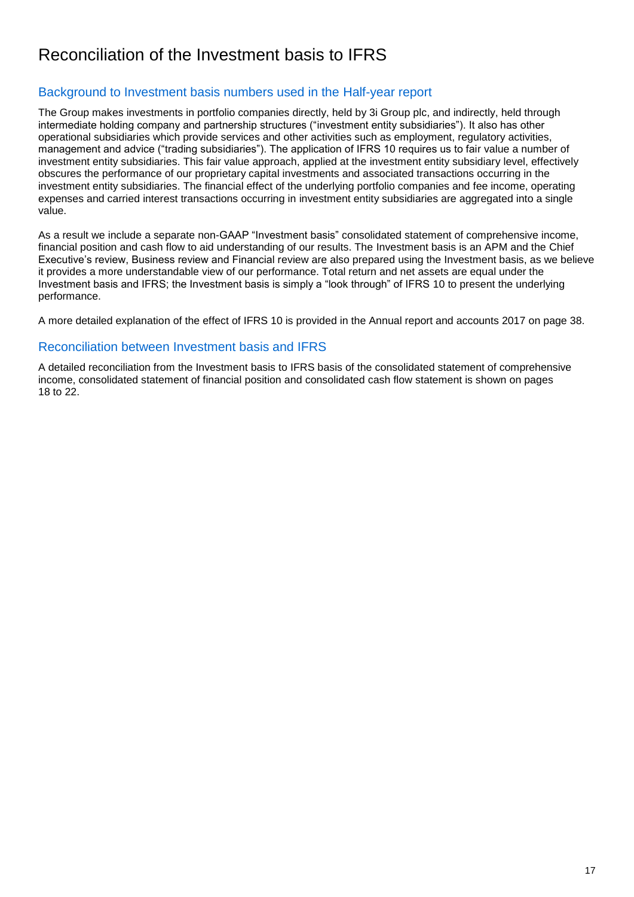# Reconciliation of the Investment basis to IFRS

## Background to Investment basis numbers used in the Half-year report

The Group makes investments in portfolio companies directly, held by 3i Group plc, and indirectly, held through intermediate holding company and partnership structures ("investment entity subsidiaries"). It also has other operational subsidiaries which provide services and other activities such as employment, regulatory activities, management and advice ("trading subsidiaries"). The application of IFRS 10 requires us to fair value a number of investment entity subsidiaries. This fair value approach, applied at the investment entity subsidiary level, effectively obscures the performance of our proprietary capital investments and associated transactions occurring in the investment entity subsidiaries. The financial effect of the underlying portfolio companies and fee income, operating expenses and carried interest transactions occurring in investment entity subsidiaries are aggregated into a single value.

As a result we include a separate non-GAAP "Investment basis" consolidated statement of comprehensive income, financial position and cash flow to aid understanding of our results. The Investment basis is an APM and the Chief Executive's review, Business review and Financial review are also prepared using the Investment basis, as we believe it provides a more understandable view of our performance. Total return and net assets are equal under the Investment basis and IFRS; the Investment basis is simply a "look through" of IFRS 10 to present the underlying performance.

A more detailed explanation of the effect of IFRS 10 is provided in the Annual report and accounts 2017 on page 38.

## Reconciliation between Investment basis and IFRS

A detailed reconciliation from the Investment basis to IFRS basis of the consolidated statement of comprehensive income, consolidated statement of financial position and consolidated cash flow statement is shown on pages 18 to 22.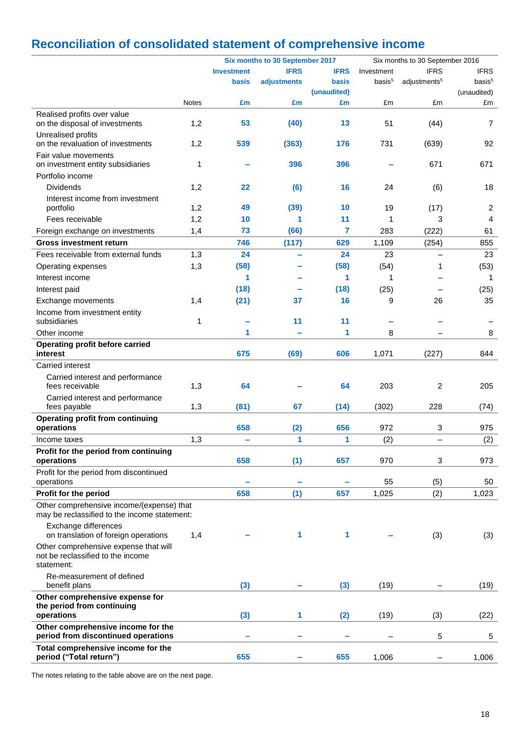## Reconciliation of consolidated statement of comprehensive income

| | Notes | Six months to 30 September 2017 Investment basis £m | IFRS adjustments £m | IFRS basis (unaudited) £m | Six months to 30 September 2016 Investment basis[5] £m | IFRS adjustments[5] £m | IFRS basis[5] (unaudited) £m |
|---|---|---|---|---|---|---|---|
| Realised profits over value on the disposal of investments | 1,2 | 53 | (40) | 13 | 51 | (44) | 7 |
| Unrealised profits on the revaluation of investments | 1,2 | 539 | (363) | 176 | 731 | (639) | 92 |
| Fair value movements on investment entity subsidiaries | 1 | – | 396 | 396 | – | 671 | 671 |
| Portfolio income | | | | | | | |
| Dividends | 1,2 | 22 | (6) | 16 | 24 | (6) | 18 |
| Interest income from investment portfolio | 1,2 | 49 | (39) | 10 | 19 | (17) | 2 |
| Fees receivable | 1,2 | 10 | 1 | 11 | 1 | 3 | 4 |
| Foreign exchange on investments | 1,4 | 73 | (66) | 7 | 283 | (222) | 61 |
| **Gross investment return** | | **746** | **(117)** | **629** | **1,109** | **(254)** | **855** |
| Fees receivable from external funds | 1,3 | 24 | – | 24 | 23 | – | 23 |
| Operating expenses | 1,3 | (58) | – | (58) | (54) | 1 | (53) |
| Interest income | | 1 | – | 1 | 1 | – | 1 |
| Interest paid | | (18) | – | (18) | (25) | – | (25) |
| Exchange movements | 1,4 | (21) | 37 | 16 | 9 | 26 | 35 |
| Income from investment entity subsidiaries | 1 | – | 11 | 11 | – | – | – |
| Other income | | 1 | – | 1 | 8 | – | 8 |
| **Operating profit before carried interest** | | **675** | **(69)** | **606** | **1,071** | **(227)** | **844** |
| Carried interest | | | | | | | |
| Carried interest and performance fees receivable | 1,3 | 64 | – | 64 | 203 | 2 | 205 |
| Carried interest and performance fees payable | 1,3 | (81) | 67 | (14) | (302) | 228 | (74) |
| **Operating profit from continuing operations** | | **658** | **(2)** | **656** | **972** | **3** | **975** |
| Income taxes | 1,3 | – | 1 | 1 | (2) | – | (2) |
| **Profit for the period from continuing operations** | | **658** | **(1)** | **657** | **970** | **3** | **973** |
| Profit for the period from discontinued operations | | – | – | – | 55 | (5) | 50 |
| **Profit for the period** | | **658** | **(1)** | **657** | **1,025** | **(2)** | **1,023** |
| Other comprehensive income/(expense) that may be reclassified to the income statement: | | | | | | | |
| Exchange differences on translation of foreign operations | 1,4 | – | 1 | 1 | – | (3) | (3) |
| Other comprehensive expense that will not be reclassified to the income statement: | | | | | | | |
| Re-measurement of defined benefit plans | | (3) | – | (3) | (19) | – | (19) |
| **Other comprehensive expense for the period from continuing operations** | | **(3)** | **1** | **(2)** | **(19)** | **(3)** | **(22)** |
| **Other comprehensive income for the period from discontinued operations** | | **–** | **–** | **–** | **–** | **5** | **5** |
| **Total comprehensive income for the period ("Total return")** | | **655** | **–** | **655** | **1,006** | **–** | **1,006** |

The notes relating to the table above are on the next page.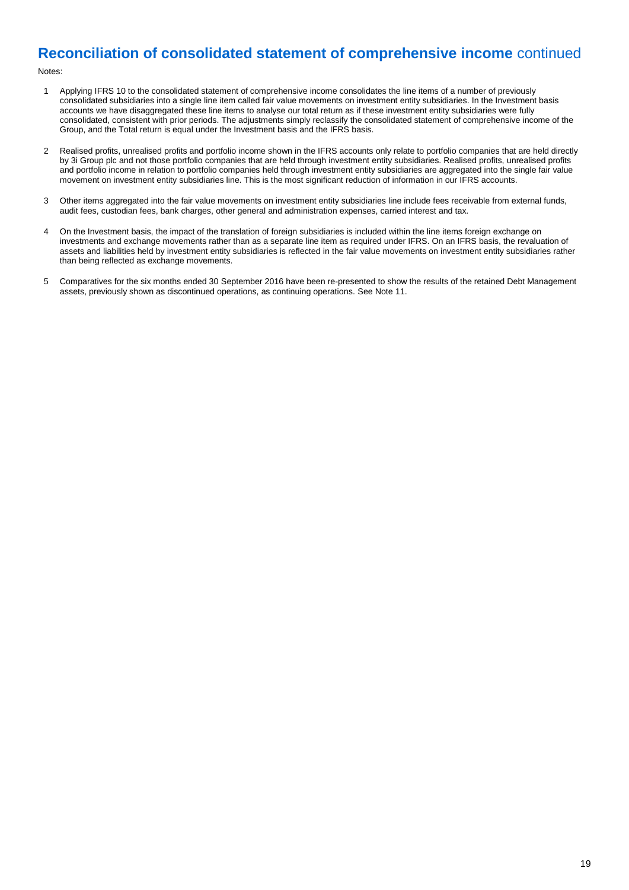# Reconciliation of consolidated statement of comprehensive income continued

Notes:

1. Applying IFRS 10 to the consolidated statement of comprehensive income consolidates the line items of a number of previously consolidated subsidiaries into a single line item called fair value movements on investment entity subsidiaries. In the Investment basis accounts we have disaggregated these line items to analyse our total return as if these investment entity subsidiaries were fully consolidated, consistent with prior periods. The adjustments simply reclassify the consolidated statement of comprehensive income of the Group, and the Total return is equal under the Investment basis and the IFRS basis.

2. Realised profits, unrealised profits and portfolio income shown in the IFRS accounts only relate to portfolio companies that are held directly by 3i Group plc and not those portfolio companies that are held through investment entity subsidiaries. Realised profits, unrealised profits and portfolio income in relation to portfolio companies held through investment entity subsidiaries are aggregated into the single fair value movement on investment entity subsidiaries line. This is the most significant reduction of information in our IFRS accounts.

3. Other items aggregated into the fair value movements on investment entity subsidiaries line include fees receivable from external funds, audit fees, custodian fees, bank charges, other general and administration expenses, carried interest and tax.

4. On the Investment basis, the impact of the translation of foreign subsidiaries is included within the line items foreign exchange on investments and exchange movements rather than as a separate line item as required under IFRS. On an IFRS basis, the revaluation of assets and liabilities held by investment entity subsidiaries is reflected in the fair value movements on investment entity subsidiaries rather than being reflected as exchange movements.

5. Comparatives for the six months ended 30 September 2016 have been re-presented to show the results of the retained Debt Management assets, previously shown as discontinued operations, as continuing operations. See Note 11.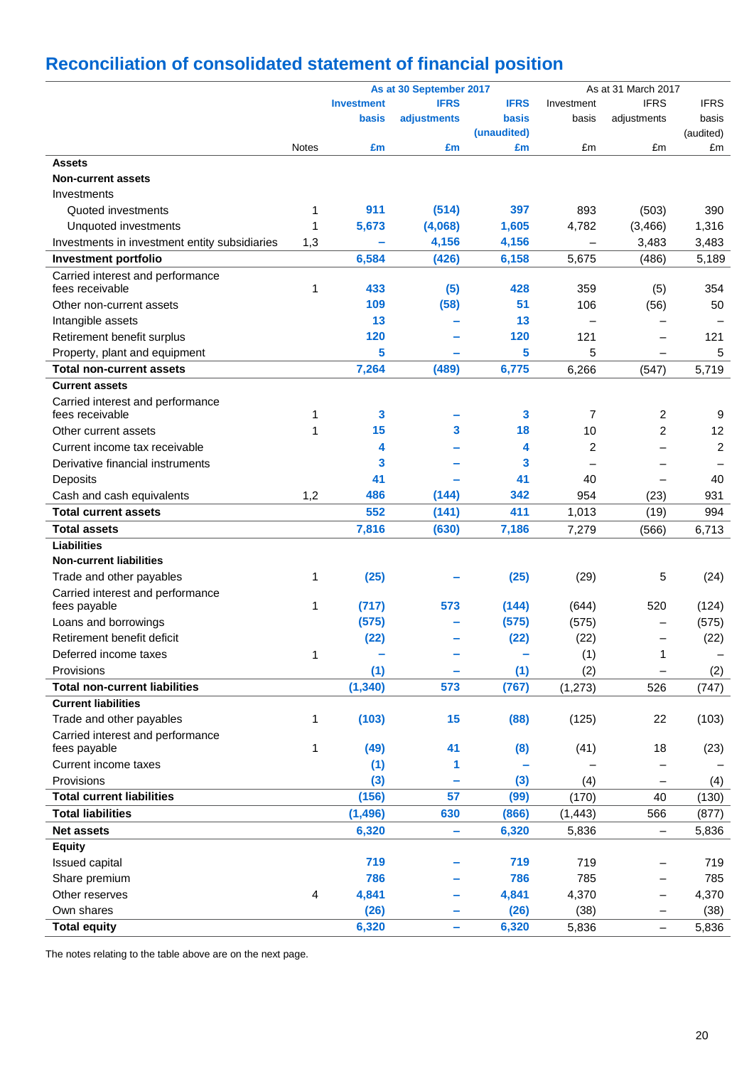## Reconciliation of consolidated statement of financial position

| | Notes | As at 30 September 2017 Investment basis £m | IFRS adjustments £m | IFRS basis (unaudited) £m | As at 31 March 2017 Investment basis £m | IFRS adjustments £m | IFRS basis (audited) £m |
|---|---|---|---|---|---|---|---|
| **Assets** | | | | | | | |
| **Non-current assets** | | | | | | | |
| Investments | | | | | | | |
| Quoted investments | 1 | 911 | (514) | 397 | 893 | (503) | 390 |
| Unquoted investments | 1 | 5,673 | (4,068) | 1,605 | 4,782 | (3,466) | 1,316 |
| Investments in investment entity subsidiaries | 1,3 | – | 4,156 | 4,156 | – | 3,483 | 3,483 |
| **Investment portfolio** | | 6,584 | (426) | 6,158 | 5,675 | (486) | 5,189 |
| Carried interest and performance fees receivable | 1 | 433 | (5) | 428 | 359 | (5) | 354 |
| Other non-current assets | | 109 | (58) | 51 | 106 | (56) | 50 |
| Intangible assets | | 13 | – | 13 | – | – | – |
| Retirement benefit surplus | | 120 | – | 120 | 121 | – | 121 |
| Property, plant and equipment | | 5 | – | 5 | 5 | – | 5 |
| **Total non-current assets** | | 7,264 | (489) | 6,775 | 6,266 | (547) | 5,719 |
| **Current assets** | | | | | | | |
| Carried interest and performance fees receivable | 1 | 3 | – | 3 | 7 | 2 | 9 |
| Other current assets | 1 | 15 | 3 | 18 | 10 | 2 | 12 |
| Current income tax receivable | | 4 | – | 4 | 2 | – | 2 |
| Derivative financial instruments | | 3 | – | 3 | – | – | – |
| Deposits | | 41 | – | 41 | 40 | – | 40 |
| Cash and cash equivalents | 1,2 | 486 | (144) | 342 | 954 | (23) | 931 |
| **Total current assets** | | 552 | (141) | 411 | 1,013 | (19) | 994 |
| **Total assets** | | 7,816 | (630) | 7,186 | 7,279 | (566) | 6,713 |
| **Liabilities** | | | | | | | |
| **Non-current liabilities** | | | | | | | |
| Trade and other payables | 1 | (25) | – | (25) | (29) | 5 | (24) |
| Carried interest and performance fees payable | 1 | (717) | 573 | (144) | (644) | 520 | (124) |
| Loans and borrowings | | (575) | – | (575) | (575) | – | (575) |
| Retirement benefit deficit | | (22) | – | (22) | (22) | – | (22) |
| Deferred income taxes | 1 | – | – | – | (1) | 1 | – |
| Provisions | | (1) | – | (1) | (2) | – | (2) |
| **Total non-current liabilities** | | (1,340) | 573 | (767) | (1,273) | 526 | (747) |
| **Current liabilities** | | | | | | | |
| Trade and other payables | 1 | (103) | 15 | (88) | (125) | 22 | (103) |
| Carried interest and performance fees payable | 1 | (49) | 41 | (8) | (41) | 18 | (23) |
| Current income taxes | | (1) | 1 | – | – | – | – |
| Provisions | | (3) | – | (3) | (4) | – | (4) |
| **Total current liabilities** | | (156) | 57 | (99) | (170) | 40 | (130) |
| **Total liabilities** | | (1,496) | 630 | (866) | (1,443) | 566 | (877) |
| **Net assets** | | 6,320 | – | 6,320 | 5,836 | – | 5,836 |
| **Equity** | | | | | | | |
| Issued capital | | 719 | – | 719 | 719 | – | 719 |
| Share premium | | 786 | – | 786 | 785 | – | 785 |
| Other reserves | 4 | 4,841 | – | 4,841 | 4,370 | – | 4,370 |
| Own shares | | (26) | – | (26) | (38) | – | (38) |
| **Total equity** | | 6,320 | – | 6,320 | 5,836 | – | 5,836 |

The notes relating to the table above are on the next page.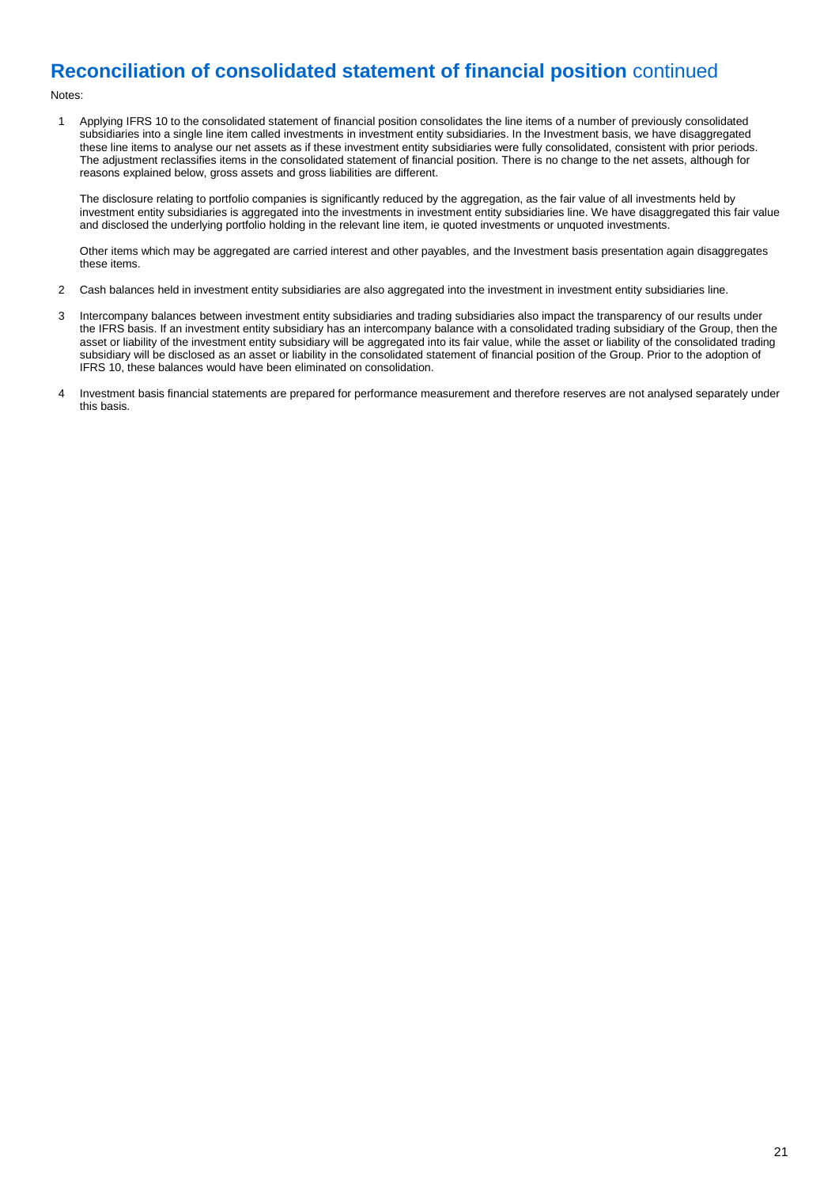# Reconciliation of consolidated statement of financial position continued

Notes:

1. Applying IFRS 10 to the consolidated statement of financial position consolidates the line items of a number of previously consolidated subsidiaries into a single line item called investments in investment entity subsidiaries. In the Investment basis, we have disaggregated these line items to analyse our net assets as if these investment entity subsidiaries were fully consolidated, consistent with prior periods. The adjustment reclassifies items in the consolidated statement of financial position. There is no change to the net assets, although for reasons explained below, gross assets and gross liabilities are different.

   The disclosure relating to portfolio companies is significantly reduced by the aggregation, as the fair value of all investments held by investment entity subsidiaries is aggregated into the investments in investment entity subsidiaries line. We have disaggregated this fair value and disclosed the underlying portfolio holding in the relevant line item, ie quoted investments or unquoted investments.

   Other items which may be aggregated are carried interest and other payables, and the Investment basis presentation again disaggregates these items.

2. Cash balances held in investment entity subsidiaries are also aggregated into the investment in investment entity subsidiaries line.

3. Intercompany balances between investment entity subsidiaries and trading subsidiaries also impact the transparency of our results under the IFRS basis. If an investment entity subsidiary has an intercompany balance with a consolidated trading subsidiary of the Group, then the asset or liability of the investment entity subsidiary will be aggregated into its fair value, while the asset or liability of the consolidated trading subsidiary will be disclosed as an asset or liability in the consolidated statement of financial position of the Group. Prior to the adoption of IFRS 10, these balances would have been eliminated on consolidation.

4. Investment basis financial statements are prepared for performance measurement and therefore reserves are not analysed separately under this basis.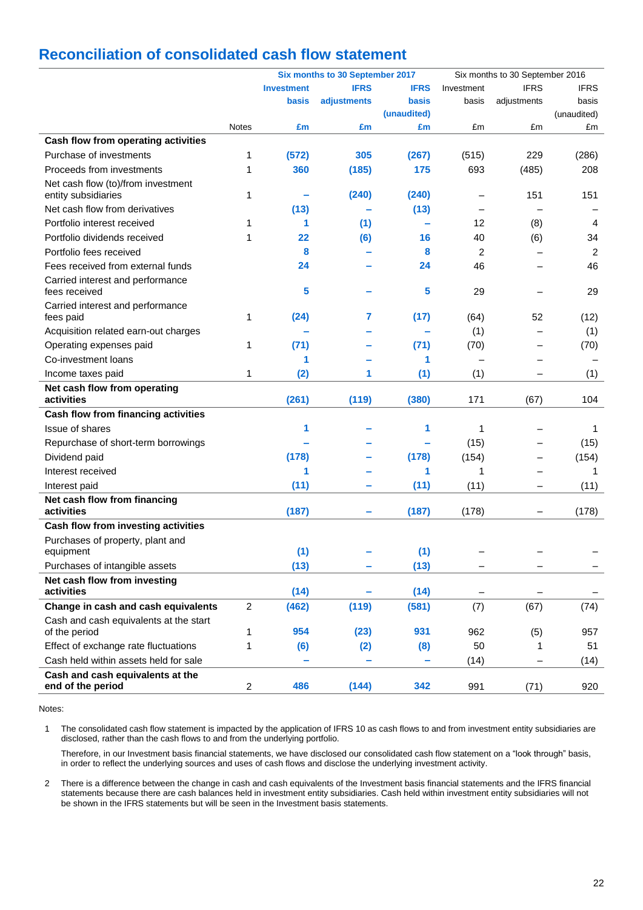# Reconciliation of consolidated cash flow statement

| | Notes | Six months to 30 September 2017 Investment basis £m | IFRS adjustments £m | IFRS basis (unaudited) £m | Six months to 30 September 2016 Investment basis £m | IFRS adjustments £m | IFRS basis (unaudited) £m |
|---|---|---|---|---|---|---|---|
| **Cash flow from operating activities** | | | | | | | |
| Purchase of investments | 1 | (572) | 305 | (267) | (515) | 229 | (286) |
| Proceeds from investments | 1 | 360 | (185) | 175 | 693 | (485) | 208 |
| Net cash flow (to)/from investment entity subsidiaries | 1 | – | (240) | (240) | – | 151 | 151 |
| Net cash flow from derivatives | | (13) | – | (13) | – | – | – |
| Portfolio interest received | 1 | 1 | (1) | – | 12 | (8) | 4 |
| Portfolio dividends received | 1 | 22 | (6) | 16 | 40 | (6) | 34 |
| Portfolio fees received | | 8 | – | 8 | 2 | – | 2 |
| Fees received from external funds | | 24 | – | 24 | 46 | – | 46 |
| Carried interest and performance fees received | | 5 | – | 5 | 29 | – | 29 |
| Carried interest and performance fees paid | 1 | (24) | 7 | (17) | (64) | 52 | (12) |
| Acquisition related earn-out charges | | – | – | – | (1) | – | (1) |
| Operating expenses paid | 1 | (71) | – | (71) | (70) | – | (70) |
| Co-investment loans | | 1 | – | 1 | – | – | – |
| Income taxes paid | 1 | (2) | 1 | (1) | (1) | – | (1) |
| **Net cash flow from operating activities** | | (261) | (119) | (380) | 171 | (67) | 104 |
| **Cash flow from financing activities** | | | | | | | |
| Issue of shares | | 1 | – | 1 | 1 | – | 1 |
| Repurchase of short-term borrowings | | – | – | – | (15) | – | (15) |
| Dividend paid | | (178) | – | (178) | (154) | – | (154) |
| Interest received | | 1 | – | 1 | 1 | – | 1 |
| Interest paid | | (11) | – | (11) | (11) | – | (11) |
| **Net cash flow from financing activities** | | (187) | – | (187) | (178) | – | (178) |
| **Cash flow from investing activities** | | | | | | | |
| Purchases of property, plant and equipment | | (1) | – | (1) | – | – | – |
| Purchases of intangible assets | | (13) | – | (13) | – | – | – |
| **Net cash flow from investing activities** | | (14) | – | (14) | – | – | – |
| **Change in cash and cash equivalents** | 2 | (462) | (119) | (581) | (7) | (67) | (74) |
| Cash and cash equivalents at the start of the period | 1 | 954 | (23) | 931 | 962 | (5) | 957 |
| Effect of exchange rate fluctuations | 1 | (6) | (2) | (8) | 50 | 1 | 51 |
| Cash held within assets held for sale | | – | – | – | (14) | – | (14) |
| **Cash and cash equivalents at the end of the period** | 2 | 486 | (144) | 342 | 991 | (71) | 920 |

Notes:

1 The consolidated cash flow statement is impacted by the application of IFRS 10 as cash flows to and from investment entity subsidiaries are disclosed, rather than the cash flows to and from the underlying portfolio.

Therefore, in our Investment basis financial statements, we have disclosed our consolidated cash flow statement on a "look through" basis, in order to reflect the underlying sources and uses of cash flows and disclose the underlying investment activity.

2 There is a difference between the change in cash and cash equivalents of the Investment basis financial statements and the IFRS financial statements because there are cash balances held in investment entity subsidiaries. Cash held within investment entity subsidiaries will not be shown in the IFRS statements but will be seen in the Investment basis statements.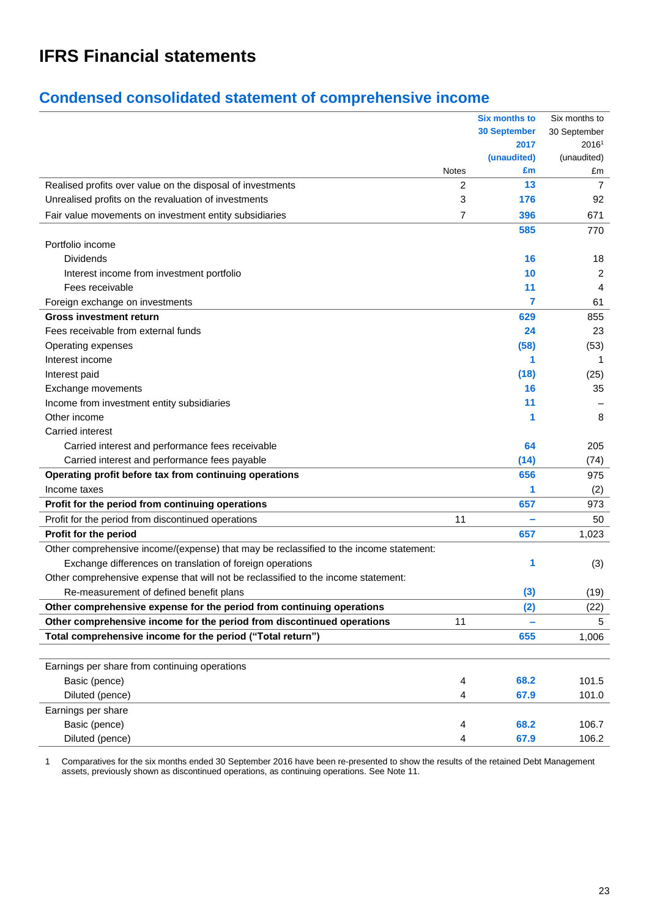# IFRS Financial statements

## Condensed consolidated statement of comprehensive income

| | Notes | Six months to 30 September 2017 (unaudited) £m | Six months to 30 September 2016[1] (unaudited) £m |
|---|---|---|---|
| Realised profits over value on the disposal of investments | 2 | 13 | 7 |
| Unrealised profits on the revaluation of investments | 3 | 176 | 92 |
| Fair value movements on investment entity subsidiaries | 7 | 396 | 671 |
| | | 585 | 770 |
| Portfolio income | | | |
| Dividends | | 16 | 18 |
| Interest income from investment portfolio | | 10 | 2 |
| Fees receivable | | 11 | 4 |
| Foreign exchange on investments | | 7 | 61 |
| **Gross investment return** | | 629 | 855 |
| Fees receivable from external funds | | 24 | 23 |
| Operating expenses | | (58) | (53) |
| Interest income | | 1 | 1 |
| Interest paid | | (18) | (25) |
| Exchange movements | | 16 | 35 |
| Income from investment entity subsidiaries | | 11 | – |
| Other income | | 1 | 8 |
| Carried interest | | | |
| Carried interest and performance fees receivable | | 64 | 205 |
| Carried interest and performance fees payable | | (14) | (74) |
| **Operating profit before tax from continuing operations** | | 656 | 975 |
| Income taxes | | 1 | (2) |
| **Profit for the period from continuing operations** | | 657 | 973 |
| Profit for the period from discontinued operations | 11 | – | 50 |
| **Profit for the period** | | 657 | 1,023 |
| Other comprehensive income/(expense) that may be reclassified to the income statement: | | | |
| Exchange differences on translation of foreign operations | | 1 | (3) |
| Other comprehensive expense that will not be reclassified to the income statement: | | | |
| Re-measurement of defined benefit plans | | (3) | (19) |
| **Other comprehensive expense for the period from continuing operations** | | (2) | (22) |
| **Other comprehensive income for the period from discontinued operations** | 11 | – | 5 |
| **Total comprehensive income for the period ("Total return")** | | 655 | 1,006 |
| | | | |
| Earnings per share from continuing operations | | | |
| Basic (pence) | 4 | 68.2 | 101.5 |
| Diluted (pence) | 4 | 67.9 | 101.0 |
| Earnings per share | | | |
| Basic (pence) | 4 | 68.2 | 106.7 |
| Diluted (pence) | 4 | 67.9 | 106.2 |

1 Comparatives for the six months ended 30 September 2016 have been re-presented to show the results of the retained Debt Management assets, previously shown as discontinued operations, as continuing operations. See Note 11.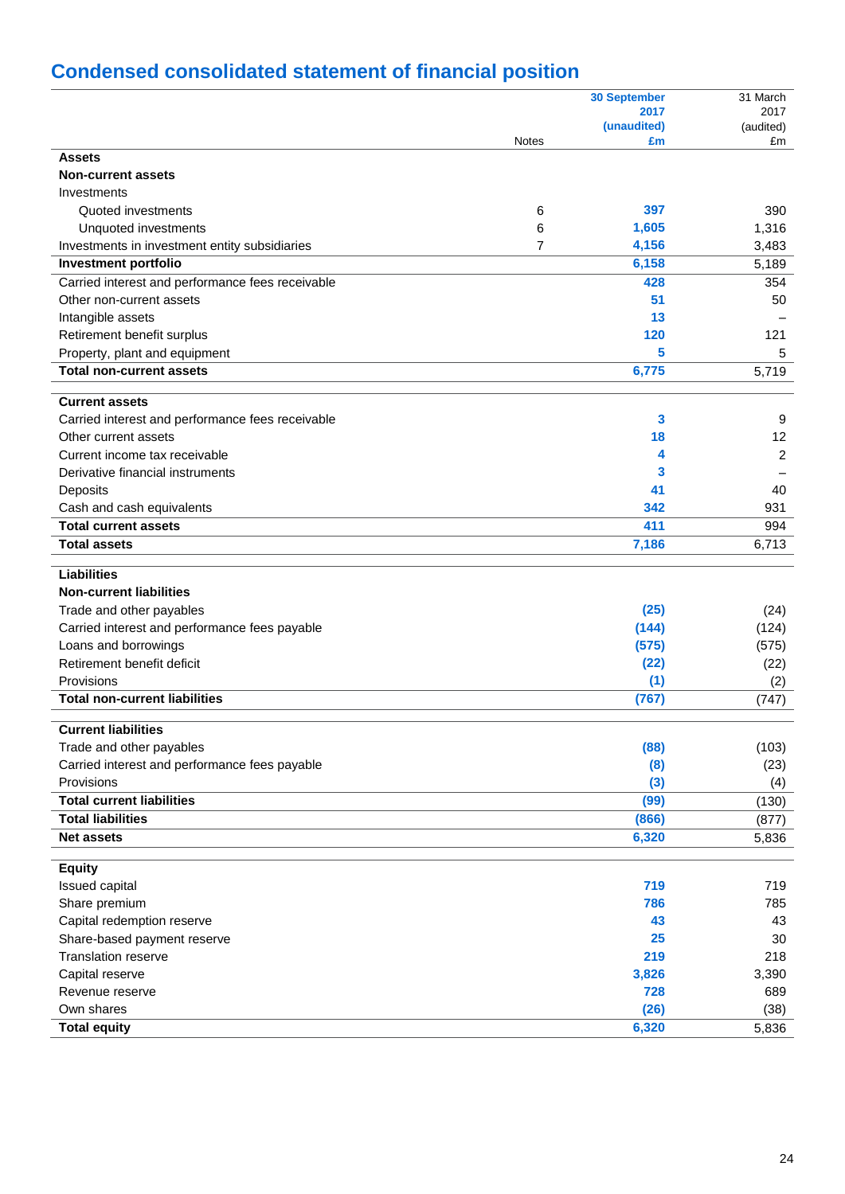## Condensed consolidated statement of financial position

| | Notes | 30 September 2017 (unaudited) £m | 31 March 2017 (audited) £m |
|---|---|---|---|
| **Assets** | | | |
| **Non-current assets** | | | |
| Investments | | | |
| Quoted investments | 6 | **397** | 390 |
| Unquoted investments | 6 | **1,605** | 1,316 |
| Investments in investment entity subsidiaries | 7 | **4,156** | 3,483 |
| **Investment portfolio** | | **6,158** | 5,189 |
| Carried interest and performance fees receivable | | **428** | 354 |
| Other non-current assets | | **51** | 50 |
| Intangible assets | | **13** | – |
| Retirement benefit surplus | | **120** | 121 |
| Property, plant and equipment | | **5** | 5 |
| **Total non-current assets** | | **6,775** | 5,719 |
| **Current assets** | | | |
| Carried interest and performance fees receivable | | **3** | 9 |
| Other current assets | | **18** | 12 |
| Current income tax receivable | | **4** | 2 |
| Derivative financial instruments | | **3** | – |
| Deposits | | **41** | 40 |
| Cash and cash equivalents | | **342** | 931 |
| **Total current assets** | | **411** | 994 |
| **Total assets** | | **7,186** | 6,713 |
| **Liabilities** | | | |
| **Non-current liabilities** | | | |
| Trade and other payables | | **(25)** | (24) |
| Carried interest and performance fees payable | | **(144)** | (124) |
| Loans and borrowings | | **(575)** | (575) |
| Retirement benefit deficit | | **(22)** | (22) |
| Provisions | | **(1)** | (2) |
| **Total non-current liabilities** | | **(767)** | (747) |
| **Current liabilities** | | | |
| Trade and other payables | | **(88)** | (103) |
| Carried interest and performance fees payable | | **(8)** | (23) |
| Provisions | | **(3)** | (4) |
| **Total current liabilities** | | **(99)** | (130) |
| **Total liabilities** | | **(866)** | (877) |
| **Net assets** | | **6,320** | 5,836 |
| **Equity** | | | |
| Issued capital | | **719** | 719 |
| Share premium | | **786** | 785 |
| Capital redemption reserve | | **43** | 43 |
| Share-based payment reserve | | **25** | 30 |
| Translation reserve | | **219** | 218 |
| Capital reserve | | **3,826** | 3,390 |
| Revenue reserve | | **728** | 689 |
| Own shares | | **(26)** | (38) |
| **Total equity** | | **6,320** | 5,836 |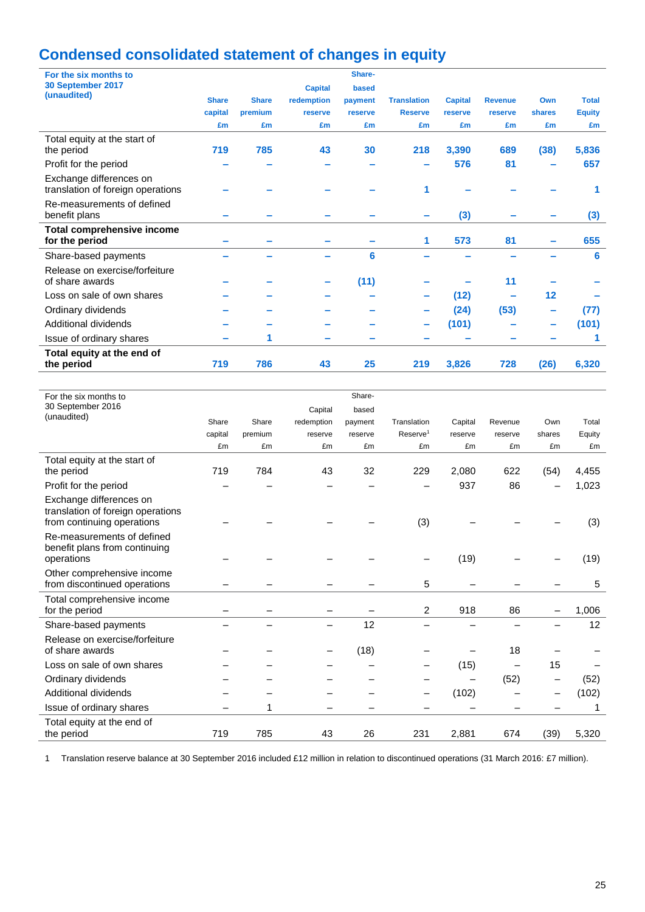# Condensed consolidated statement of changes in equity

| For the six months to 30 September 2017 (unaudited) | Share capital £m | Share premium £m | Capital redemption reserve £m | Share-based payment reserve £m | Translation Reserve £m | Capital reserve £m | Revenue reserve £m | Own shares £m | Total Equity £m |
|---|---|---|---|---|---|---|---|---|---|
| Total equity at the start of the period | 719 | 785 | 43 | 30 | 218 | 3,390 | 689 | (38) | 5,836 |
| Profit for the period | – | – | – | – | – | 576 | 81 | – | 657 |
| Exchange differences on translation of foreign operations | – | – | – | – | 1 | – | – | – | 1 |
| Re-measurements of defined benefit plans | – | – | – | – | – | (3) | – | – | (3) |
| **Total comprehensive income for the period** | – | – | – | – | 1 | 573 | 81 | – | 655 |
| Share-based payments | – | – | – | 6 | – | – | – | – | 6 |
| Release on exercise/forfeiture of share awards | – | – | – | (11) | – | – | 11 | – | – |
| Loss on sale of own shares | – | – | – | – | – | (12) | – | 12 | – |
| Ordinary dividends | – | – | – | – | – | (24) | (53) | – | (77) |
| Additional dividends | – | – | – | – | – | (101) | – | – | (101) |
| Issue of ordinary shares | – | 1 | – | – | – | – | – | – | 1 |
| **Total equity at the end of the period** | 719 | 786 | 43 | 25 | 219 | 3,826 | 728 | (26) | 6,320 |

| For the six months to 30 September 2016 (unaudited) | Share capital £m | Share premium £m | Capital redemption reserve £m | Share-based payment reserve £m | Translation Reserve[1] £m | Capital reserve £m | Revenue reserve £m | Own shares £m | Total Equity £m |
|---|---|---|---|---|---|---|---|---|---|
| Total equity at the start of the period | 719 | 784 | 43 | 32 | 229 | 2,080 | 622 | (54) | 4,455 |
| Profit for the period | – | – | – | – | – | 937 | 86 | – | 1,023 |
| Exchange differences on translation of foreign operations from continuing operations | – | – | – | – | (3) | – | – | – | (3) |
| Re-measurements of defined benefit plans from continuing operations | – | – | – | – | – | (19) | – | – | (19) |
| Other comprehensive income from discontinued operations | – | – | – | – | 5 | – | – | – | 5 |
| Total comprehensive income for the period | – | – | – | – | 2 | 918 | 86 | – | 1,006 |
| Share-based payments | – | – | – | 12 | – | – | – | – | 12 |
| Release on exercise/forfeiture of share awards | – | – | – | (18) | – | – | 18 | – | – |
| Loss on sale of own shares | – | – | – | – | – | (15) | – | 15 | – |
| Ordinary dividends | – | – | – | – | – | – | (52) | – | (52) |
| Additional dividends | – | – | – | – | – | (102) | – | – | (102) |
| Issue of ordinary shares | – | 1 | – | – | – | – | – | – | 1 |
| Total equity at the end of the period | 719 | 785 | 43 | 26 | 231 | 2,881 | 674 | (39) | 5,320 |

1 Translation reserve balance at 30 September 2016 included £12 million in relation to discontinued operations (31 March 2016: £7 million).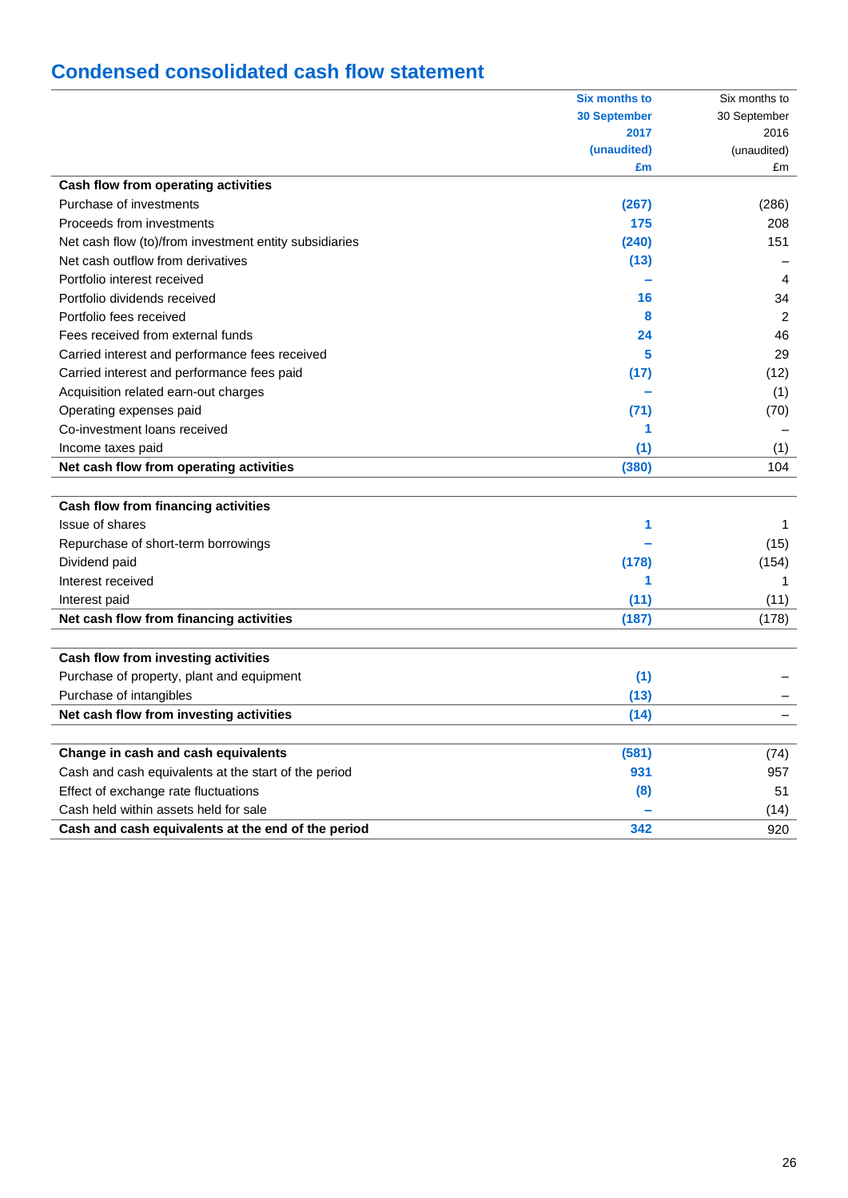## Condensed consolidated cash flow statement

| | Six months to 30 September 2017 (unaudited) £m | Six months to 30 September 2016 (unaudited) £m |
|---|---|---|
| **Cash flow from operating activities** | | |
| Purchase of investments | (267) | (286) |
| Proceeds from investments | 175 | 208 |
| Net cash flow (to)/from investment entity subsidiaries | (240) | 151 |
| Net cash outflow from derivatives | (13) | – |
| Portfolio interest received | – | 4 |
| Portfolio dividends received | 16 | 34 |
| Portfolio fees received | 8 | 2 |
| Fees received from external funds | 24 | 46 |
| Carried interest and performance fees received | 5 | 29 |
| Carried interest and performance fees paid | (17) | (12) |
| Acquisition related earn-out charges | – | (1) |
| Operating expenses paid | (71) | (70) |
| Co-investment loans received | 1 | – |
| Income taxes paid | (1) | (1) |
| **Net cash flow from operating activities** | **(380)** | **104** |
| | | |
| **Cash flow from financing activities** | | |
| Issue of shares | 1 | 1 |
| Repurchase of short-term borrowings | – | (15) |
| Dividend paid | (178) | (154) |
| Interest received | 1 | 1 |
| Interest paid | (11) | (11) |
| **Net cash flow from financing activities** | **(187)** | **(178)** |
| | | |
| **Cash flow from investing activities** | | |
| Purchase of property, plant and equipment | (1) | – |
| Purchase of intangibles | (13) | – |
| **Net cash flow from investing activities** | **(14)** | **–** |
| | | |
| **Change in cash and cash equivalents** | **(581)** | **(74)** |
| Cash and cash equivalents at the start of the period | 931 | 957 |
| Effect of exchange rate fluctuations | (8) | 51 |
| Cash held within assets held for sale | – | (14) |
| **Cash and cash equivalents at the end of the period** | **342** | **920** |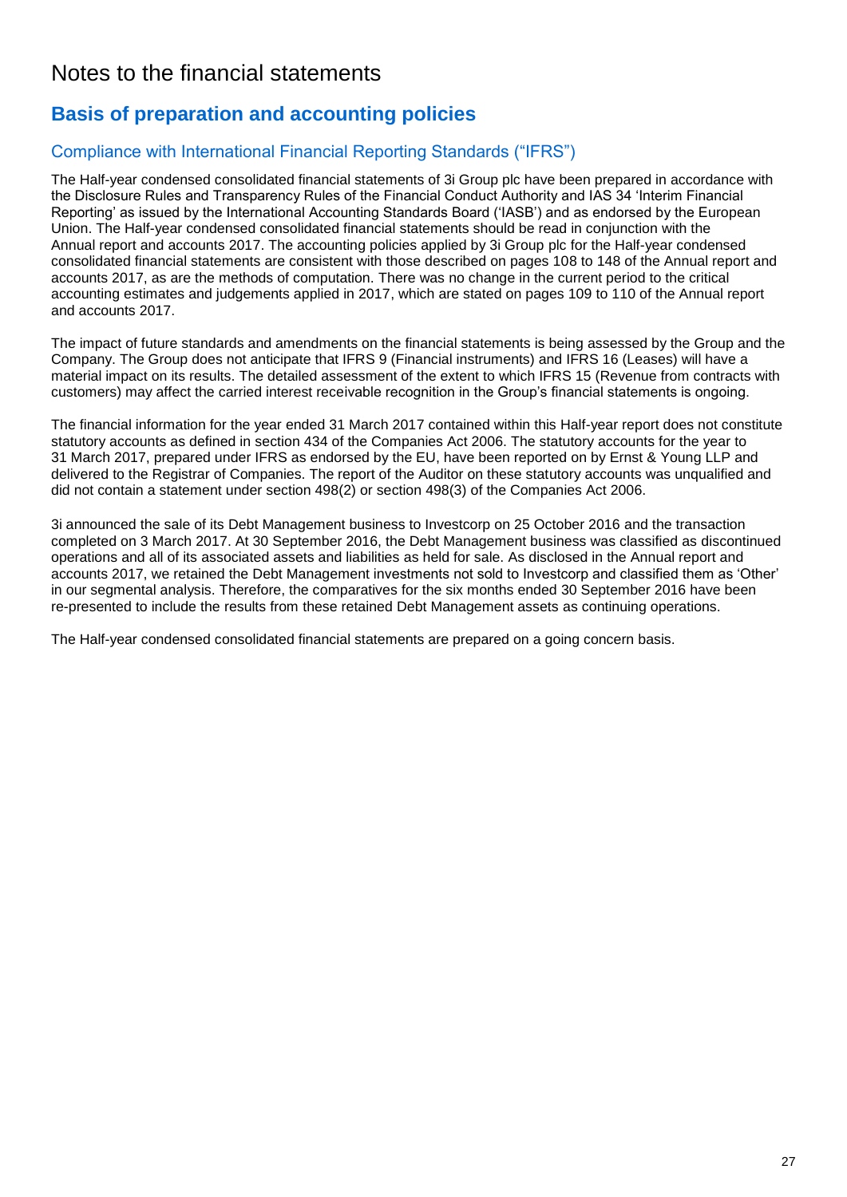# Notes to the financial statements

## Basis of preparation and accounting policies

### Compliance with International Financial Reporting Standards ("IFRS")

The Half-year condensed consolidated financial statements of 3i Group plc have been prepared in accordance with the Disclosure Rules and Transparency Rules of the Financial Conduct Authority and IAS 34 'Interim Financial Reporting' as issued by the International Accounting Standards Board ('IASB') and as endorsed by the European Union. The Half-year condensed consolidated financial statements should be read in conjunction with the Annual report and accounts 2017. The accounting policies applied by 3i Group plc for the Half-year condensed consolidated financial statements are consistent with those described on pages 108 to 148 of the Annual report and accounts 2017, as are the methods of computation. There was no change in the current period to the critical accounting estimates and judgements applied in 2017, which are stated on pages 109 to 110 of the Annual report and accounts 2017.

The impact of future standards and amendments on the financial statements is being assessed by the Group and the Company. The Group does not anticipate that IFRS 9 (Financial instruments) and IFRS 16 (Leases) will have a material impact on its results. The detailed assessment of the extent to which IFRS 15 (Revenue from contracts with customers) may affect the carried interest receivable recognition in the Group's financial statements is ongoing.

The financial information for the year ended 31 March 2017 contained within this Half-year report does not constitute statutory accounts as defined in section 434 of the Companies Act 2006. The statutory accounts for the year to 31 March 2017, prepared under IFRS as endorsed by the EU, have been reported on by Ernst & Young LLP and delivered to the Registrar of Companies. The report of the Auditor on these statutory accounts was unqualified and did not contain a statement under section 498(2) or section 498(3) of the Companies Act 2006.

3i announced the sale of its Debt Management business to Investcorp on 25 October 2016 and the transaction completed on 3 March 2017. At 30 September 2016, the Debt Management business was classified as discontinued operations and all of its associated assets and liabilities as held for sale. As disclosed in the Annual report and accounts 2017, we retained the Debt Management investments not sold to Investcorp and classified them as 'Other' in our segmental analysis. Therefore, the comparatives for the six months ended 30 September 2016 have been re-presented to include the results from these retained Debt Management assets as continuing operations.

The Half-year condensed consolidated financial statements are prepared on a going concern basis.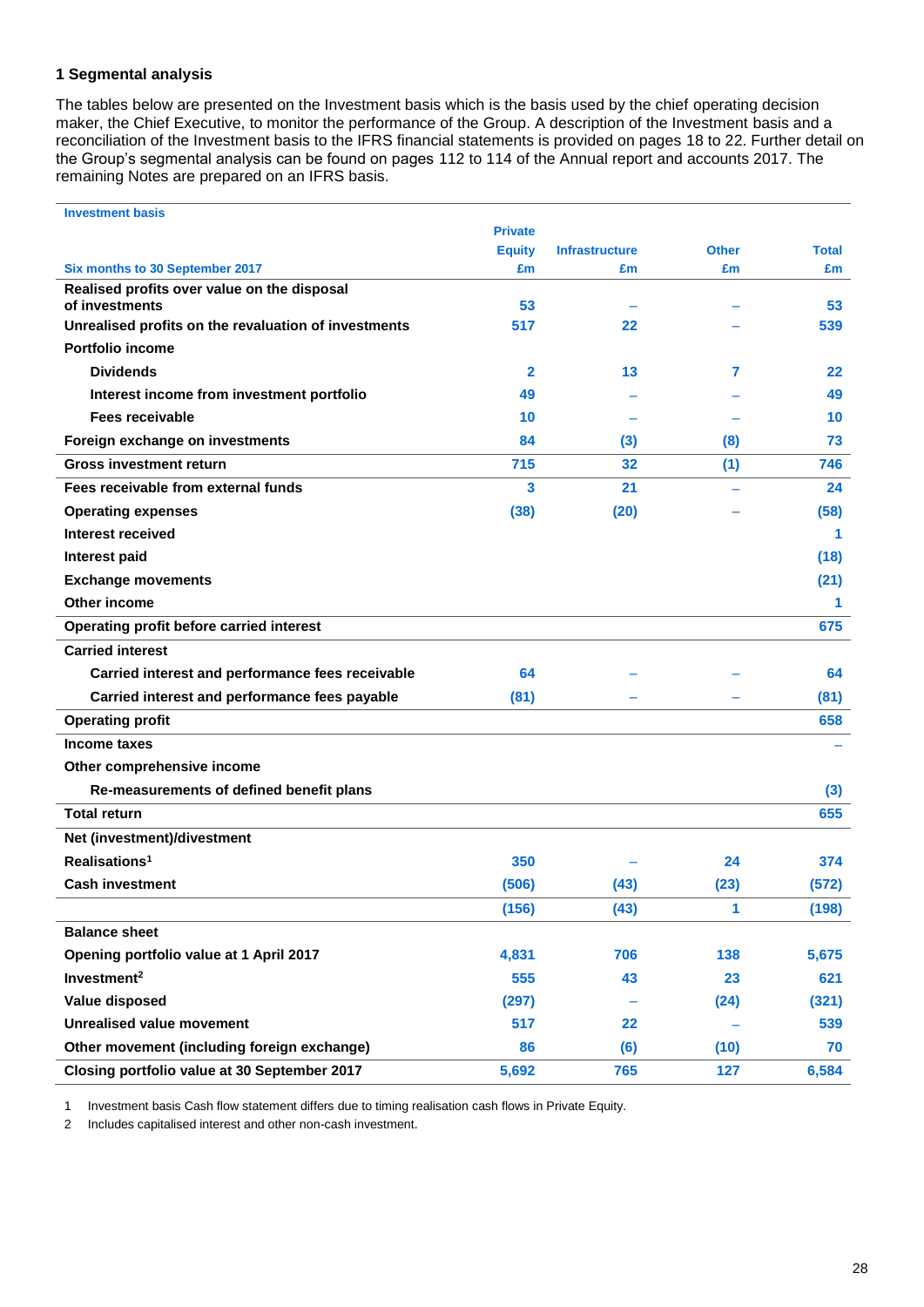## 1 Segmental analysis

The tables below are presented on the Investment basis which is the basis used by the chief operating decision maker, the Chief Executive, to monitor the performance of the Group. A description of the Investment basis and a reconciliation of the Investment basis to the IFRS financial statements is provided on pages 18 to 22. Further detail on the Group's segmental analysis can be found on pages 112 to 114 of the Annual report and accounts 2017. The remaining Notes are prepared on an IFRS basis.

| Investment basis<br>Six months to 30 September 2017 | Private Equity £m | Infrastructure £m | Other £m | Total £m |
|---|---|---|---|---|
| Realised profits over value on the disposal of investments | 53 | – | – | 53 |
| Unrealised profits on the revaluation of investments | 517 | 22 | – | 539 |
| Portfolio income | | | | |
| Dividends | 2 | 13 | 7 | 22 |
| Interest income from investment portfolio | 49 | – | – | 49 |
| Fees receivable | 10 | – | – | 10 |
| Foreign exchange on investments | 84 | (3) | (8) | 73 |
| Gross investment return | 715 | 32 | (1) | 746 |
| Fees receivable from external funds | 3 | 21 | – | 24 |
| Operating expenses | (38) | (20) | – | (58) |
| Interest received | | | | 1 |
| Interest paid | | | | (18) |
| Exchange movements | | | | (21) |
| Other income | | | | 1 |
| Operating profit before carried interest | | | | 675 |
| Carried interest | | | | |
| Carried interest and performance fees receivable | 64 | – | – | 64 |
| Carried interest and performance fees payable | (81) | – | – | (81) |
| Operating profit | | | | 658 |
| Income taxes | | | | – |
| Other comprehensive income | | | | |
| Re-measurements of defined benefit plans | | | | (3) |
| Total return | | | | 655 |
| Net (investment)/divestment | | | | |
| Realisations[1] | 350 | – | 24 | 374 |
| Cash investment | (506) | (43) | (23) | (572) |
| | (156) | (43) | 1 | (198) |
| Balance sheet | | | | |
| Opening portfolio value at 1 April 2017 | 4,831 | 706 | 138 | 5,675 |
| Investment[2] | 555 | 43 | 23 | 621 |
| Value disposed | (297) | – | (24) | (321) |
| Unrealised value movement | 517 | 22 | – | 539 |
| Other movement (including foreign exchange) | 86 | (6) | (10) | 70 |
| Closing portfolio value at 30 September 2017 | 5,692 | 765 | 127 | 6,584 |

1 Investment basis Cash flow statement differs due to timing realisation cash flows in Private Equity.

2 Includes capitalised interest and other non-cash investment.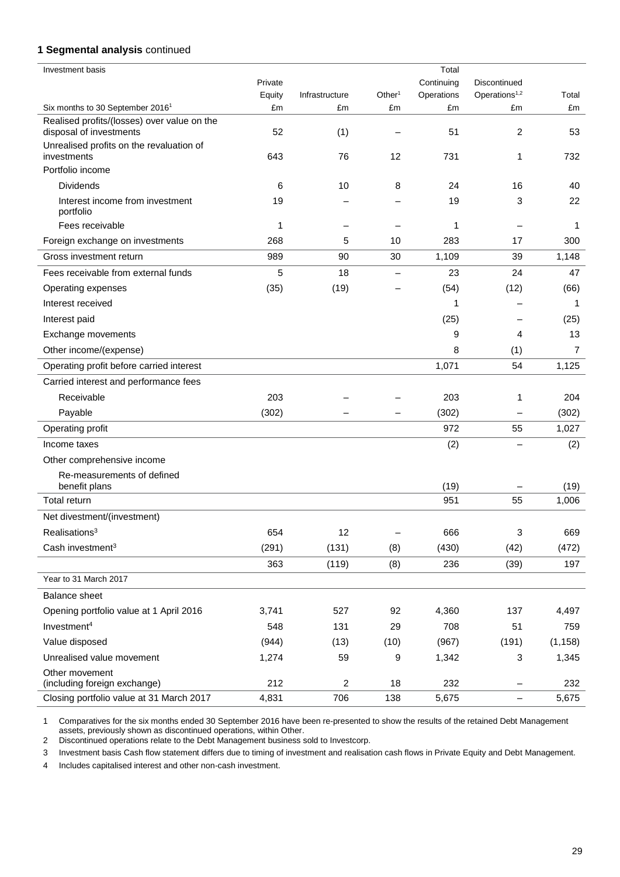**1 Segmental analysis** continued

| Investment basis<br>Six months to 30 September 2016[1] | Private Equity<br>£m | Infrastructure<br>£m | Other[1]<br>£m | Total Continuing Operations<br>£m | Discontinued Operations[1,2]<br>£m | Total<br>£m |
|---|---|---|---|---|---|---|
| Realised profits/(losses) over value on the disposal of investments | 52 | (1) | – | 51 | 2 | 53 |
| Unrealised profits on the revaluation of investments | 643 | 76 | 12 | 731 | 1 | 732 |
| Portfolio income | | | | | | |
| Dividends | 6 | 10 | 8 | 24 | 16 | 40 |
| Interest income from investment portfolio | 19 | – | – | 19 | 3 | 22 |
| Fees receivable | 1 | – | – | 1 | – | 1 |
| Foreign exchange on investments | 268 | 5 | 10 | 283 | 17 | 300 |
| Gross investment return | 989 | 90 | 30 | 1,109 | 39 | 1,148 |
| Fees receivable from external funds | 5 | 18 | – | 23 | 24 | 47 |
| Operating expenses | (35) | (19) | – | (54) | (12) | (66) |
| Interest received | | | | 1 | – | 1 |
| Interest paid | | | | (25) | – | (25) |
| Exchange movements | | | | 9 | 4 | 13 |
| Other income/(expense) | | | | 8 | (1) | 7 |
| Operating profit before carried interest | | | | 1,071 | 54 | 1,125 |
| Carried interest and performance fees | | | | | | |
| Receivable | 203 | – | – | 203 | 1 | 204 |
| Payable | (302) | – | – | (302) | – | (302) |
| Operating profit | | | | 972 | 55 | 1,027 |
| Income taxes | | | | (2) | – | (2) |
| Other comprehensive income | | | | | | |
| Re-measurements of defined benefit plans | | | | (19) | – | (19) |
| Total return | | | | 951 | 55 | 1,006 |
| Net divestment/(investment) | | | | | | |
| Realisations[3] | 654 | 12 | – | 666 | 3 | 669 |
| Cash investment[3] | (291) | (131) | (8) | (430) | (42) | (472) |
| | 363 | (119) | (8) | 236 | (39) | 197 |
| Year to 31 March 2017 | | | | | | |
| Balance sheet | | | | | | |
| Opening portfolio value at 1 April 2016 | 3,741 | 527 | 92 | 4,360 | 137 | 4,497 |
| Investment[4] | 548 | 131 | 29 | 708 | 51 | 759 |
| Value disposed | (944) | (13) | (10) | (967) | (191) | (1,158) |
| Unrealised value movement | 1,274 | 59 | 9 | 1,342 | 3 | 1,345 |
| Other movement (including foreign exchange) | 212 | 2 | 18 | 232 | – | 232 |
| Closing portfolio value at 31 March 2017 | 4,831 | 706 | 138 | 5,675 | – | 5,675 |

1 Comparatives for the six months ended 30 September 2016 have been re-presented to show the results of the retained Debt Management assets, previously shown as discontinued operations, within Other.

2 Discontinued operations relate to the Debt Management business sold to Investcorp.

3 Investment basis Cash flow statement differs due to timing of investment and realisation cash flows in Private Equity and Debt Management.

4 Includes capitalised interest and other non-cash investment.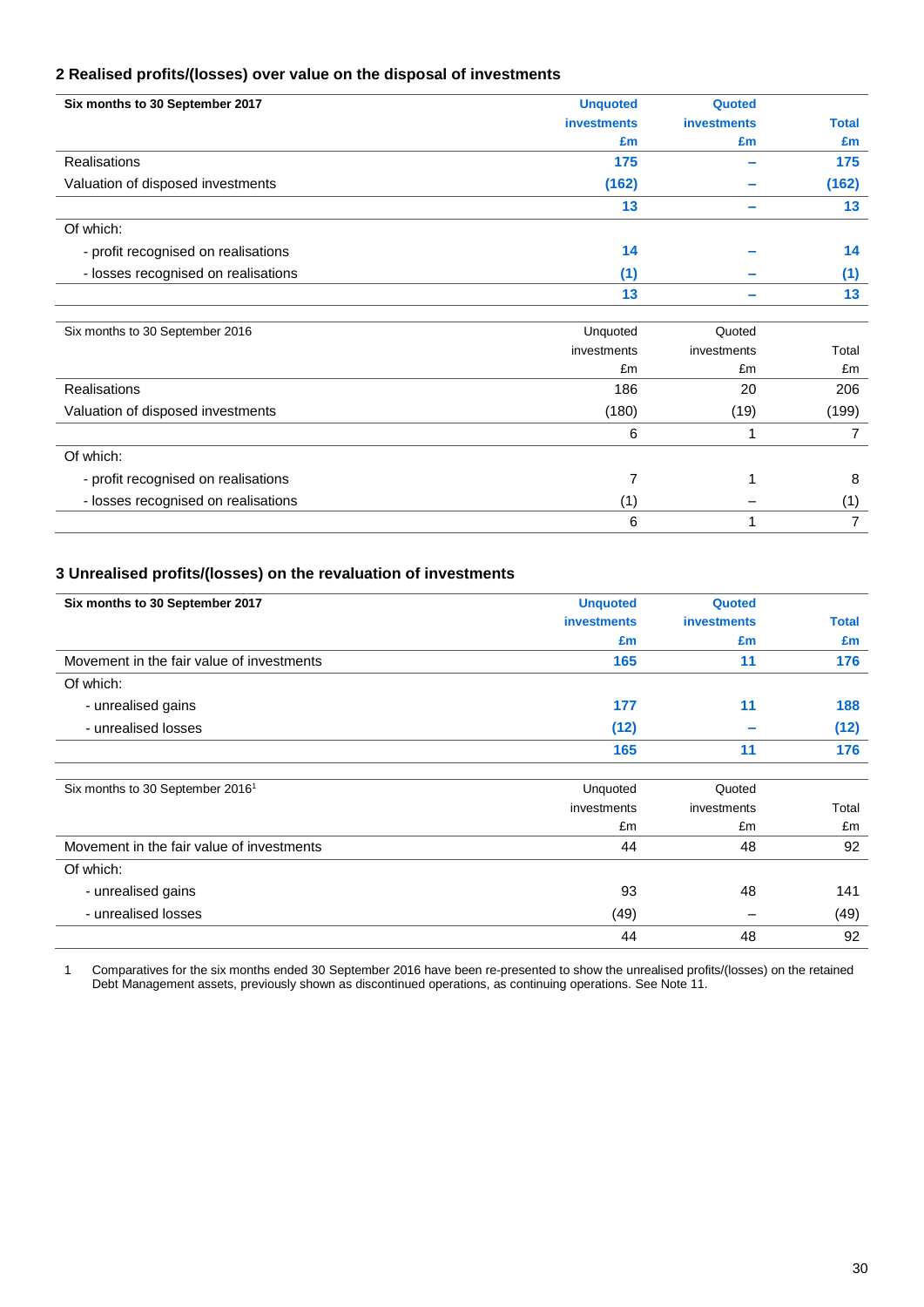## 2 Realised profits/(losses) over value on the disposal of investments

| **Six months to 30 September 2017** | **Unquoted investments £m** | **Quoted investments £m** | **Total £m** |
|---|---|---|---|
| Realisations | **175** | **–** | **175** |
| Valuation of disposed investments | **(162)** | **–** | **(162)** |
| | **13** | **–** | **13** |
| Of which: | | | |
| - profit recognised on realisations | **14** | **–** | **14** |
| - losses recognised on realisations | **(1)** | **–** | **(1)** |
| | **13** | **–** | **13** |

| Six months to 30 September 2016 | Unquoted investments £m | Quoted investments £m | Total £m |
|---|---|---|---|
| Realisations | 186 | 20 | 206 |
| Valuation of disposed investments | (180) | (19) | (199) |
| | 6 | 1 | 7 |
| Of which: | | | |
| - profit recognised on realisations | 7 | 1 | 8 |
| - losses recognised on realisations | (1) | – | (1) |
| | 6 | 1 | 7 |

## 3 Unrealised profits/(losses) on the revaluation of investments

| **Six months to 30 September 2017** | **Unquoted investments £m** | **Quoted investments £m** | **Total £m** |
|---|---|---|---|
| Movement in the fair value of investments | **165** | **11** | **176** |
| Of which: | | | |
| - unrealised gains | **177** | **11** | **188** |
| - unrealised losses | **(12)** | **–** | **(12)** |
| | **165** | **11** | **176** |

| Six months to 30 September 2016[1] | Unquoted investments £m | Quoted investments £m | Total £m |
|---|---|---|---|
| Movement in the fair value of investments | 44 | 48 | 92 |
| Of which: | | | |
| - unrealised gains | 93 | 48 | 141 |
| - unrealised losses | (49) | – | (49) |
| | 44 | 48 | 92 |

1 Comparatives for the six months ended 30 September 2016 have been re-presented to show the unrealised profits/(losses) on the retained Debt Management assets, previously shown as discontinued operations, as continuing operations. See Note 11.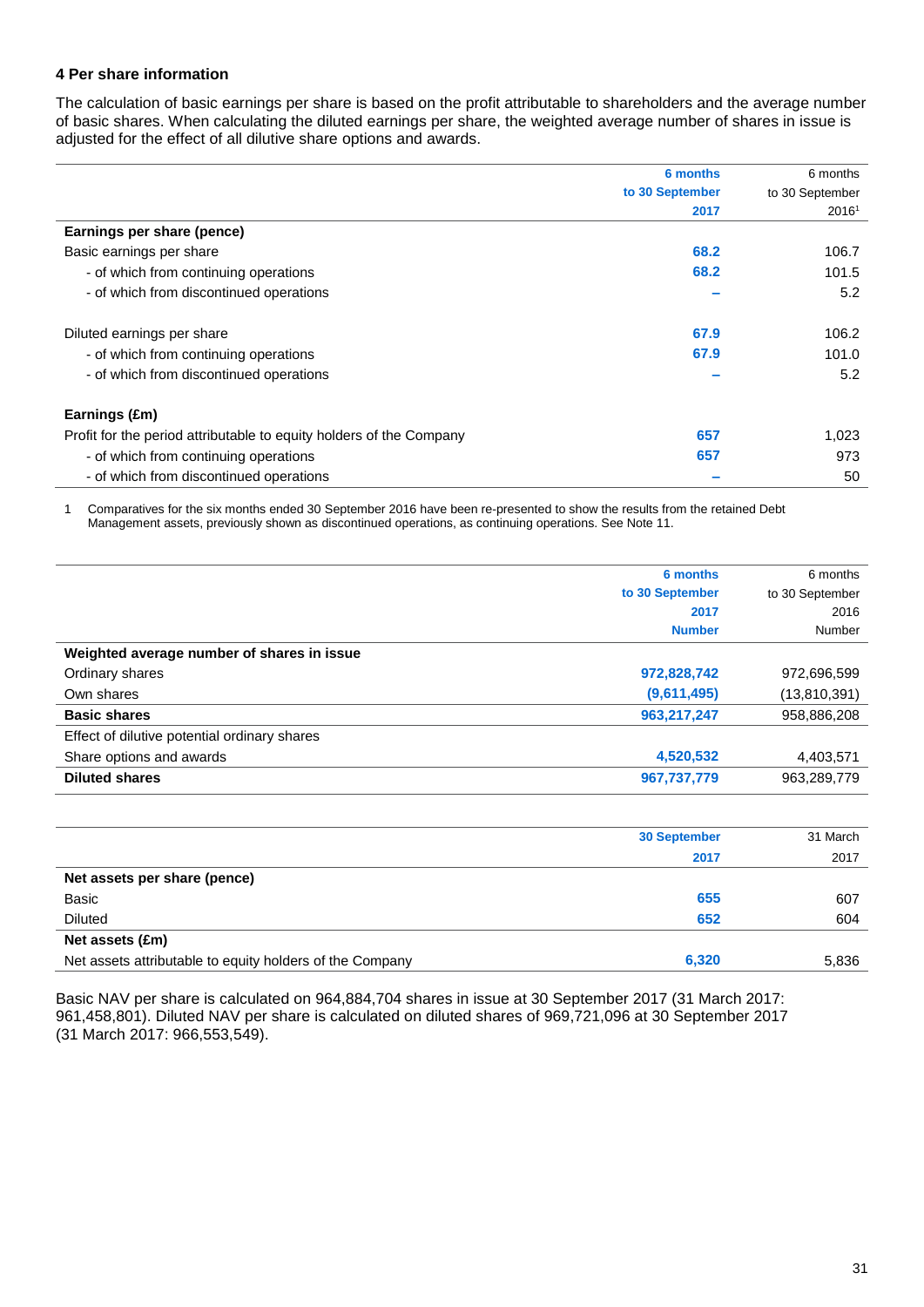## 4 Per share information

The calculation of basic earnings per share is based on the profit attributable to shareholders and the average number of basic shares. When calculating the diluted earnings per share, the weighted average number of shares in issue is adjusted for the effect of all dilutive share options and awards.

| | 6 months to 30 September 2017 | 6 months to 30 September 2016[1] |
|---|---|---|
| **Earnings per share (pence)** | | |
| Basic earnings per share | 68.2 | 106.7 |
| - of which from continuing operations | 68.2 | 101.5 |
| - of which from discontinued operations | – | 5.2 |
| Diluted earnings per share | 67.9 | 106.2 |
| - of which from continuing operations | 67.9 | 101.0 |
| - of which from discontinued operations | – | 5.2 |
| **Earnings (£m)** | | |
| Profit for the period attributable to equity holders of the Company | 657 | 1,023 |
| - of which from continuing operations | 657 | 973 |
| - of which from discontinued operations | – | 50 |

1 Comparatives for the six months ended 30 September 2016 have been re-presented to show the results from the retained Debt Management assets, previously shown as discontinued operations, as continuing operations. See Note 11.

| | 6 months to 30 September 2017 Number | 6 months to 30 September 2016 Number |
|---|---|---|
| **Weighted average number of shares in issue** | | |
| Ordinary shares | 972,828,742 | 972,696,599 |
| Own shares | (9,611,495) | (13,810,391) |
| **Basic shares** | 963,217,247 | 958,886,208 |
| Effect of dilutive potential ordinary shares | | |
| Share options and awards | 4,520,532 | 4,403,571 |
| **Diluted shares** | 967,737,779 | 963,289,779 |

| | 30 September 2017 | 31 March 2017 |
|---|---|---|
| **Net assets per share (pence)** | | |
| Basic | 655 | 607 |
| Diluted | 652 | 604 |
| **Net assets (£m)** | | |
| Net assets attributable to equity holders of the Company | 6,320 | 5,836 |

Basic NAV per share is calculated on 964,884,704 shares in issue at 30 September 2017 (31 March 2017: 961,458,801). Diluted NAV per share is calculated on diluted shares of 969,721,096 at 30 September 2017 (31 March 2017: 966,553,549).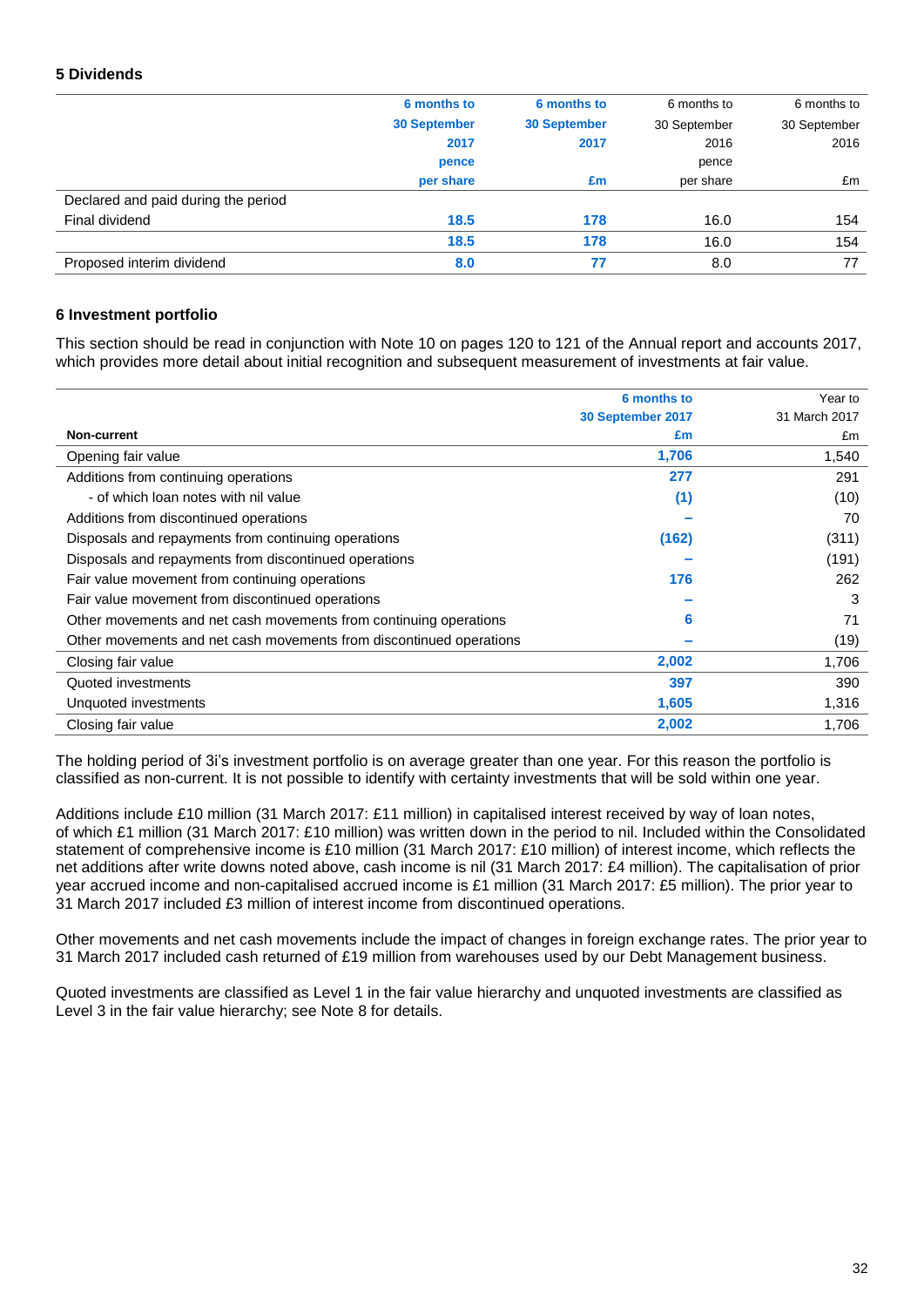### 5 Dividends

| | 6 months to 30 September 2017 pence per share | 6 months to 30 September 2017 £m | 6 months to 30 September 2016 pence per share | 6 months to 30 September 2016 £m |
|---|---|---|---|---|
| Declared and paid during the period | | | | |
| Final dividend | **18.5** | **178** | 16.0 | 154 |
| | **18.5** | **178** | 16.0 | 154 |
| Proposed interim dividend | **8.0** | **77** | 8.0 | 77 |

### 6 Investment portfolio

This section should be read in conjunction with Note 10 on pages 120 to 121 of the Annual report and accounts 2017, which provides more detail about initial recognition and subsequent measurement of investments at fair value.

| Non-current | 6 months to 30 September 2017 £m | Year to 31 March 2017 £m |
|---|---|---|
| Opening fair value | **1,706** | 1,540 |
| Additions from continuing operations | **277** | 291 |
| - of which loan notes with nil value | **(1)** | (10) |
| Additions from discontinued operations | **–** | 70 |
| Disposals and repayments from continuing operations | **(162)** | (311) |
| Disposals and repayments from discontinued operations | **–** | (191) |
| Fair value movement from continuing operations | **176** | 262 |
| Fair value movement from discontinued operations | **–** | 3 |
| Other movements and net cash movements from continuing operations | **6** | 71 |
| Other movements and net cash movements from discontinued operations | **–** | (19) |
| Closing fair value | **2,002** | 1,706 |
| Quoted investments | **397** | 390 |
| Unquoted investments | **1,605** | 1,316 |
| Closing fair value | **2,002** | 1,706 |

The holding period of 3i's investment portfolio is on average greater than one year. For this reason the portfolio is classified as non-current. It is not possible to identify with certainty investments that will be sold within one year.

Additions include £10 million (31 March 2017: £11 million) in capitalised interest received by way of loan notes, of which £1 million (31 March 2017: £10 million) was written down in the period to nil. Included within the Consolidated statement of comprehensive income is £10 million (31 March 2017: £10 million) of interest income, which reflects the net additions after write downs noted above, cash income is nil (31 March 2017: £4 million). The capitalisation of prior year accrued income and non-capitalised accrued income is £1 million (31 March 2017: £5 million). The prior year to 31 March 2017 included £3 million of interest income from discontinued operations.

Other movements and net cash movements include the impact of changes in foreign exchange rates. The prior year to 31 March 2017 included cash returned of £19 million from warehouses used by our Debt Management business.

Quoted investments are classified as Level 1 in the fair value hierarchy and unquoted investments are classified as Level 3 in the fair value hierarchy; see Note 8 for details.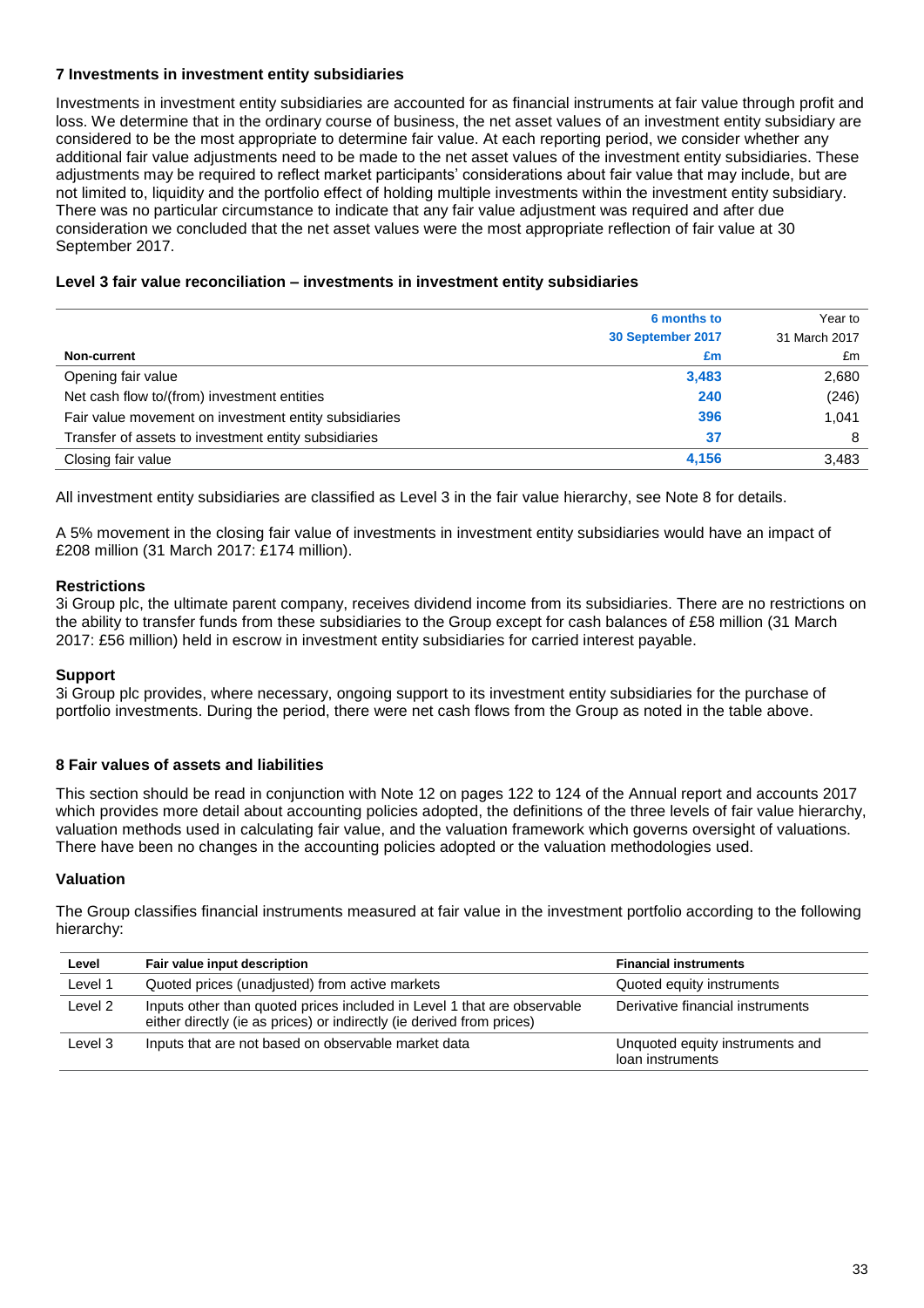### 7 Investments in investment entity subsidiaries

Investments in investment entity subsidiaries are accounted for as financial instruments at fair value through profit and loss. We determine that in the ordinary course of business, the net asset values of an investment entity subsidiary are considered to be the most appropriate to determine fair value. At each reporting period, we consider whether any additional fair value adjustments need to be made to the net asset values of the investment entity subsidiaries. These adjustments may be required to reflect market participants' considerations about fair value that may include, but are not limited to, liquidity and the portfolio effect of holding multiple investments within the investment entity subsidiary. There was no particular circumstance to indicate that any fair value adjustment was required and after due consideration we concluded that the net asset values were the most appropriate reflection of fair value at 30 September 2017.

**Level 3 fair value reconciliation – investments in investment entity subsidiaries**

| Non-current | 6 months to 30 September 2017 £m | Year to 31 March 2017 £m |
|---|---|---|
| Opening fair value | 3,483 | 2,680 |
| Net cash flow to/(from) investment entities | 240 | (246) |
| Fair value movement on investment entity subsidiaries | 396 | 1,041 |
| Transfer of assets to investment entity subsidiaries | 37 | 8 |
| Closing fair value | 4,156 | 3,483 |

All investment entity subsidiaries are classified as Level 3 in the fair value hierarchy, see Note 8 for details.

A 5% movement in the closing fair value of investments in investment entity subsidiaries would have an impact of £208 million (31 March 2017: £174 million).

**Restrictions**

3i Group plc, the ultimate parent company, receives dividend income from its subsidiaries. There are no restrictions on the ability to transfer funds from these subsidiaries to the Group except for cash balances of £58 million (31 March 2017: £56 million) held in escrow in investment entity subsidiaries for carried interest payable.

**Support**

3i Group plc provides, where necessary, ongoing support to its investment entity subsidiaries for the purchase of portfolio investments. During the period, there were net cash flows from the Group as noted in the table above.

### 8 Fair values of assets and liabilities

This section should be read in conjunction with Note 12 on pages 122 to 124 of the Annual report and accounts 2017 which provides more detail about accounting policies adopted, the definitions of the three levels of fair value hierarchy, valuation methods used in calculating fair value, and the valuation framework which governs oversight of valuations. There have been no changes in the accounting policies adopted or the valuation methodologies used.

**Valuation**

The Group classifies financial instruments measured at fair value in the investment portfolio according to the following hierarchy:

| Level | Fair value input description | Financial instruments |
|---|---|---|
| Level 1 | Quoted prices (unadjusted) from active markets | Quoted equity instruments |
| Level 2 | Inputs other than quoted prices included in Level 1 that are observable either directly (ie as prices) or indirectly (ie derived from prices) | Derivative financial instruments |
| Level 3 | Inputs that are not based on observable market data | Unquoted equity instruments and loan instruments |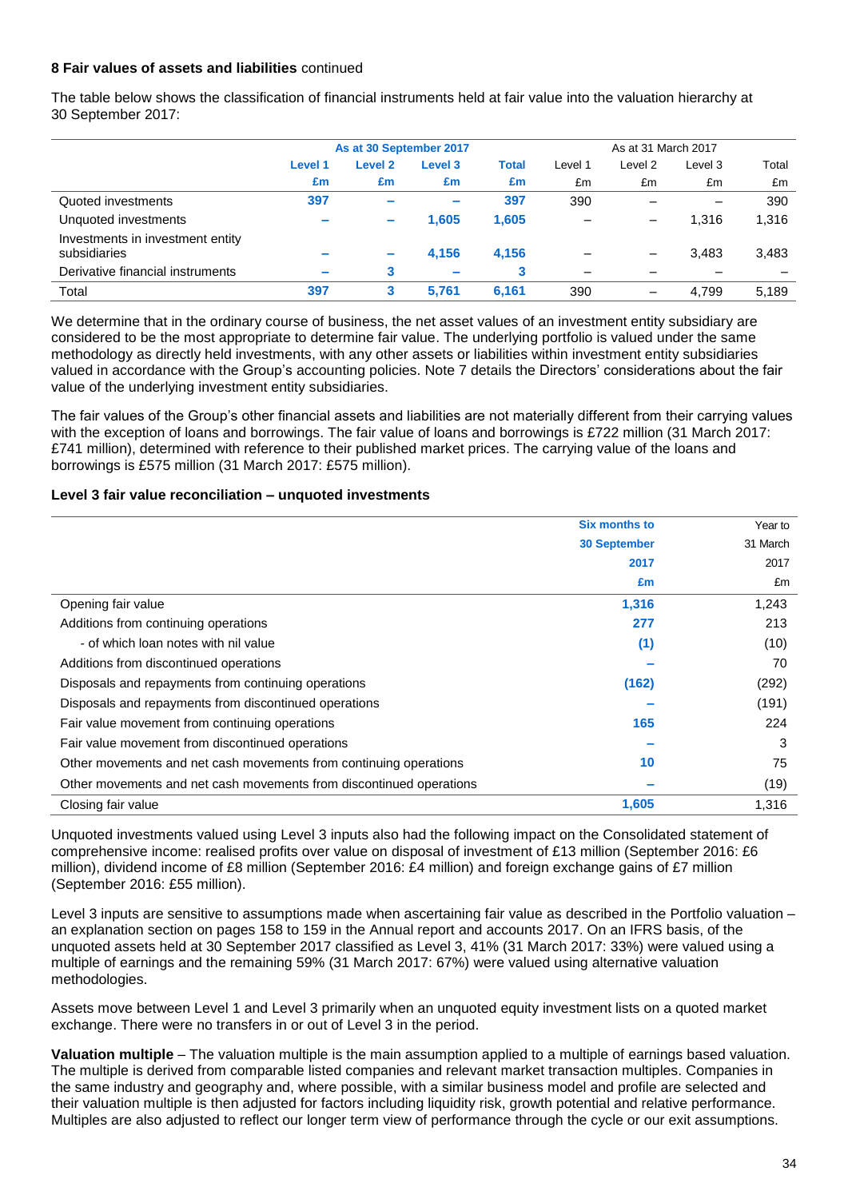**8 Fair values of assets and liabilities** continued

The table below shows the classification of financial instruments held at fair value into the valuation hierarchy at 30 September 2017:

| | As at 30 September 2017 | | | | As at 31 March 2017 | | | |
|---|---|---|---|---|---|---|---|---|
| | Level 1 | Level 2 | Level 3 | Total | Level 1 | Level 2 | Level 3 | Total |
| | £m | £m | £m | £m | £m | £m | £m | £m |
| Quoted investments | 397 | – | – | 397 | 390 | – | – | 390 |
| Unquoted investments | – | – | 1,605 | 1,605 | – | – | 1,316 | 1,316 |
| Investments in investment entity subsidiaries | – | – | 4,156 | 4,156 | – | – | 3,483 | 3,483 |
| Derivative financial instruments | – | 3 | – | 3 | – | – | – | – |
| Total | 397 | 3 | 5,761 | 6,161 | 390 | – | 4,799 | 5,189 |

We determine that in the ordinary course of business, the net asset values of an investment entity subsidiary are considered to be the most appropriate to determine fair value. The underlying portfolio is valued under the same methodology as directly held investments, with any other assets or liabilities within investment entity subsidiaries valued in accordance with the Group's accounting policies. Note 7 details the Directors' considerations about the fair value of the underlying investment entity subsidiaries.

The fair values of the Group's other financial assets and liabilities are not materially different from their carrying values with the exception of loans and borrowings. The fair value of loans and borrowings is £722 million (31 March 2017: £741 million), determined with reference to their published market prices. The carrying value of the loans and borrowings is £575 million (31 March 2017: £575 million).

**Level 3 fair value reconciliation – unquoted investments**

| | Six months to 30 September 2017 £m | Year to 31 March 2017 £m |
|---|---|---|
| Opening fair value | 1,316 | 1,243 |
| Additions from continuing operations | 277 | 213 |
| - of which loan notes with nil value | (1) | (10) |
| Additions from discontinued operations | – | 70 |
| Disposals and repayments from continuing operations | (162) | (292) |
| Disposals and repayments from discontinued operations | – | (191) |
| Fair value movement from continuing operations | 165 | 224 |
| Fair value movement from discontinued operations | – | 3 |
| Other movements and net cash movements from continuing operations | 10 | 75 |
| Other movements and net cash movements from discontinued operations | – | (19) |
| Closing fair value | 1,605 | 1,316 |

Unquoted investments valued using Level 3 inputs also had the following impact on the Consolidated statement of comprehensive income: realised profits over value on disposal of investment of £13 million (September 2016: £6 million), dividend income of £8 million (September 2016: £4 million) and foreign exchange gains of £7 million (September 2016: £55 million).

Level 3 inputs are sensitive to assumptions made when ascertaining fair value as described in the Portfolio valuation – an explanation section on pages 158 to 159 in the Annual report and accounts 2017. On an IFRS basis, of the unquoted assets held at 30 September 2017 classified as Level 3, 41% (31 March 2017: 33%) were valued using a multiple of earnings and the remaining 59% (31 March 2017: 67%) were valued using alternative valuation methodologies.

Assets move between Level 1 and Level 3 primarily when an unquoted equity investment lists on a quoted market exchange. There were no transfers in or out of Level 3 in the period.

**Valuation multiple** – The valuation multiple is the main assumption applied to a multiple of earnings based valuation. The multiple is derived from comparable listed companies and relevant market transaction multiples. Companies in the same industry and geography and, where possible, with a similar business model and profile are selected and their valuation multiple is then adjusted for factors including liquidity risk, growth potential and relative performance. Multiples are also adjusted to reflect our longer term view of performance through the cycle or our exit assumptions.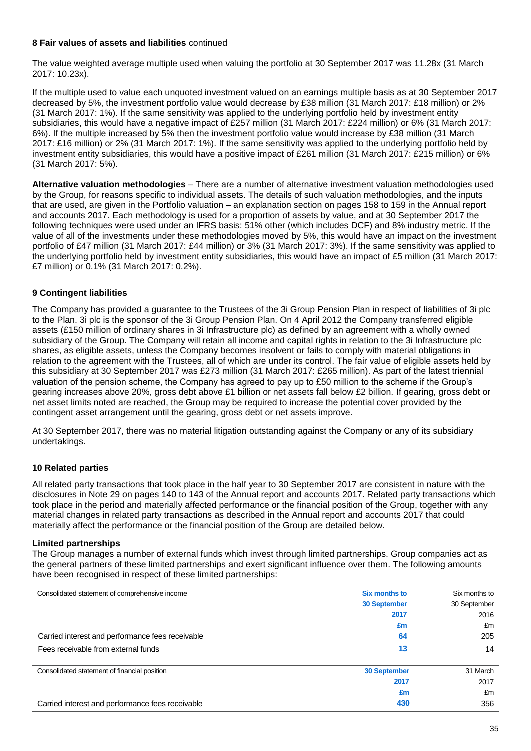**8 Fair values of assets and liabilities** continued

The value weighted average multiple used when valuing the portfolio at 30 September 2017 was 11.28x (31 March 2017: 10.23x).

If the multiple used to value each unquoted investment valued on an earnings multiple basis as at 30 September 2017 decreased by 5%, the investment portfolio value would decrease by £38 million (31 March 2017: £18 million) or 2% (31 March 2017: 1%). If the same sensitivity was applied to the underlying portfolio held by investment entity subsidiaries, this would have a negative impact of £257 million (31 March 2017: £224 million) or 6% (31 March 2017: 6%). If the multiple increased by 5% then the investment portfolio value would increase by £38 million (31 March 2017: £16 million) or 2% (31 March 2017: 1%). If the same sensitivity was applied to the underlying portfolio held by investment entity subsidiaries, this would have a positive impact of £261 million (31 March 2017: £215 million) or 6% (31 March 2017: 5%).

**Alternative valuation methodologies** – There are a number of alternative investment valuation methodologies used by the Group, for reasons specific to individual assets. The details of such valuation methodologies, and the inputs that are used, are given in the Portfolio valuation – an explanation section on pages 158 to 159 in the Annual report and accounts 2017. Each methodology is used for a proportion of assets by value, and at 30 September 2017 the following techniques were used under an IFRS basis: 51% other (which includes DCF) and 8% industry metric. If the value of all of the investments under these methodologies moved by 5%, this would have an impact on the investment portfolio of £47 million (31 March 2017: £44 million) or 3% (31 March 2017: 3%). If the same sensitivity was applied to the underlying portfolio held by investment entity subsidiaries, this would have an impact of £5 million (31 March 2017: £7 million) or 0.1% (31 March 2017: 0.2%).

**9 Contingent liabilities**

The Company has provided a guarantee to the Trustees of the 3i Group Pension Plan in respect of liabilities of 3i plc to the Plan. 3i plc is the sponsor of the 3i Group Pension Plan. On 4 April 2012 the Company transferred eligible assets (£150 million of ordinary shares in 3i Infrastructure plc) as defined by an agreement with a wholly owned subsidiary of the Group. The Company will retain all income and capital rights in relation to the 3i Infrastructure plc shares, as eligible assets, unless the Company becomes insolvent or fails to comply with material obligations in relation to the agreement with the Trustees, all of which are under its control. The fair value of eligible assets held by this subsidiary at 30 September 2017 was £273 million (31 March 2017: £265 million). As part of the latest triennial valuation of the pension scheme, the Company has agreed to pay up to £50 million to the scheme if the Group's gearing increases above 20%, gross debt above £1 billion or net assets fall below £2 billion. If gearing, gross debt or net asset limits noted are reached, the Group may be required to increase the potential cover provided by the contingent asset arrangement until the gearing, gross debt or net assets improve.

At 30 September 2017, there was no material litigation outstanding against the Company or any of its subsidiary undertakings.

**10 Related parties**

All related party transactions that took place in the half year to 30 September 2017 are consistent in nature with the disclosures in Note 29 on pages 140 to 143 of the Annual report and accounts 2017. Related party transactions which took place in the period and materially affected performance or the financial position of the Group, together with any material changes in related party transactions as described in the Annual report and accounts 2017 that could materially affect the performance or the financial position of the Group are detailed below.

**Limited partnerships**

The Group manages a number of external funds which invest through limited partnerships. Group companies act as the general partners of these limited partnerships and exert significant influence over them. The following amounts have been recognised in respect of these limited partnerships:

| Consolidated statement of comprehensive income | Six months to 30 September 2017 £m | Six months to 30 September 2016 £m |
|---|---|---|
| Carried interest and performance fees receivable | 64 | 205 |
| Fees receivable from external funds | 13 | 14 |

| Consolidated statement of financial position | 30 September 2017 £m | 31 March 2017 £m |
|---|---|---|
| Carried interest and performance fees receivable | 430 | 356 |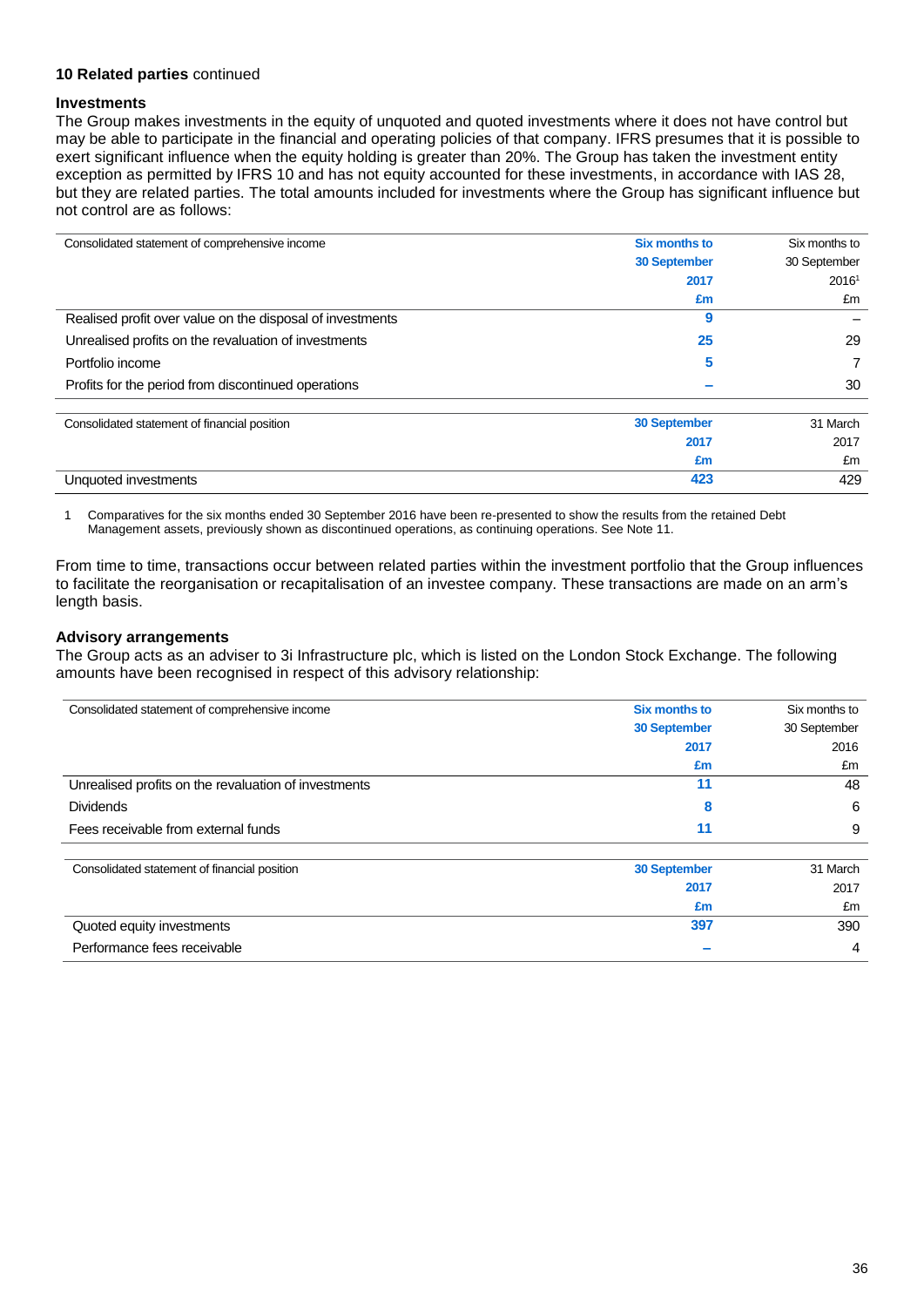**10 Related parties** continued

### Investments

The Group makes investments in the equity of unquoted and quoted investments where it does not have control but may be able to participate in the financial and operating policies of that company. IFRS presumes that it is possible to exert significant influence when the equity holding is greater than 20%. The Group has taken the investment entity exception as permitted by IFRS 10 and has not equity accounted for these investments, in accordance with IAS 28, but they are related parties. The total amounts included for investments where the Group has significant influence but not control are as follows:

| Consolidated statement of comprehensive income | Six months to 30 September 2017 £m | Six months to 30 September 2016[1] £m |
|---|---|---|
| Realised profit over value on the disposal of investments | 9 | – |
| Unrealised profits on the revaluation of investments | 25 | 29 |
| Portfolio income | 5 | 7 |
| Profits for the period from discontinued operations | – | 30 |

| Consolidated statement of financial position | 30 September 2017 £m | 31 March 2017 £m |
|---|---|---|
| Unquoted investments | 423 | 429 |

1 Comparatives for the six months ended 30 September 2016 have been re-presented to show the results from the retained Debt Management assets, previously shown as discontinued operations, as continuing operations. See Note 11.

From time to time, transactions occur between related parties within the investment portfolio that the Group influences to facilitate the reorganisation or recapitalisation of an investee company. These transactions are made on an arm's length basis.

### Advisory arrangements

The Group acts as an adviser to 3i Infrastructure plc, which is listed on the London Stock Exchange. The following amounts have been recognised in respect of this advisory relationship:

| Consolidated statement of comprehensive income | Six months to 30 September 2017 £m | Six months to 30 September 2016 £m |
|---|---|---|
| Unrealised profits on the revaluation of investments | 11 | 48 |
| Dividends | 8 | 6 |
| Fees receivable from external funds | 11 | 9 |

| Consolidated statement of financial position | 30 September 2017 £m | 31 March 2017 £m |
|---|---|---|
| Quoted equity investments | 397 | 390 |
| Performance fees receivable | – | 4 |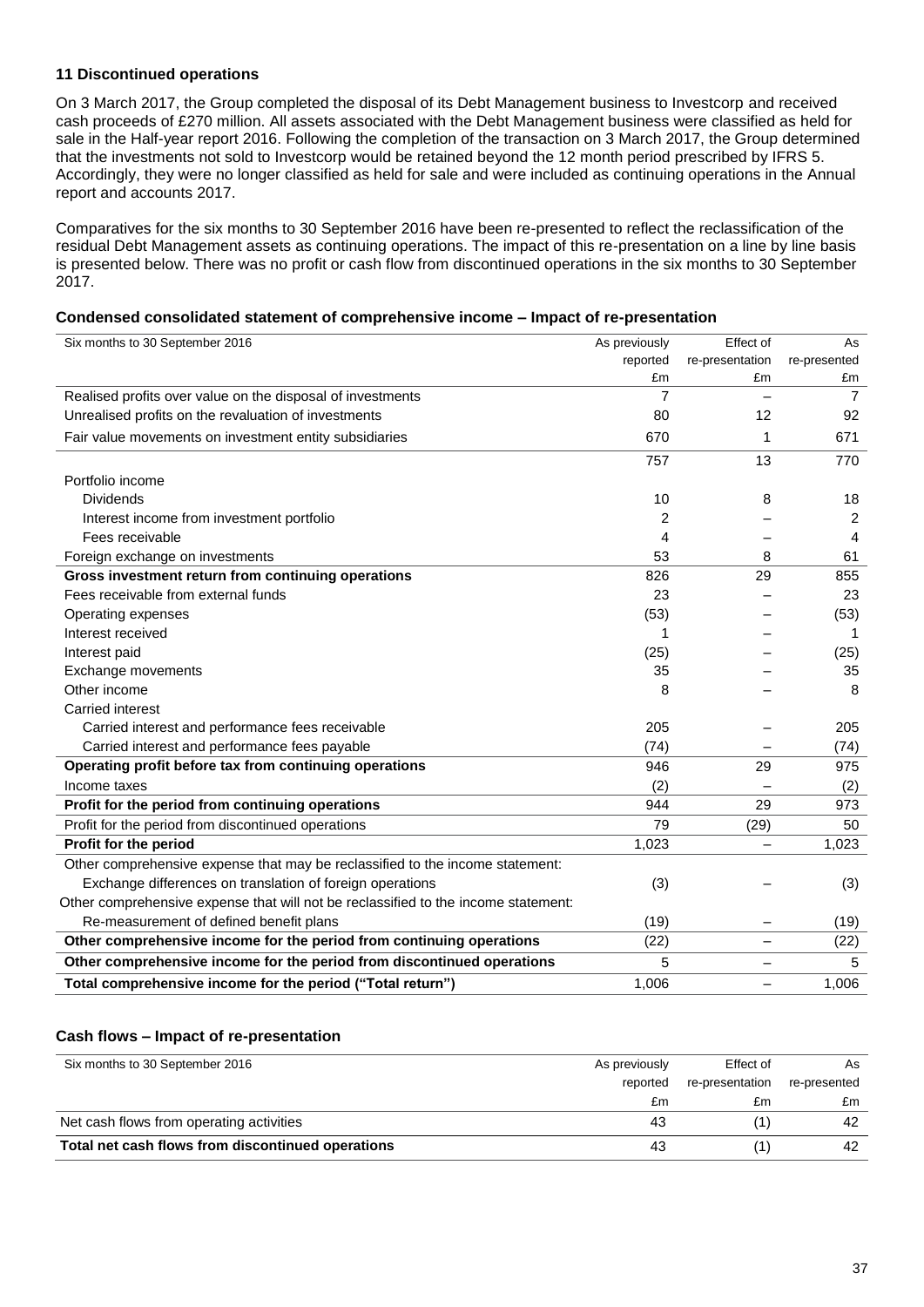### 11 Discontinued operations

On 3 March 2017, the Group completed the disposal of its Debt Management business to Investcorp and received cash proceeds of £270 million. All assets associated with the Debt Management business were classified as held for sale in the Half-year report 2016. Following the completion of the transaction on 3 March 2017, the Group determined that the investments not sold to Investcorp would be retained beyond the 12 month period prescribed by IFRS 5. Accordingly, they were no longer classified as held for sale and were included as continuing operations in the Annual report and accounts 2017.

Comparatives for the six months to 30 September 2016 have been re-presented to reflect the reclassification of the residual Debt Management assets as continuing operations. The impact of this re-presentation on a line by line basis is presented below. There was no profit or cash flow from discontinued operations in the six months to 30 September 2017.

**Condensed consolidated statement of comprehensive income – Impact of re-presentation**

| Six months to 30 September 2016 | As previously reported £m | Effect of re-presentation £m | As re-presented £m |
|---|---|---|---|
| Realised profits over value on the disposal of investments | 7 | – | 7 |
| Unrealised profits on the revaluation of investments | 80 | 12 | 92 |
| Fair value movements on investment entity subsidiaries | 670 | 1 | 671 |
| | 757 | 13 | 770 |
| Portfolio income | | | |
| Dividends | 10 | 8 | 18 |
| Interest income from investment portfolio | 2 | – | 2 |
| Fees receivable | 4 | – | 4 |
| Foreign exchange on investments | 53 | 8 | 61 |
| **Gross investment return from continuing operations** | 826 | 29 | 855 |
| Fees receivable from external funds | 23 | – | 23 |
| Operating expenses | (53) | – | (53) |
| Interest received | 1 | – | 1 |
| Interest paid | (25) | – | (25) |
| Exchange movements | 35 | – | 35 |
| Other income | 8 | – | 8 |
| Carried interest | | | |
| Carried interest and performance fees receivable | 205 | – | 205 |
| Carried interest and performance fees payable | (74) | – | (74) |
| **Operating profit before tax from continuing operations** | 946 | 29 | 975 |
| Income taxes | (2) | – | (2) |
| **Profit for the period from continuing operations** | 944 | 29 | 973 |
| Profit for the period from discontinued operations | 79 | (29) | 50 |
| **Profit for the period** | 1,023 | – | 1,023 |
| Other comprehensive expense that may be reclassified to the income statement: | | | |
| Exchange differences on translation of foreign operations | (3) | – | (3) |
| Other comprehensive expense that will not be reclassified to the income statement: | | | |
| Re-measurement of defined benefit plans | (19) | – | (19) |
| **Other comprehensive income for the period from continuing operations** | (22) | – | (22) |
| **Other comprehensive income for the period from discontinued operations** | 5 | – | 5 |
| **Total comprehensive income for the period ("Total return")** | 1,006 | – | 1,006 |

**Cash flows – Impact of re-presentation**

| Six months to 30 September 2016 | As previously reported £m | Effect of re-presentation £m | As re-presented £m |
|---|---|---|---|
| Net cash flows from operating activities | 43 | (1) | 42 |
| **Total net cash flows from discontinued operations** | 43 | (1) | 42 |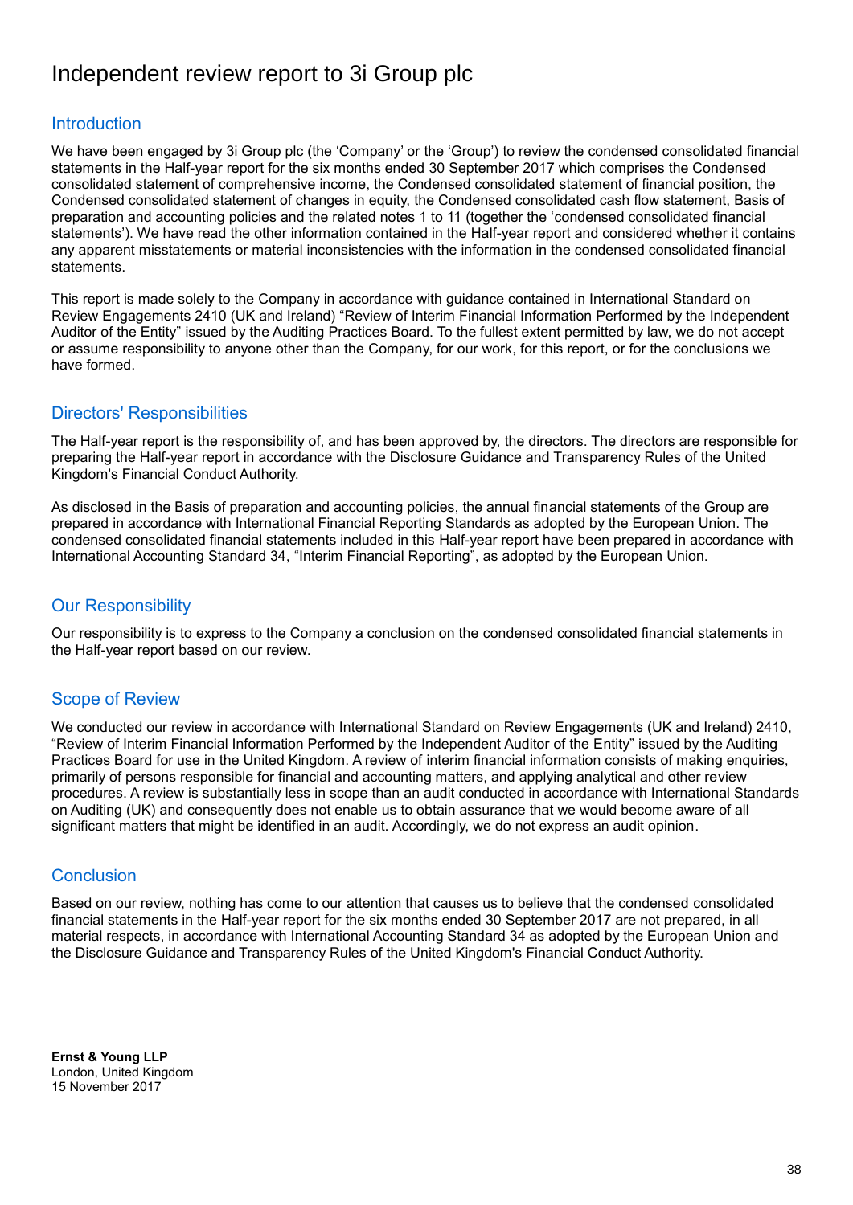# Independent review report to 3i Group plc

## Introduction

We have been engaged by 3i Group plc (the 'Company' or the 'Group') to review the condensed consolidated financial statements in the Half-year report for the six months ended 30 September 2017 which comprises the Condensed consolidated statement of comprehensive income, the Condensed consolidated statement of financial position, the Condensed consolidated statement of changes in equity, the Condensed consolidated cash flow statement, Basis of preparation and accounting policies and the related notes 1 to 11 (together the 'condensed consolidated financial statements'). We have read the other information contained in the Half-year report and considered whether it contains any apparent misstatements or material inconsistencies with the information in the condensed consolidated financial statements.

This report is made solely to the Company in accordance with guidance contained in International Standard on Review Engagements 2410 (UK and Ireland) "Review of Interim Financial Information Performed by the Independent Auditor of the Entity" issued by the Auditing Practices Board. To the fullest extent permitted by law, we do not accept or assume responsibility to anyone other than the Company, for our work, for this report, or for the conclusions we have formed.

## Directors' Responsibilities

The Half-year report is the responsibility of, and has been approved by, the directors. The directors are responsible for preparing the Half-year report in accordance with the Disclosure Guidance and Transparency Rules of the United Kingdom's Financial Conduct Authority.

As disclosed in the Basis of preparation and accounting policies, the annual financial statements of the Group are prepared in accordance with International Financial Reporting Standards as adopted by the European Union. The condensed consolidated financial statements included in this Half-year report have been prepared in accordance with International Accounting Standard 34, "Interim Financial Reporting", as adopted by the European Union.

## Our Responsibility

Our responsibility is to express to the Company a conclusion on the condensed consolidated financial statements in the Half-year report based on our review.

## Scope of Review

We conducted our review in accordance with International Standard on Review Engagements (UK and Ireland) 2410, "Review of Interim Financial Information Performed by the Independent Auditor of the Entity" issued by the Auditing Practices Board for use in the United Kingdom. A review of interim financial information consists of making enquiries, primarily of persons responsible for financial and accounting matters, and applying analytical and other review procedures. A review is substantially less in scope than an audit conducted in accordance with International Standards on Auditing (UK) and consequently does not enable us to obtain assurance that we would become aware of all significant matters that might be identified in an audit. Accordingly, we do not express an audit opinion.

## Conclusion

Based on our review, nothing has come to our attention that causes us to believe that the condensed consolidated financial statements in the Half-year report for the six months ended 30 September 2017 are not prepared, in all material respects, in accordance with International Accounting Standard 34 as adopted by the European Union and the Disclosure Guidance and Transparency Rules of the United Kingdom's Financial Conduct Authority.

**Ernst & Young LLP**
London, United Kingdom
15 November 2017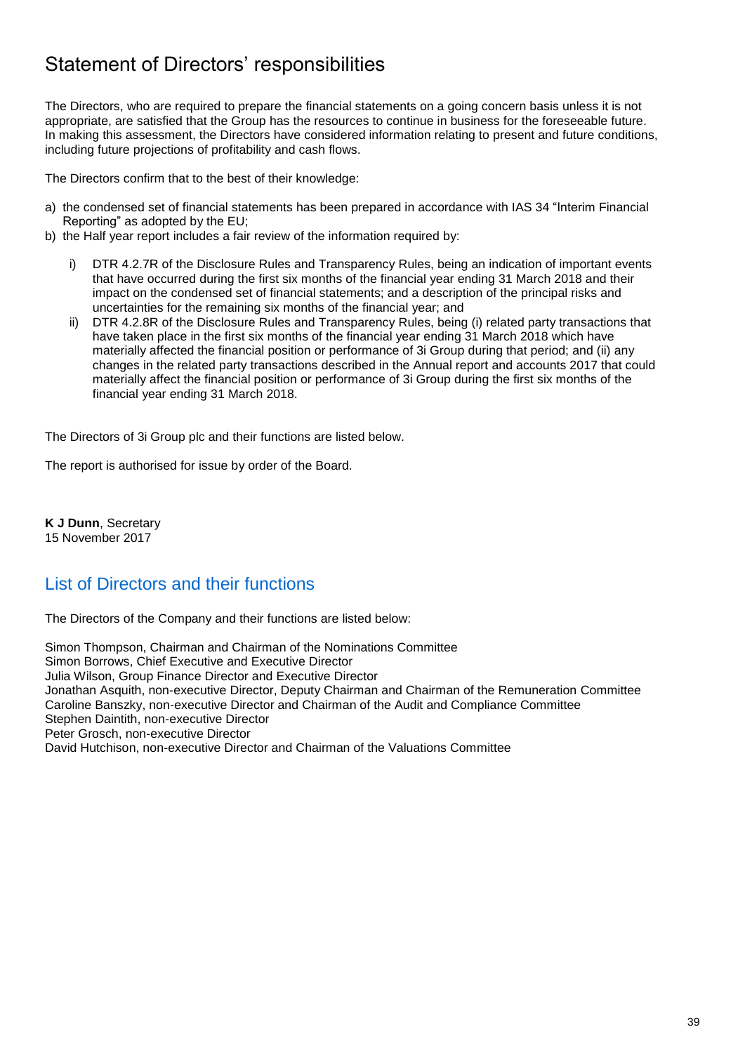# Statement of Directors' responsibilities

The Directors, who are required to prepare the financial statements on a going concern basis unless it is not appropriate, are satisfied that the Group has the resources to continue in business for the foreseeable future. In making this assessment, the Directors have considered information relating to present and future conditions, including future projections of profitability and cash flows.

The Directors confirm that to the best of their knowledge:

a) the condensed set of financial statements has been prepared in accordance with IAS 34 "Interim Financial Reporting" as adopted by the EU;
b) the Half year report includes a fair review of the information required by:

   i) DTR 4.2.7R of the Disclosure Rules and Transparency Rules, being an indication of important events that have occurred during the first six months of the financial year ending 31 March 2018 and their impact on the condensed set of financial statements; and a description of the principal risks and uncertainties for the remaining six months of the financial year; and
   ii) DTR 4.2.8R of the Disclosure Rules and Transparency Rules, being (i) related party transactions that have taken place in the first six months of the financial year ending 31 March 2018 which have materially affected the financial position or performance of 3i Group during that period; and (ii) any changes in the related party transactions described in the Annual report and accounts 2017 that could materially affect the financial position or performance of 3i Group during the first six months of the financial year ending 31 March 2018.

The Directors of 3i Group plc and their functions are listed below.

The report is authorised for issue by order of the Board.

**K J Dunn**, Secretary
15 November 2017

## List of Directors and their functions

The Directors of the Company and their functions are listed below:

Simon Thompson, Chairman and Chairman of the Nominations Committee
Simon Borrows, Chief Executive and Executive Director
Julia Wilson, Group Finance Director and Executive Director
Jonathan Asquith, non-executive Director, Deputy Chairman and Chairman of the Remuneration Committee
Caroline Banszky, non-executive Director and Chairman of the Audit and Compliance Committee
Stephen Daintith, non-executive Director
Peter Grosch, non-executive Director
David Hutchison, non-executive Director and Chairman of the Valuations Committee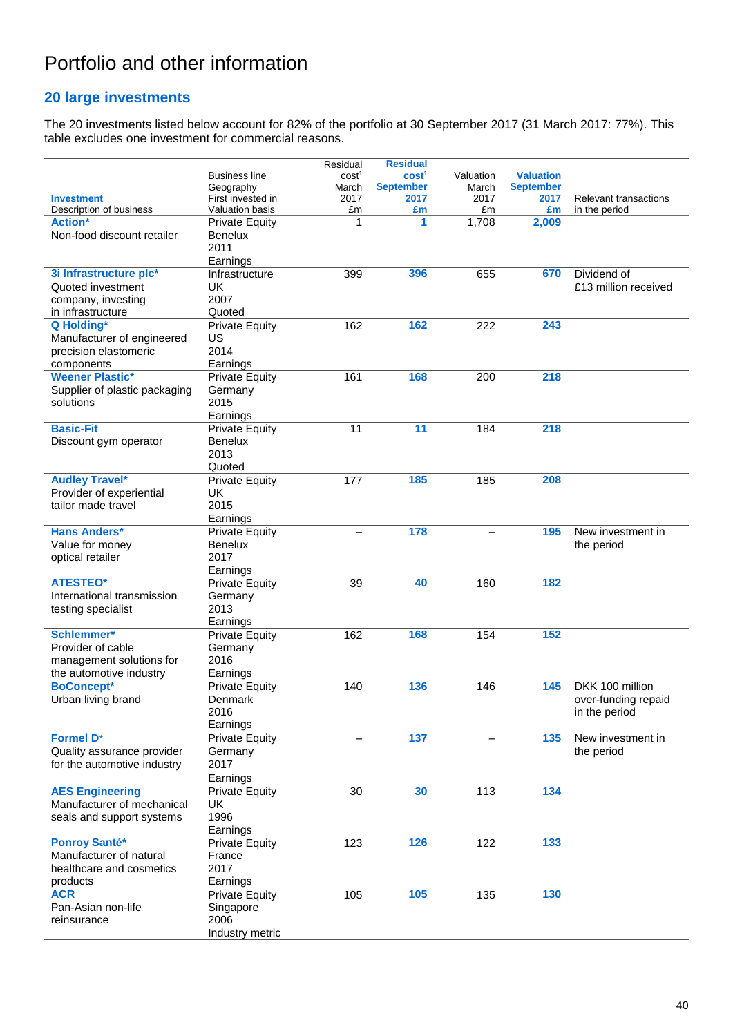# Portfolio and other information

## 20 large investments

The 20 investments listed below account for 82% of the portfolio at 30 September 2017 (31 March 2017: 77%). This table excludes one investment for commercial reasons.

| **Investment**<br>Description of business | Business line<br>Geography<br>First invested in<br>Valuation basis | Residual cost[1] March 2017 £m | **Residual cost[1] September 2017 £m** | Valuation March 2017 £m | **Valuation September 2017 £m** | Relevant transactions in the period |
|---|---|---|---|---|---|---|
| **Action***<br>Non-food discount retailer | Private Equity<br>Benelux<br>2011<br>Earnings | 1 | **1** | 1,708 | **2,009** | |
| **3i Infrastructure plc***<br>Quoted investment company, investing in infrastructure | Infrastructure<br>UK<br>2007<br>Quoted | 399 | **396** | 655 | **670** | Dividend of £13 million received |
| **Q Holding***<br>Manufacturer of engineered precision elastomeric components | Private Equity<br>US<br>2014<br>Earnings | 162 | **162** | 222 | **243** | |
| **Weener Plastic***<br>Supplier of plastic packaging solutions | Private Equity<br>Germany<br>2015<br>Earnings | 161 | **168** | 200 | **218** | |
| **Basic-Fit**<br>Discount gym operator | Private Equity<br>Benelux<br>2013<br>Quoted | 11 | **11** | 184 | **218** | |
| **Audley Travel***<br>Provider of experiential tailor made travel | Private Equity<br>UK<br>2015<br>Earnings | 177 | **185** | 185 | **208** | |
| **Hans Anders***<br>Value for money optical retailer | Private Equity<br>Benelux<br>2017<br>Earnings | – | **178** | – | **195** | New investment in the period |
| **ATESTEO***<br>International transmission testing specialist | Private Equity<br>Germany<br>2013<br>Earnings | 39 | **40** | 160 | **182** | |
| **Schlemmer***<br>Provider of cable management solutions for the automotive industry | Private Equity<br>Germany<br>2016<br>Earnings | 162 | **168** | 154 | **152** | |
| **BoConcept***<br>Urban living brand | Private Equity<br>Denmark<br>2016<br>Earnings | 140 | **136** | 146 | **145** | DKK 100 million over-funding repaid in the period |
| **Formel D***<br>Quality assurance provider for the automotive industry | Private Equity<br>Germany<br>2017<br>Earnings | – | **137** | – | **135** | New investment in the period |
| **AES Engineering**<br>Manufacturer of mechanical seals and support systems | Private Equity<br>UK<br>1996<br>Earnings | 30 | **30** | 113 | **134** | |
| **Ponroy Santé***<br>Manufacturer of natural healthcare and cosmetics products | Private Equity<br>France<br>2017<br>Earnings | 123 | **126** | 122 | **133** | |
| **ACR**<br>Pan-Asian non-life reinsurance | Private Equity<br>Singapore<br>2006<br>Industry metric | 105 | **105** | 135 | **130** | |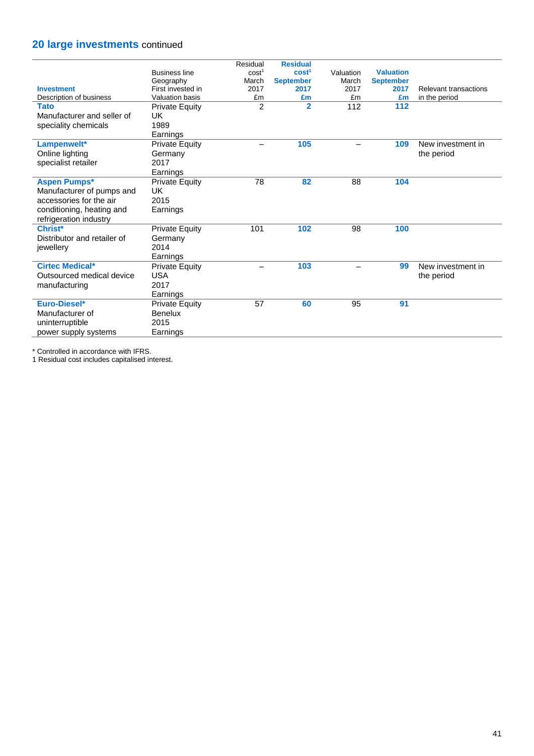## **20 large investments** continued

| **Investment**<br>Description of business | Business line<br>Geography<br>First invested in<br>Valuation basis | Residual cost[1] March 2017 £m | **Residual cost[1] September 2017 £m** | Valuation March 2017 £m | **Valuation September 2017 £m** | Relevant transactions in the period |
|---|---|---|---|---|---|---|
| **Tato**<br>Manufacturer and seller of speciality chemicals | Private Equity<br>UK<br>1989<br>Earnings | 2 | **2** | 112 | **112** | |
| **Lampenwelt***<br>Online lighting specialist retailer | Private Equity<br>Germany<br>2017<br>Earnings | – | **105** | – | **109** | New investment in the period |
| **Aspen Pumps***<br>Manufacturer of pumps and accessories for the air conditioning, heating and refrigeration industry | Private Equity<br>UK<br>2015<br>Earnings | 78 | **82** | 88 | **104** | |
| **Christ***<br>Distributor and retailer of jewellery | Private Equity<br>Germany<br>2014<br>Earnings | 101 | **102** | 98 | **100** | |
| **Cirtec Medical***<br>Outsourced medical device manufacturing | Private Equity<br>USA<br>2017<br>Earnings | – | **103** | – | **99** | New investment in the period |
| **Euro-Diesel***<br>Manufacturer of uninterruptible power supply systems | Private Equity<br>Benelux<br>2015<br>Earnings | 57 | **60** | 95 | **91** | |

* Controlled in accordance with IFRS.
1 Residual cost includes capitalised interest.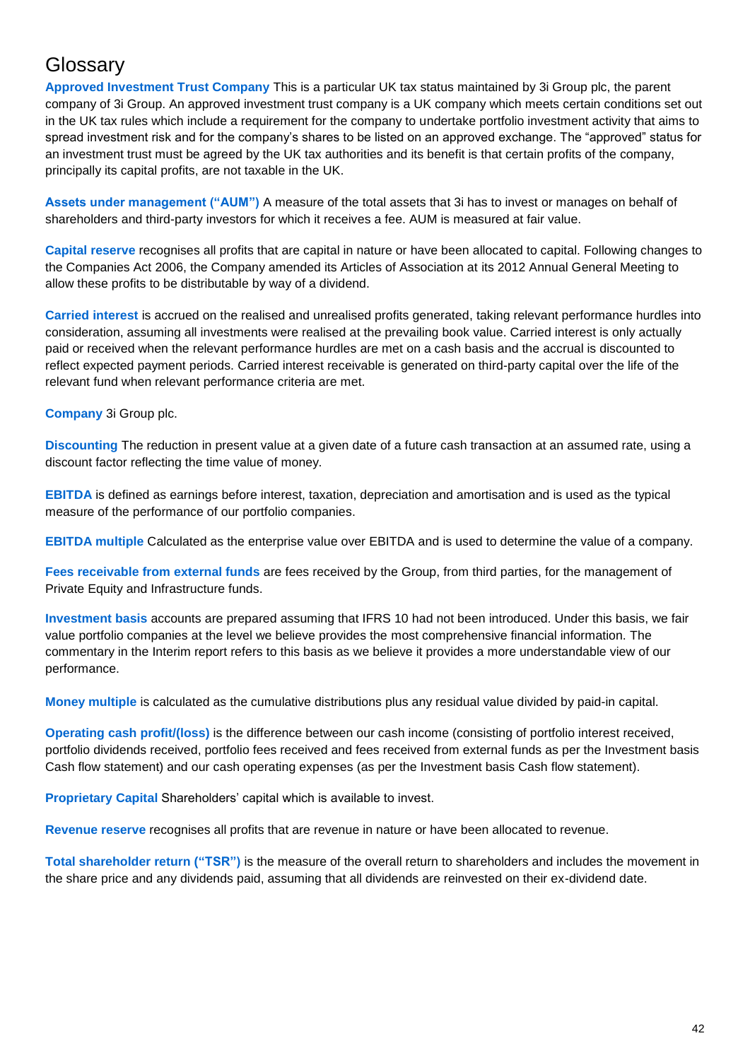# Glossary

**Approved Investment Trust Company** This is a particular UK tax status maintained by 3i Group plc, the parent company of 3i Group. An approved investment trust company is a UK company which meets certain conditions set out in the UK tax rules which include a requirement for the company to undertake portfolio investment activity that aims to spread investment risk and for the company's shares to be listed on an approved exchange. The "approved" status for an investment trust must be agreed by the UK tax authorities and its benefit is that certain profits of the company, principally its capital profits, are not taxable in the UK.

**Assets under management ("AUM")** A measure of the total assets that 3i has to invest or manages on behalf of shareholders and third-party investors for which it receives a fee. AUM is measured at fair value.

**Capital reserve** recognises all profits that are capital in nature or have been allocated to capital. Following changes to the Companies Act 2006, the Company amended its Articles of Association at its 2012 Annual General Meeting to allow these profits to be distributable by way of a dividend.

**Carried interest** is accrued on the realised and unrealised profits generated, taking relevant performance hurdles into consideration, assuming all investments were realised at the prevailing book value. Carried interest is only actually paid or received when the relevant performance hurdles are met on a cash basis and the accrual is discounted to reflect expected payment periods. Carried interest receivable is generated on third-party capital over the life of the relevant fund when relevant performance criteria are met.

**Company** 3i Group plc.

**Discounting** The reduction in present value at a given date of a future cash transaction at an assumed rate, using a discount factor reflecting the time value of money.

**EBITDA** is defined as earnings before interest, taxation, depreciation and amortisation and is used as the typical measure of the performance of our portfolio companies.

**EBITDA multiple** Calculated as the enterprise value over EBITDA and is used to determine the value of a company.

**Fees receivable from external funds** are fees received by the Group, from third parties, for the management of Private Equity and Infrastructure funds.

**Investment basis** accounts are prepared assuming that IFRS 10 had not been introduced. Under this basis, we fair value portfolio companies at the level we believe provides the most comprehensive financial information. The commentary in the Interim report refers to this basis as we believe it provides a more understandable view of our performance.

**Money multiple** is calculated as the cumulative distributions plus any residual value divided by paid-in capital.

**Operating cash profit/(loss)** is the difference between our cash income (consisting of portfolio interest received, portfolio dividends received, portfolio fees received and fees received from external funds as per the Investment basis Cash flow statement) and our cash operating expenses (as per the Investment basis Cash flow statement).

**Proprietary Capital** Shareholders' capital which is available to invest.

**Revenue reserve** recognises all profits that are revenue in nature or have been allocated to revenue.

**Total shareholder return ("TSR")** is the measure of the overall return to shareholders and includes the movement in the share price and any dividends paid, assuming that all dividends are reinvested on their ex-dividend date.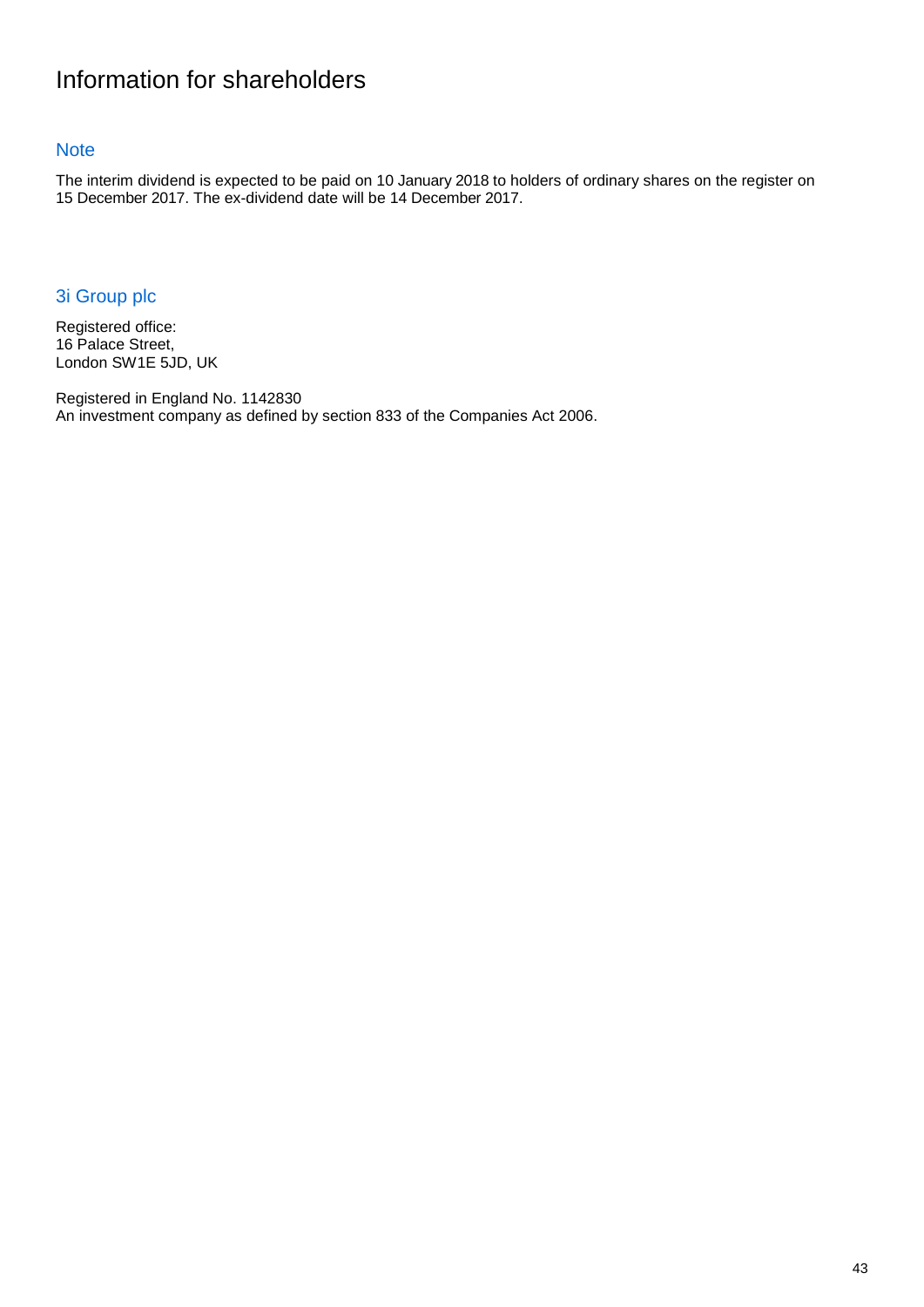# Information for shareholders

## Note

The interim dividend is expected to be paid on 10 January 2018 to holders of ordinary shares on the register on 15 December 2017. The ex-dividend date will be 14 December 2017.

## 3i Group plc

Registered office:
16 Palace Street,
London SW1E 5JD, UK

Registered in England No. 1142830
An investment company as defined by section 833 of the Companies Act 2006.